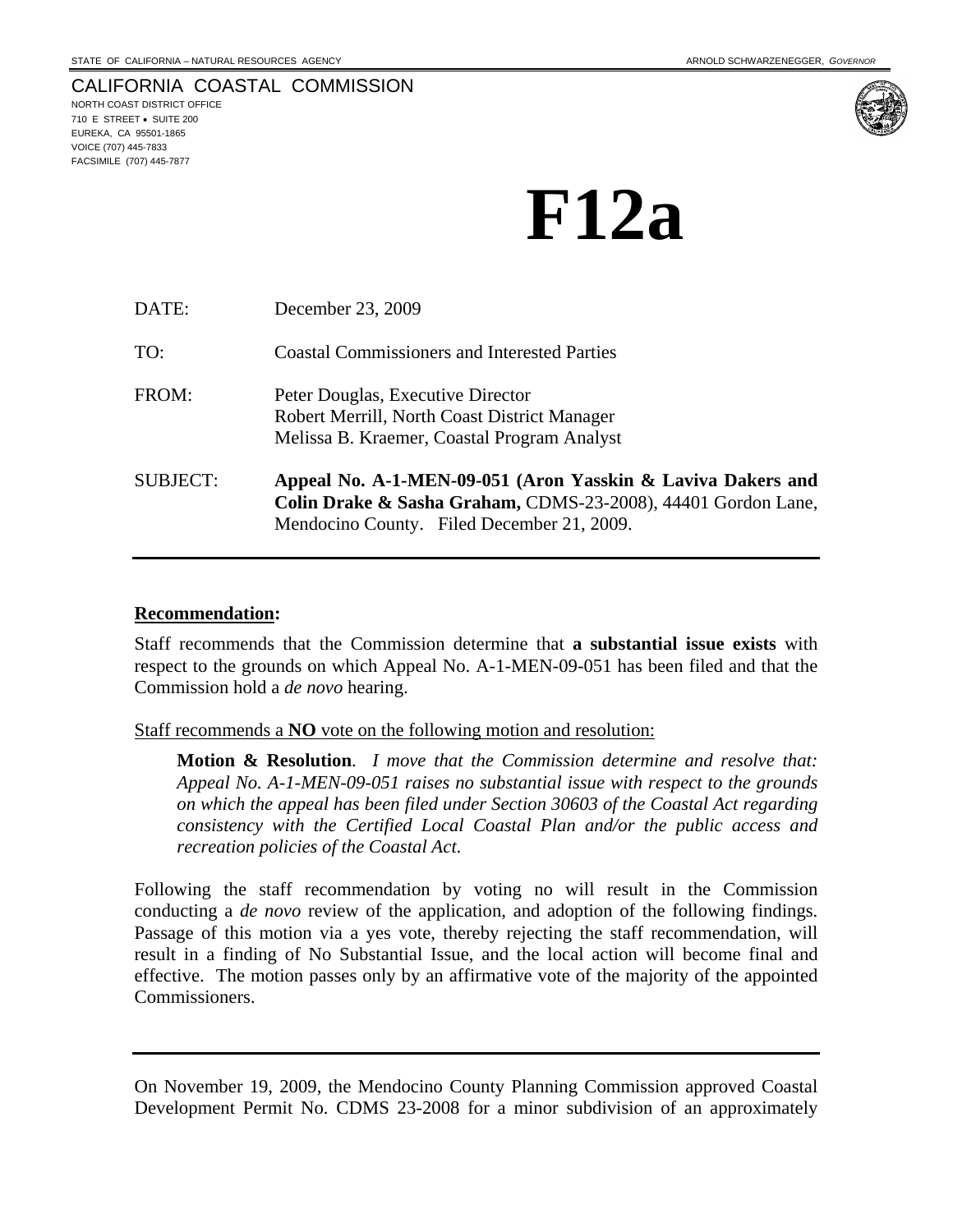STATE OF CALIFORNIA – NATURAL RESOURCES AGENCY

ARNOLD SCHWARZENEGGER, *GOVERNOR*

CALIFORNIA COASTAL COMMISSION
NORTH COAST DISTRICT OFFICE
710 E STREET • SUITE 200
EUREKA, CA 95501-1865
VOICE (707) 445-7833
FACSIMILE (707) 445-7877

# F12a

DATE: December 23, 2009

TO: Coastal Commissioners and Interested Parties

FROM: Peter Douglas, Executive Director
Robert Merrill, North Coast District Manager
Melissa B. Kraemer, Coastal Program Analyst

SUBJECT: **Appeal No. A-1-MEN-09-051 (Aron Yasskin & Laviva Dakers and Colin Drake & Sasha Graham,** CDMS-23-2008), 44401 Gordon Lane, Mendocino County. Filed December 21, 2009.

---

**Recommendation:**

Staff recommends that the Commission determine that **a substantial issue exists** with respect to the grounds on which Appeal No. A-1-MEN-09-051 has been filed and that the Commission hold a *de novo* hearing.

Staff recommends a **NO** vote on the following motion and resolution:

> **Motion & Resolution**. *I move that the Commission determine and resolve that: Appeal No. A-1-MEN-09-051 raises no substantial issue with respect to the grounds on which the appeal has been filed under Section 30603 of the Coastal Act regarding consistency with the Certified Local Coastal Plan and/or the public access and recreation policies of the Coastal Act.*

Following the staff recommendation by voting no will result in the Commission conducting a *de novo* review of the application, and adoption of the following findings. Passage of this motion via a yes vote, thereby rejecting the staff recommendation, will result in a finding of No Substantial Issue, and the local action will become final and effective. The motion passes only by an affirmative vote of the majority of the appointed Commissioners.

---

On November 19, 2009, the Mendocino County Planning Commission approved Coastal Development Permit No. CDMS 23-2008 for a minor subdivision of an approximately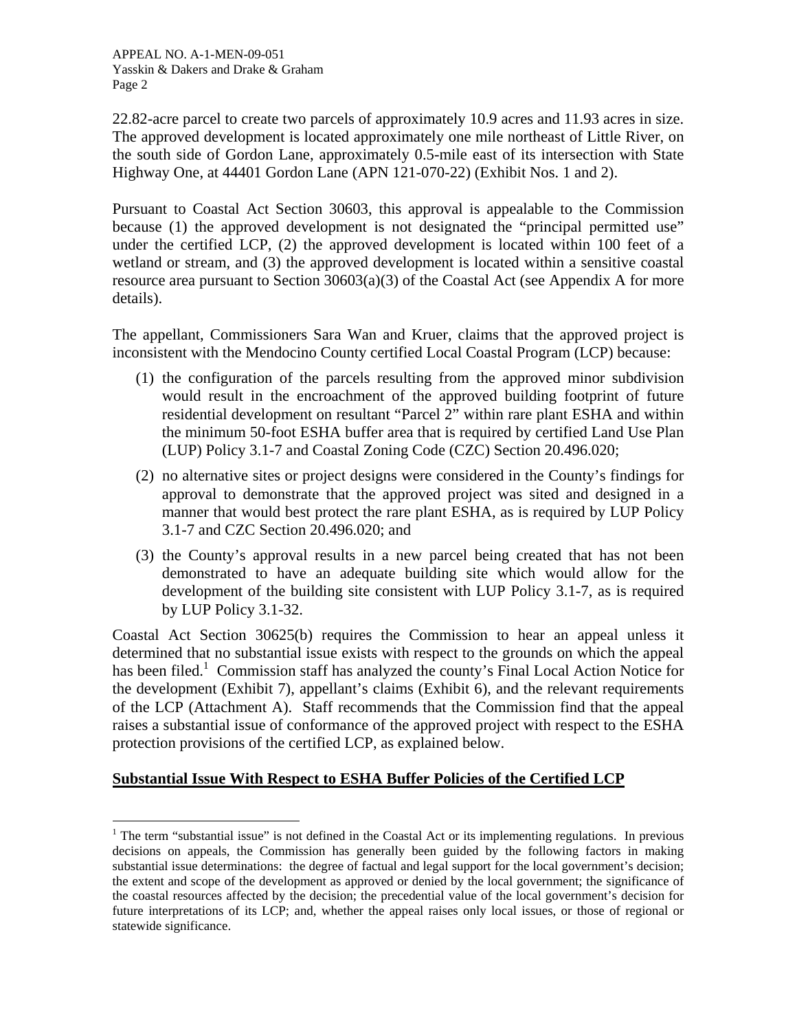22.82-acre parcel to create two parcels of approximately 10.9 acres and 11.93 acres in size. The approved development is located approximately one mile northeast of Little River, on the south side of Gordon Lane, approximately 0.5-mile east of its intersection with State Highway One, at 44401 Gordon Lane (APN 121-070-22) (Exhibit Nos. 1 and 2).

Pursuant to Coastal Act Section 30603, this approval is appealable to the Commission because (1) the approved development is not designated the "principal permitted use" under the certified LCP, (2) the approved development is located within 100 feet of a wetland or stream, and (3) the approved development is located within a sensitive coastal resource area pursuant to Section 30603(a)(3) of the Coastal Act (see Appendix A for more details).

The appellant, Commissioners Sara Wan and Kruer, claims that the approved project is inconsistent with the Mendocino County certified Local Coastal Program (LCP) because:

(1) the configuration of the parcels resulting from the approved minor subdivision would result in the encroachment of the approved building footprint of future residential development on resultant "Parcel 2" within rare plant ESHA and within the minimum 50-foot ESHA buffer area that is required by certified Land Use Plan (LUP) Policy 3.1-7 and Coastal Zoning Code (CZC) Section 20.496.020;

(2) no alternative sites or project designs were considered in the County's findings for approval to demonstrate that the approved project was sited and designed in a manner that would best protect the rare plant ESHA, as is required by LUP Policy 3.1-7 and CZC Section 20.496.020; and

(3) the County's approval results in a new parcel being created that has not been demonstrated to have an adequate building site which would allow for the development of the building site consistent with LUP Policy 3.1-7, as is required by LUP Policy 3.1-32.

Coastal Act Section 30625(b) requires the Commission to hear an appeal unless it determined that no substantial issue exists with respect to the grounds on which the appeal has been filed.[1] Commission staff has analyzed the county's Final Local Action Notice for the development (Exhibit 7), appellant's claims (Exhibit 6), and the relevant requirements of the LCP (Attachment A). Staff recommends that the Commission find that the appeal raises a substantial issue of conformance of the approved project with respect to the ESHA protection provisions of the certified LCP, as explained below.

**Substantial Issue With Respect to ESHA Buffer Policies of the Certified LCP**

[1] The term "substantial issue" is not defined in the Coastal Act or its implementing regulations. In previous decisions on appeals, the Commission has generally been guided by the following factors in making substantial issue determinations: the degree of factual and legal support for the local government's decision; the extent and scope of the development as approved or denied by the local government; the significance of the coastal resources affected by the decision; the precedential value of the local government's decision for future interpretations of its LCP; and, whether the appeal raises only local issues, or those of regional or statewide significance.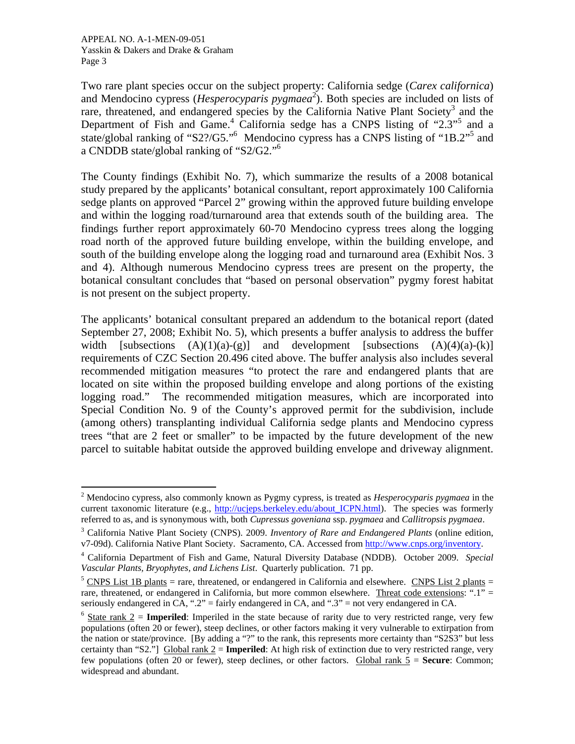Two rare plant species occur on the subject property: California sedge (*Carex californica*) and Mendocino cypress (*Hesperocyparis pygmaea*[2]). Both species are included on lists of rare, threatened, and endangered species by the California Native Plant Society[3] and the Department of Fish and Game.[4] California sedge has a CNPS listing of "2.3"[5] and a state/global ranking of "S2?/G5."[6] Mendocino cypress has a CNPS listing of "1B.2"[5] and a CNDDB state/global ranking of "S2/G2."[6]

The County findings (Exhibit No. 7), which summarize the results of a 2008 botanical study prepared by the applicants' botanical consultant, report approximately 100 California sedge plants on approved "Parcel 2" growing within the approved future building envelope and within the logging road/turnaround area that extends south of the building area. The findings further report approximately 60-70 Mendocino cypress trees along the logging road north of the approved future building envelope, within the building envelope, and south of the building envelope along the logging road and turnaround area (Exhibit Nos. 3 and 4). Although numerous Mendocino cypress trees are present on the property, the botanical consultant concludes that "based on personal observation" pygmy forest habitat is not present on the subject property.

The applicants' botanical consultant prepared an addendum to the botanical report (dated September 27, 2008; Exhibit No. 5), which presents a buffer analysis to address the buffer width [subsections (A)(1)(a)-(g)] and development [subsections (A)(4)(a)-(k)] requirements of CZC Section 20.496 cited above. The buffer analysis also includes several recommended mitigation measures "to protect the rare and endangered plants that are located on site within the proposed building envelope and along portions of the existing logging road." The recommended mitigation measures, which are incorporated into Special Condition No. 9 of the County's approved permit for the subdivision, include (among others) transplanting individual California sedge plants and Mendocino cypress trees "that are 2 feet or smaller" to be impacted by the future development of the new parcel to suitable habitat outside the approved building envelope and driveway alignment.

---

[2] Mendocino cypress, also commonly known as Pygmy cypress, is treated as *Hesperocyparis pygmaea* in the current taxonomic literature (e.g., http://ucjeps.berkeley.edu/about_ICPN.html). The species was formerly referred to as, and is synonymous with, both *Cupressus goveniana* ssp. *pygmaea* and *Callitropsis pygmaea*.

[3] California Native Plant Society (CNPS). 2009. *Inventory of Rare and Endangered Plants* (online edition, v7-09d). California Native Plant Society. Sacramento, CA. Accessed from http://www.cnps.org/inventory.

[4] California Department of Fish and Game, Natural Diversity Database (NDDB). October 2009. *Special Vascular Plants, Bryophytes, and Lichens List*. Quarterly publication. 71 pp.

[5] CNPS List 1B plants = rare, threatened, or endangered in California and elsewhere. CNPS List 2 plants = rare, threatened, or endangered in California, but more common elsewhere. Threat code extensions: ".1" = seriously endangered in CA, ".2" = fairly endangered in CA, and ".3" = not very endangered in CA.

[6] State rank 2 = **Imperiled**: Imperiled in the state because of rarity due to very restricted range, very few populations (often 20 or fewer), steep declines, or other factors making it very vulnerable to extirpation from the nation or state/province. [By adding a "?" to the rank, this represents more certainty than "S2S3" but less certainty than "S2."] Global rank 2 = **Imperiled**: At high risk of extinction due to very restricted range, very few populations (often 20 or fewer), steep declines, or other factors. Global rank 5 = **Secure**: Common; widespread and abundant.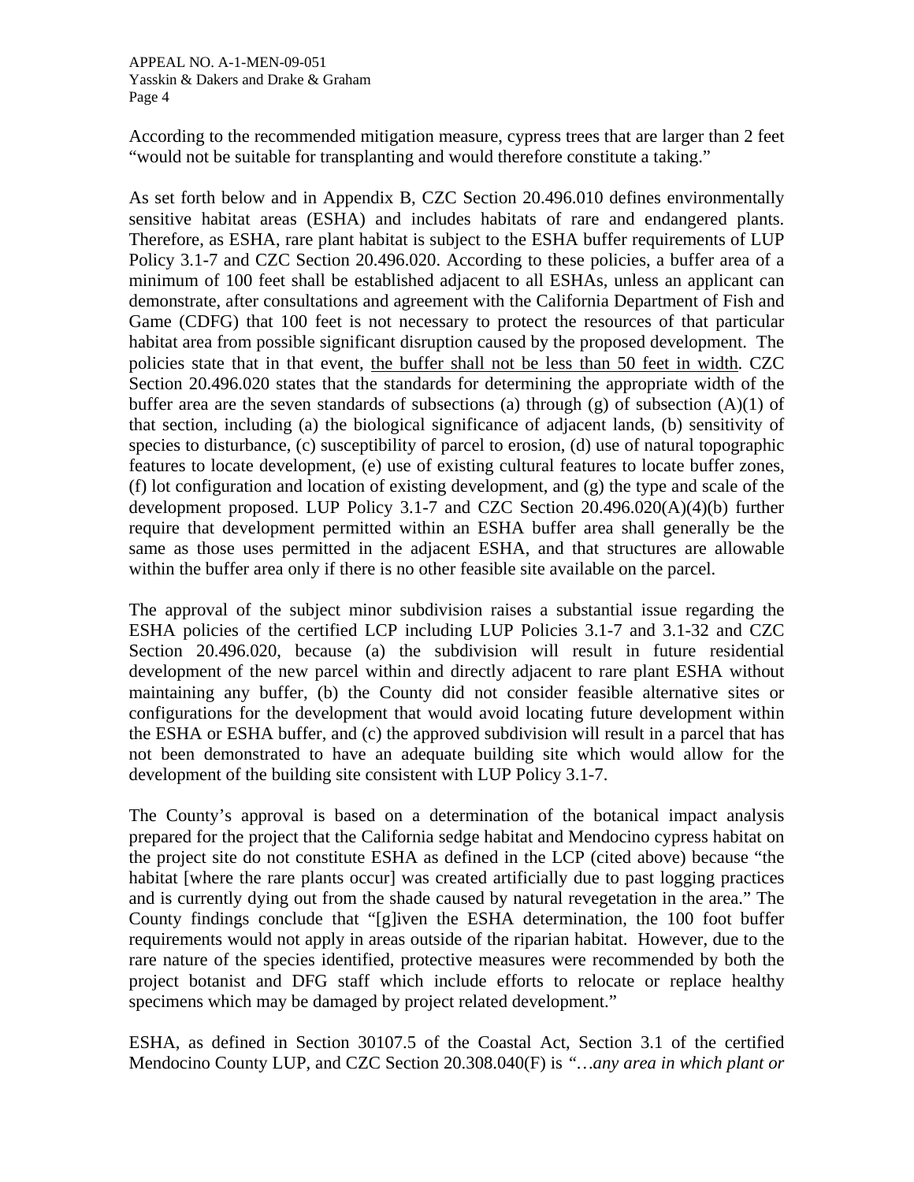According to the recommended mitigation measure, cypress trees that are larger than 2 feet "would not be suitable for transplanting and would therefore constitute a taking."

As set forth below and in Appendix B, CZC Section 20.496.010 defines environmentally sensitive habitat areas (ESHA) and includes habitats of rare and endangered plants. Therefore, as ESHA, rare plant habitat is subject to the ESHA buffer requirements of LUP Policy 3.1-7 and CZC Section 20.496.020. According to these policies, a buffer area of a minimum of 100 feet shall be established adjacent to all ESHAs, unless an applicant can demonstrate, after consultations and agreement with the California Department of Fish and Game (CDFG) that 100 feet is not necessary to protect the resources of that particular habitat area from possible significant disruption caused by the proposed development. The policies state that in that event, <u>the buffer shall not be less than 50 feet in width</u>. CZC Section 20.496.020 states that the standards for determining the appropriate width of the buffer area are the seven standards of subsections (a) through (g) of subsection (A)(1) of that section, including (a) the biological significance of adjacent lands, (b) sensitivity of species to disturbance, (c) susceptibility of parcel to erosion, (d) use of natural topographic features to locate development, (e) use of existing cultural features to locate buffer zones, (f) lot configuration and location of existing development, and (g) the type and scale of the development proposed. LUP Policy 3.1-7 and CZC Section 20.496.020(A)(4)(b) further require that development permitted within an ESHA buffer area shall generally be the same as those uses permitted in the adjacent ESHA, and that structures are allowable within the buffer area only if there is no other feasible site available on the parcel.

The approval of the subject minor subdivision raises a substantial issue regarding the ESHA policies of the certified LCP including LUP Policies 3.1-7 and 3.1-32 and CZC Section 20.496.020, because (a) the subdivision will result in future residential development of the new parcel within and directly adjacent to rare plant ESHA without maintaining any buffer, (b) the County did not consider feasible alternative sites or configurations for the development that would avoid locating future development within the ESHA or ESHA buffer, and (c) the approved subdivision will result in a parcel that has not been demonstrated to have an adequate building site which would allow for the development of the building site consistent with LUP Policy 3.1-7.

The County's approval is based on a determination of the botanical impact analysis prepared for the project that the California sedge habitat and Mendocino cypress habitat on the project site do not constitute ESHA as defined in the LCP (cited above) because "the habitat [where the rare plants occur] was created artificially due to past logging practices and is currently dying out from the shade caused by natural revegetation in the area." The County findings conclude that "[g]iven the ESHA determination, the 100 foot buffer requirements would not apply in areas outside of the riparian habitat. However, due to the rare nature of the species identified, protective measures were recommended by both the project botanist and DFG staff which include efforts to relocate or replace healthy specimens which may be damaged by project related development."

ESHA, as defined in Section 30107.5 of the Coastal Act, Section 3.1 of the certified Mendocino County LUP, and CZC Section 20.308.040(F) is *"…any area in which plant or*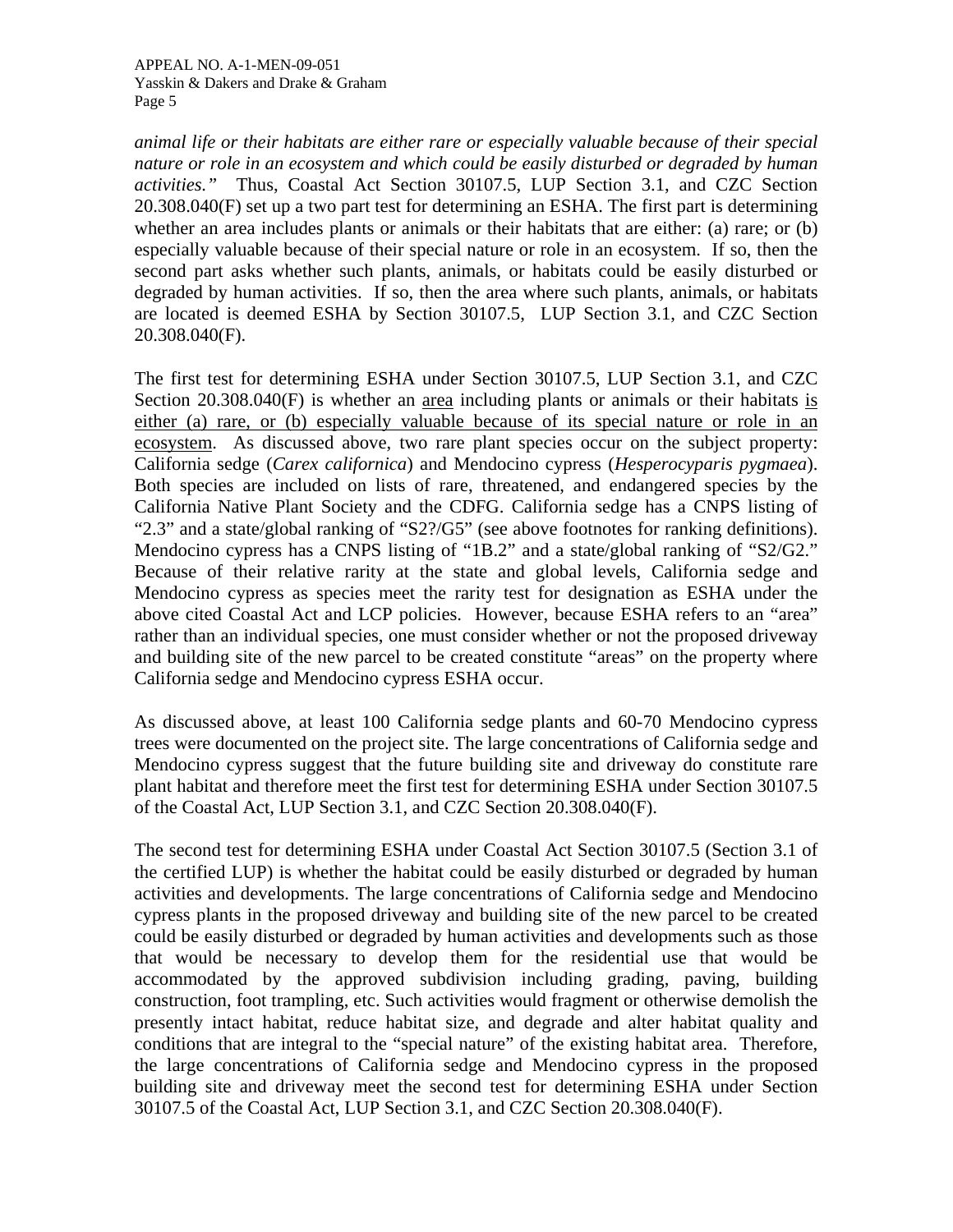*animal life or their habitats are either rare or especially valuable because of their special nature or role in an ecosystem and which could be easily disturbed or degraded by human activities."* Thus, Coastal Act Section 30107.5, LUP Section 3.1, and CZC Section 20.308.040(F) set up a two part test for determining an ESHA. The first part is determining whether an area includes plants or animals or their habitats that are either: (a) rare; or (b) especially valuable because of their special nature or role in an ecosystem. If so, then the second part asks whether such plants, animals, or habitats could be easily disturbed or degraded by human activities. If so, then the area where such plants, animals, or habitats are located is deemed ESHA by Section 30107.5, LUP Section 3.1, and CZC Section 20.308.040(F).

The first test for determining ESHA under Section 30107.5, LUP Section 3.1, and CZC Section 20.308.040(F) is whether an <u>area</u> including plants or animals or their habitats <u>is either (a) rare, or (b) especially valuable because of its special nature or role in an ecosystem</u>. As discussed above, two rare plant species occur on the subject property: California sedge (*Carex californica*) and Mendocino cypress (*Hesperocyparis pygmaea*). Both species are included on lists of rare, threatened, and endangered species by the California Native Plant Society and the CDFG. California sedge has a CNPS listing of "2.3" and a state/global ranking of "S2?/G5" (see above footnotes for ranking definitions). Mendocino cypress has a CNPS listing of "1B.2" and a state/global ranking of "S2/G2." Because of their relative rarity at the state and global levels, California sedge and Mendocino cypress as species meet the rarity test for designation as ESHA under the above cited Coastal Act and LCP policies. However, because ESHA refers to an "area" rather than an individual species, one must consider whether or not the proposed driveway and building site of the new parcel to be created constitute "areas" on the property where California sedge and Mendocino cypress ESHA occur.

As discussed above, at least 100 California sedge plants and 60-70 Mendocino cypress trees were documented on the project site. The large concentrations of California sedge and Mendocino cypress suggest that the future building site and driveway do constitute rare plant habitat and therefore meet the first test for determining ESHA under Section 30107.5 of the Coastal Act, LUP Section 3.1, and CZC Section 20.308.040(F).

The second test for determining ESHA under Coastal Act Section 30107.5 (Section 3.1 of the certified LUP) is whether the habitat could be easily disturbed or degraded by human activities and developments. The large concentrations of California sedge and Mendocino cypress plants in the proposed driveway and building site of the new parcel to be created could be easily disturbed or degraded by human activities and developments such as those that would be necessary to develop them for the residential use that would be accommodated by the approved subdivision including grading, paving, building construction, foot trampling, etc. Such activities would fragment or otherwise demolish the presently intact habitat, reduce habitat size, and degrade and alter habitat quality and conditions that are integral to the "special nature" of the existing habitat area. Therefore, the large concentrations of California sedge and Mendocino cypress in the proposed building site and driveway meet the second test for determining ESHA under Section 30107.5 of the Coastal Act, LUP Section 3.1, and CZC Section 20.308.040(F).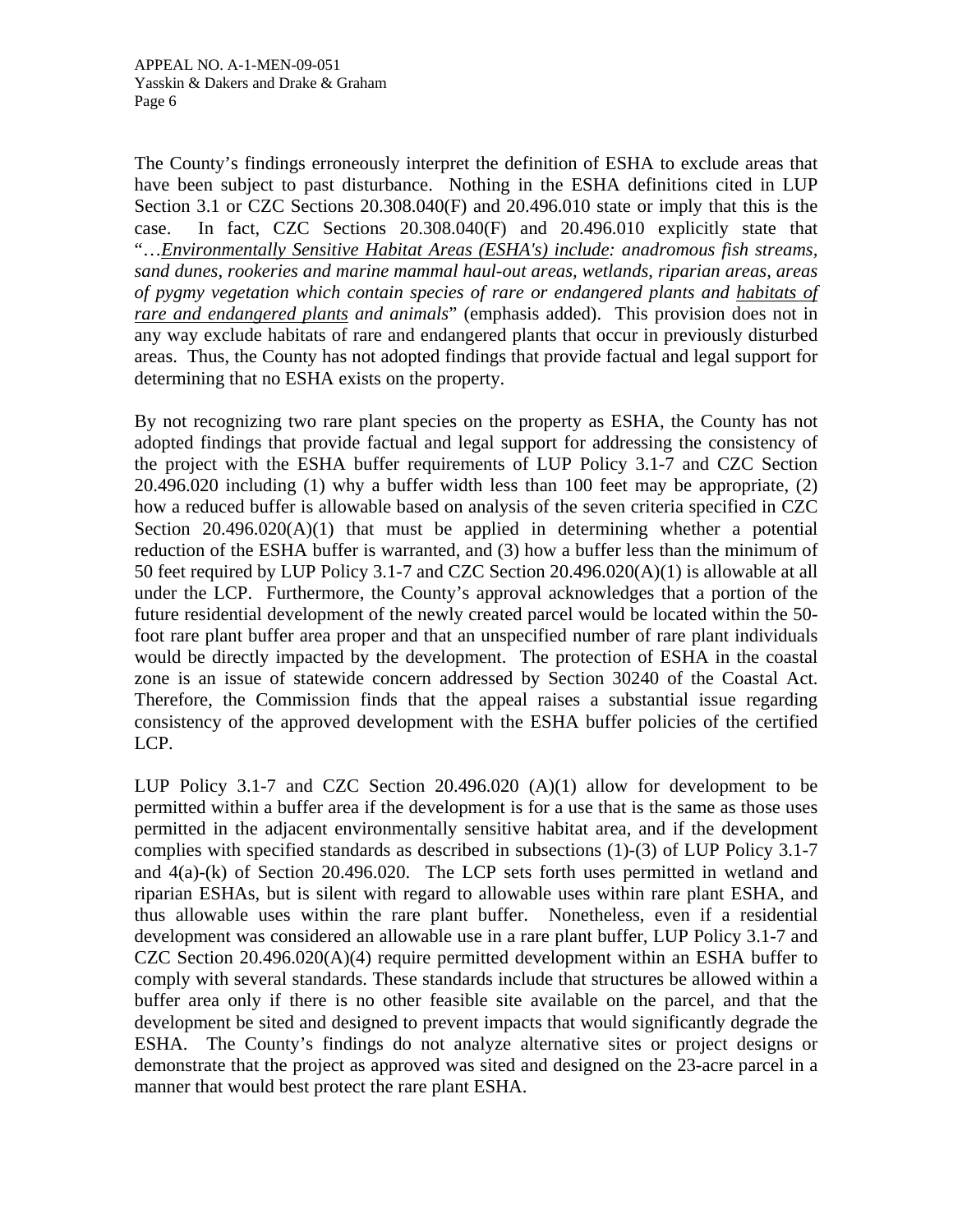The County's findings erroneously interpret the definition of ESHA to exclude areas that have been subject to past disturbance. Nothing in the ESHA definitions cited in LUP Section 3.1 or CZC Sections 20.308.040(F) and 20.496.010 state or imply that this is the case. In fact, CZC Sections 20.308.040(F) and 20.496.010 explicitly state that "…*<u>Environmentally Sensitive Habitat Areas (ESHA's) include</u>: anadromous fish streams, sand dunes, rookeries and marine mammal haul-out areas, wetlands, riparian areas, areas of pygmy vegetation which contain species of rare or endangered plants and <u>habitats of rare and endangered plants</u> and animals*" (emphasis added). This provision does not in any way exclude habitats of rare and endangered plants that occur in previously disturbed areas. Thus, the County has not adopted findings that provide factual and legal support for determining that no ESHA exists on the property.

By not recognizing two rare plant species on the property as ESHA, the County has not adopted findings that provide factual and legal support for addressing the consistency of the project with the ESHA buffer requirements of LUP Policy 3.1-7 and CZC Section 20.496.020 including (1) why a buffer width less than 100 feet may be appropriate, (2) how a reduced buffer is allowable based on analysis of the seven criteria specified in CZC Section 20.496.020(A)(1) that must be applied in determining whether a potential reduction of the ESHA buffer is warranted, and (3) how a buffer less than the minimum of 50 feet required by LUP Policy 3.1-7 and CZC Section 20.496.020(A)(1) is allowable at all under the LCP. Furthermore, the County's approval acknowledges that a portion of the future residential development of the newly created parcel would be located within the 50-foot rare plant buffer area proper and that an unspecified number of rare plant individuals would be directly impacted by the development. The protection of ESHA in the coastal zone is an issue of statewide concern addressed by Section 30240 of the Coastal Act. Therefore, the Commission finds that the appeal raises a substantial issue regarding consistency of the approved development with the ESHA buffer policies of the certified LCP.

LUP Policy 3.1-7 and CZC Section 20.496.020 (A)(1) allow for development to be permitted within a buffer area if the development is for a use that is the same as those uses permitted in the adjacent environmentally sensitive habitat area, and if the development complies with specified standards as described in subsections (1)-(3) of LUP Policy 3.1-7 and 4(a)-(k) of Section 20.496.020. The LCP sets forth uses permitted in wetland and riparian ESHAs, but is silent with regard to allowable uses within rare plant ESHA, and thus allowable uses within the rare plant buffer. Nonetheless, even if a residential development was considered an allowable use in a rare plant buffer, LUP Policy 3.1-7 and CZC Section 20.496.020(A)(4) require permitted development within an ESHA buffer to comply with several standards. These standards include that structures be allowed within a buffer area only if there is no other feasible site available on the parcel, and that the development be sited and designed to prevent impacts that would significantly degrade the ESHA. The County's findings do not analyze alternative sites or project designs or demonstrate that the project as approved was sited and designed on the 23-acre parcel in a manner that would best protect the rare plant ESHA.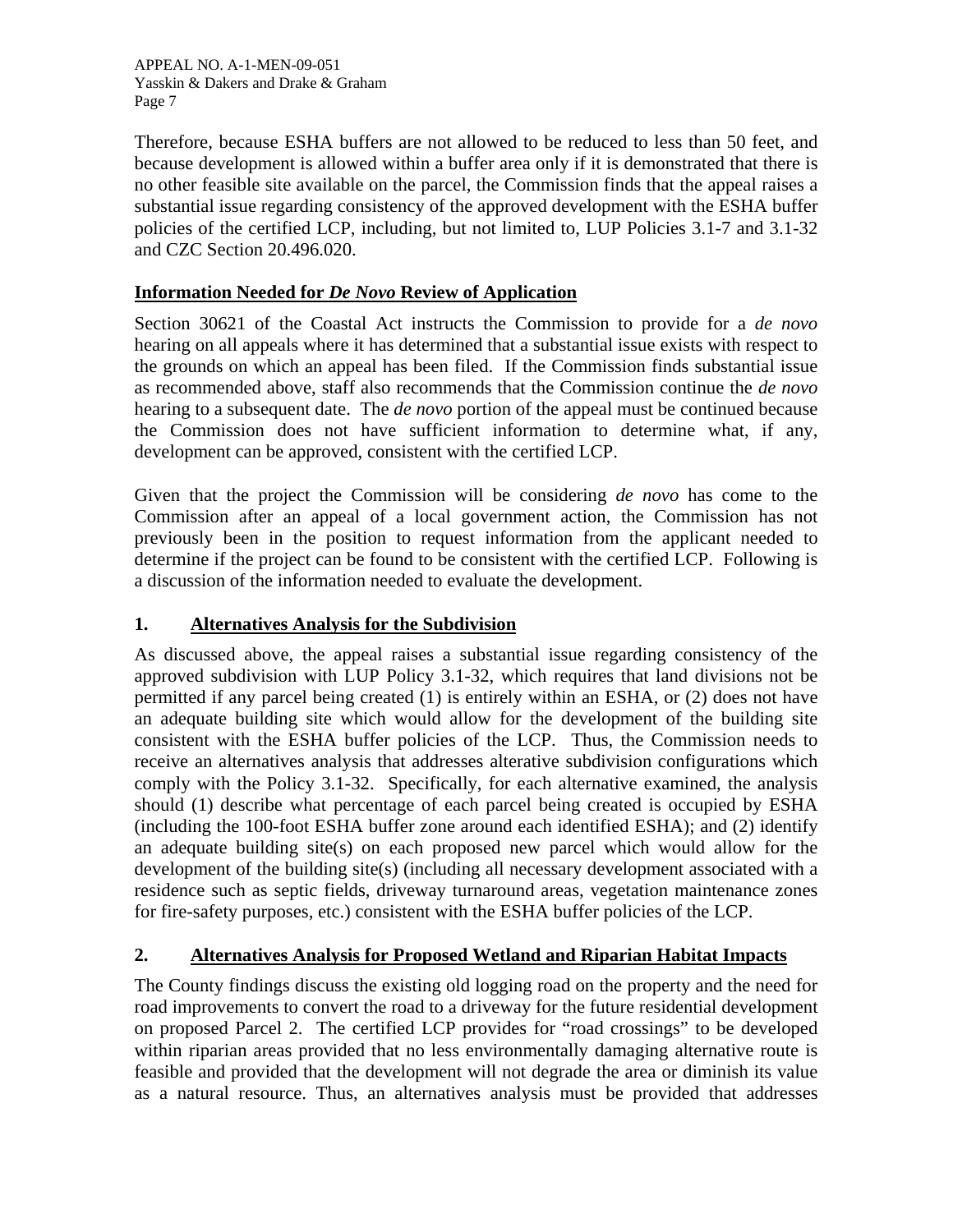Therefore, because ESHA buffers are not allowed to be reduced to less than 50 feet, and because development is allowed within a buffer area only if it is demonstrated that there is no other feasible site available on the parcel, the Commission finds that the appeal raises a substantial issue regarding consistency of the approved development with the ESHA buffer policies of the certified LCP, including, but not limited to, LUP Policies 3.1-7 and 3.1-32 and CZC Section 20.496.020.

## Information Needed for *De Novo* Review of Application

Section 30621 of the Coastal Act instructs the Commission to provide for a *de novo* hearing on all appeals where it has determined that a substantial issue exists with respect to the grounds on which an appeal has been filed. If the Commission finds substantial issue as recommended above, staff also recommends that the Commission continue the *de novo* hearing to a subsequent date. The *de novo* portion of the appeal must be continued because the Commission does not have sufficient information to determine what, if any, development can be approved, consistent with the certified LCP.

Given that the project the Commission will be considering *de novo* has come to the Commission after an appeal of a local government action, the Commission has not previously been in the position to request information from the applicant needed to determine if the project can be found to be consistent with the certified LCP. Following is a discussion of the information needed to evaluate the development.

### 1. Alternatives Analysis for the Subdivision

As discussed above, the appeal raises a substantial issue regarding consistency of the approved subdivision with LUP Policy 3.1-32, which requires that land divisions not be permitted if any parcel being created (1) is entirely within an ESHA, or (2) does not have an adequate building site which would allow for the development of the building site consistent with the ESHA buffer policies of the LCP. Thus, the Commission needs to receive an alternatives analysis that addresses alterative subdivision configurations which comply with the Policy 3.1-32. Specifically, for each alternative examined, the analysis should (1) describe what percentage of each parcel being created is occupied by ESHA (including the 100-foot ESHA buffer zone around each identified ESHA); and (2) identify an adequate building site(s) on each proposed new parcel which would allow for the development of the building site(s) (including all necessary development associated with a residence such as septic fields, driveway turnaround areas, vegetation maintenance zones for fire-safety purposes, etc.) consistent with the ESHA buffer policies of the LCP.

### 2. Alternatives Analysis for Proposed Wetland and Riparian Habitat Impacts

The County findings discuss the existing old logging road on the property and the need for road improvements to convert the road to a driveway for the future residential development on proposed Parcel 2. The certified LCP provides for "road crossings" to be developed within riparian areas provided that no less environmentally damaging alternative route is feasible and provided that the development will not degrade the area or diminish its value as a natural resource. Thus, an alternatives analysis must be provided that addresses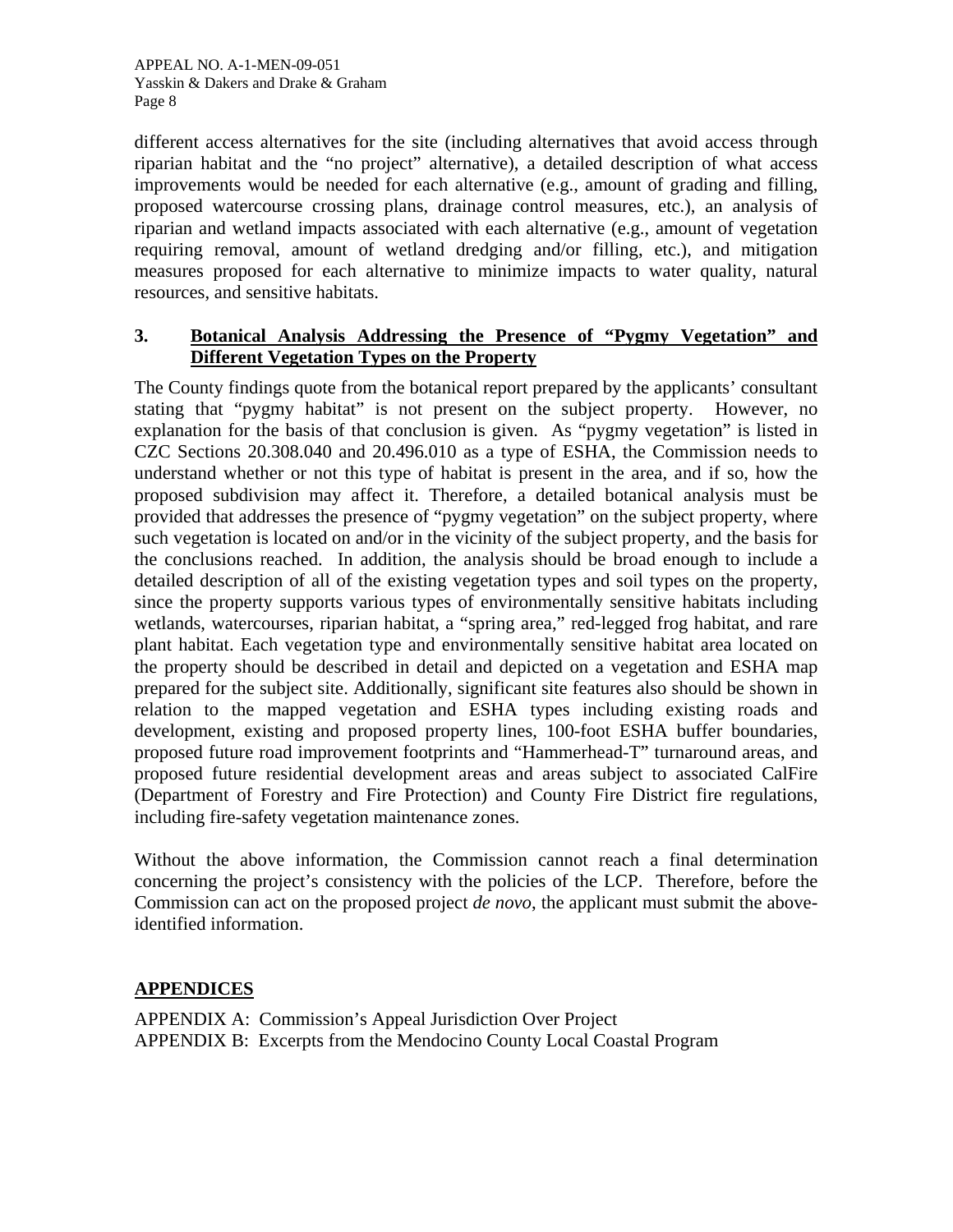different access alternatives for the site (including alternatives that avoid access through riparian habitat and the "no project" alternative), a detailed description of what access improvements would be needed for each alternative (e.g., amount of grading and filling, proposed watercourse crossing plans, drainage control measures, etc.), an analysis of riparian and wetland impacts associated with each alternative (e.g., amount of vegetation requiring removal, amount of wetland dredging and/or filling, etc.), and mitigation measures proposed for each alternative to minimize impacts to water quality, natural resources, and sensitive habitats.

### 3. Botanical Analysis Addressing the Presence of "Pygmy Vegetation" and Different Vegetation Types on the Property

The County findings quote from the botanical report prepared by the applicants' consultant stating that "pygmy habitat" is not present on the subject property. However, no explanation for the basis of that conclusion is given. As "pygmy vegetation" is listed in CZC Sections 20.308.040 and 20.496.010 as a type of ESHA, the Commission needs to understand whether or not this type of habitat is present in the area, and if so, how the proposed subdivision may affect it. Therefore, a detailed botanical analysis must be provided that addresses the presence of "pygmy vegetation" on the subject property, where such vegetation is located on and/or in the vicinity of the subject property, and the basis for the conclusions reached. In addition, the analysis should be broad enough to include a detailed description of all of the existing vegetation types and soil types on the property, since the property supports various types of environmentally sensitive habitats including wetlands, watercourses, riparian habitat, a "spring area," red-legged frog habitat, and rare plant habitat. Each vegetation type and environmentally sensitive habitat area located on the property should be described in detail and depicted on a vegetation and ESHA map prepared for the subject site. Additionally, significant site features also should be shown in relation to the mapped vegetation and ESHA types including existing roads and development, existing and proposed property lines, 100-foot ESHA buffer boundaries, proposed future road improvement footprints and "Hammerhead-T" turnaround areas, and proposed future residential development areas and areas subject to associated CalFire (Department of Forestry and Fire Protection) and County Fire District fire regulations, including fire-safety vegetation maintenance zones.

Without the above information, the Commission cannot reach a final determination concerning the project's consistency with the policies of the LCP. Therefore, before the Commission can act on the proposed project *de novo*, the applicant must submit the above-identified information.

## APPENDICES

APPENDIX A: Commission's Appeal Jurisdiction Over Project
APPENDIX B: Excerpts from the Mendocino County Local Coastal Program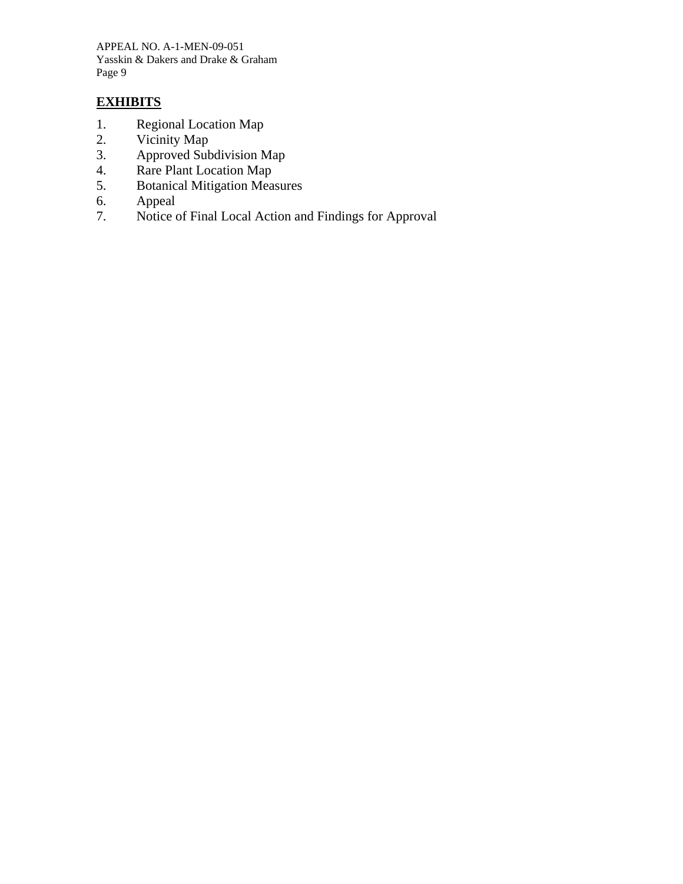## EXHIBITS

1. Regional Location Map
2. Vicinity Map
3. Approved Subdivision Map
4. Rare Plant Location Map
5. Botanical Mitigation Measures
6. Appeal
7. Notice of Final Local Action and Findings for Approval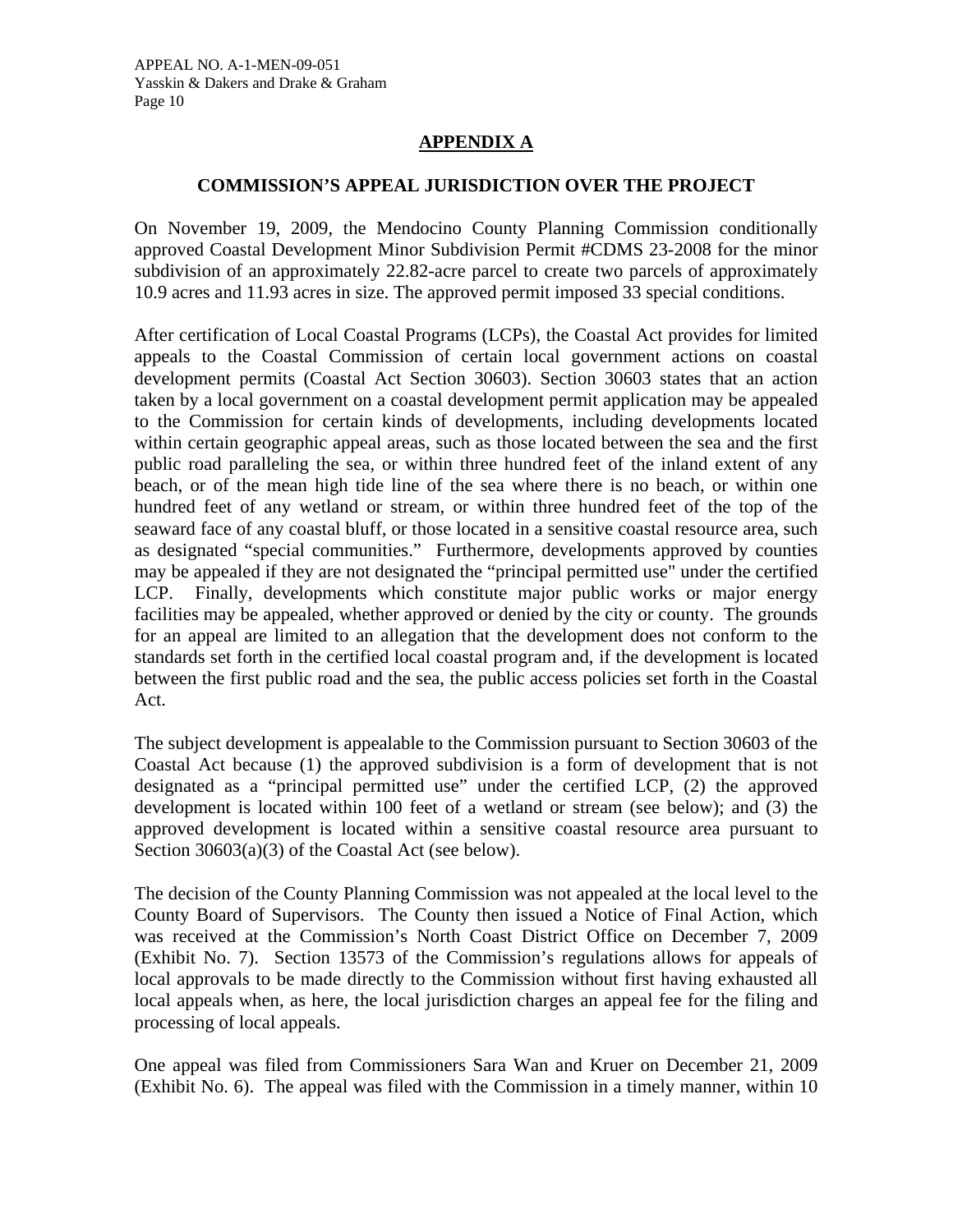## APPENDIX A

### COMMISSION'S APPEAL JURISDICTION OVER THE PROJECT

On November 19, 2009, the Mendocino County Planning Commission conditionally approved Coastal Development Minor Subdivision Permit #CDMS 23-2008 for the minor subdivision of an approximately 22.82-acre parcel to create two parcels of approximately 10.9 acres and 11.93 acres in size. The approved permit imposed 33 special conditions.

After certification of Local Coastal Programs (LCPs), the Coastal Act provides for limited appeals to the Coastal Commission of certain local government actions on coastal development permits (Coastal Act Section 30603). Section 30603 states that an action taken by a local government on a coastal development permit application may be appealed to the Commission for certain kinds of developments, including developments located within certain geographic appeal areas, such as those located between the sea and the first public road paralleling the sea, or within three hundred feet of the inland extent of any beach, or of the mean high tide line of the sea where there is no beach, or within one hundred feet of any wetland or stream, or within three hundred feet of the top of the seaward face of any coastal bluff, or those located in a sensitive coastal resource area, such as designated "special communities." Furthermore, developments approved by counties may be appealed if they are not designated the "principal permitted use" under the certified LCP. Finally, developments which constitute major public works or major energy facilities may be appealed, whether approved or denied by the city or county. The grounds for an appeal are limited to an allegation that the development does not conform to the standards set forth in the certified local coastal program and, if the development is located between the first public road and the sea, the public access policies set forth in the Coastal Act.

The subject development is appealable to the Commission pursuant to Section 30603 of the Coastal Act because (1) the approved subdivision is a form of development that is not designated as a "principal permitted use" under the certified LCP, (2) the approved development is located within 100 feet of a wetland or stream (see below); and (3) the approved development is located within a sensitive coastal resource area pursuant to Section 30603(a)(3) of the Coastal Act (see below).

The decision of the County Planning Commission was not appealed at the local level to the County Board of Supervisors. The County then issued a Notice of Final Action, which was received at the Commission's North Coast District Office on December 7, 2009 (Exhibit No. 7). Section 13573 of the Commission's regulations allows for appeals of local approvals to be made directly to the Commission without first having exhausted all local appeals when, as here, the local jurisdiction charges an appeal fee for the filing and processing of local appeals.

One appeal was filed from Commissioners Sara Wan and Kruer on December 21, 2009 (Exhibit No. 6). The appeal was filed with the Commission in a timely manner, within 10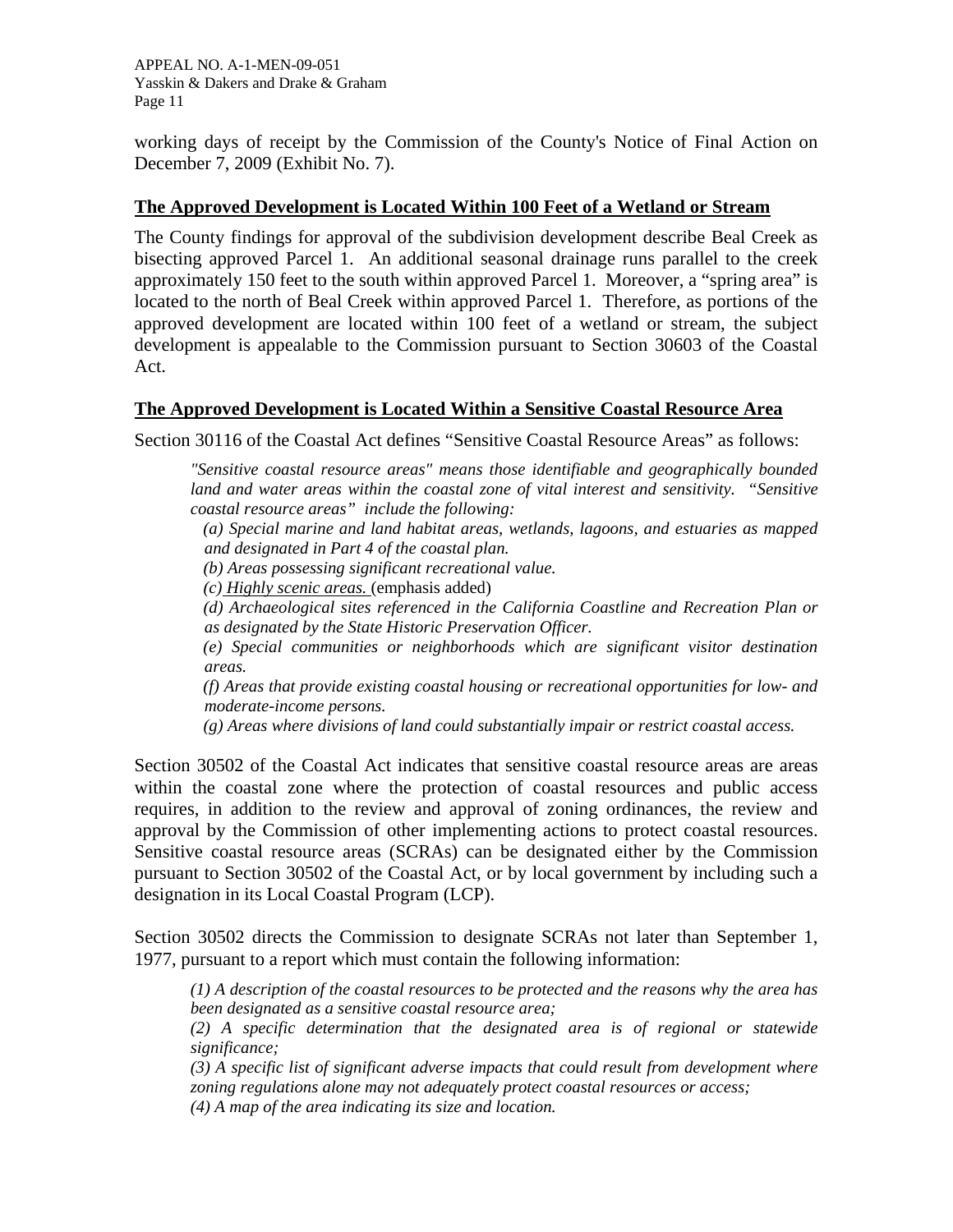working days of receipt by the Commission of the County's Notice of Final Action on December 7, 2009 (Exhibit No. 7).

**<u>The Approved Development is Located Within 100 Feet of a Wetland or Stream</u>**

The County findings for approval of the subdivision development describe Beal Creek as bisecting approved Parcel 1. An additional seasonal drainage runs parallel to the creek approximately 150 feet to the south within approved Parcel 1. Moreover, a "spring area" is located to the north of Beal Creek within approved Parcel 1. Therefore, as portions of the approved development are located within 100 feet of a wetland or stream, the subject development is appealable to the Commission pursuant to Section 30603 of the Coastal Act.

**<u>The Approved Development is Located Within a Sensitive Coastal Resource Area</u>**

Section 30116 of the Coastal Act defines "Sensitive Coastal Resource Areas" as follows:

> *"Sensitive coastal resource areas" means those identifiable and geographically bounded land and water areas within the coastal zone of vital interest and sensitivity. "Sensitive coastal resource areas" include the following:*
>
> *(a) Special marine and land habitat areas, wetlands, lagoons, and estuaries as mapped and designated in Part 4 of the coastal plan.*
>
> *(b) Areas possessing significant recreational value.*
>
> *(c) <u>Highly scenic areas.</u>* (emphasis added)
>
> *(d) Archaeological sites referenced in the California Coastline and Recreation Plan or as designated by the State Historic Preservation Officer.*
>
> *(e) Special communities or neighborhoods which are significant visitor destination areas.*
>
> *(f) Areas that provide existing coastal housing or recreational opportunities for low- and moderate-income persons.*
>
> *(g) Areas where divisions of land could substantially impair or restrict coastal access.*

Section 30502 of the Coastal Act indicates that sensitive coastal resource areas are areas within the coastal zone where the protection of coastal resources and public access requires, in addition to the review and approval of zoning ordinances, the review and approval by the Commission of other implementing actions to protect coastal resources. Sensitive coastal resource areas (SCRAs) can be designated either by the Commission pursuant to Section 30502 of the Coastal Act, or by local government by including such a designation in its Local Coastal Program (LCP).

Section 30502 directs the Commission to designate SCRAs not later than September 1, 1977, pursuant to a report which must contain the following information:

> *(1) A description of the coastal resources to be protected and the reasons why the area has been designated as a sensitive coastal resource area;*
>
> *(2) A specific determination that the designated area is of regional or statewide significance;*
>
> *(3) A specific list of significant adverse impacts that could result from development where zoning regulations alone may not adequately protect coastal resources or access;*
>
> *(4) A map of the area indicating its size and location.*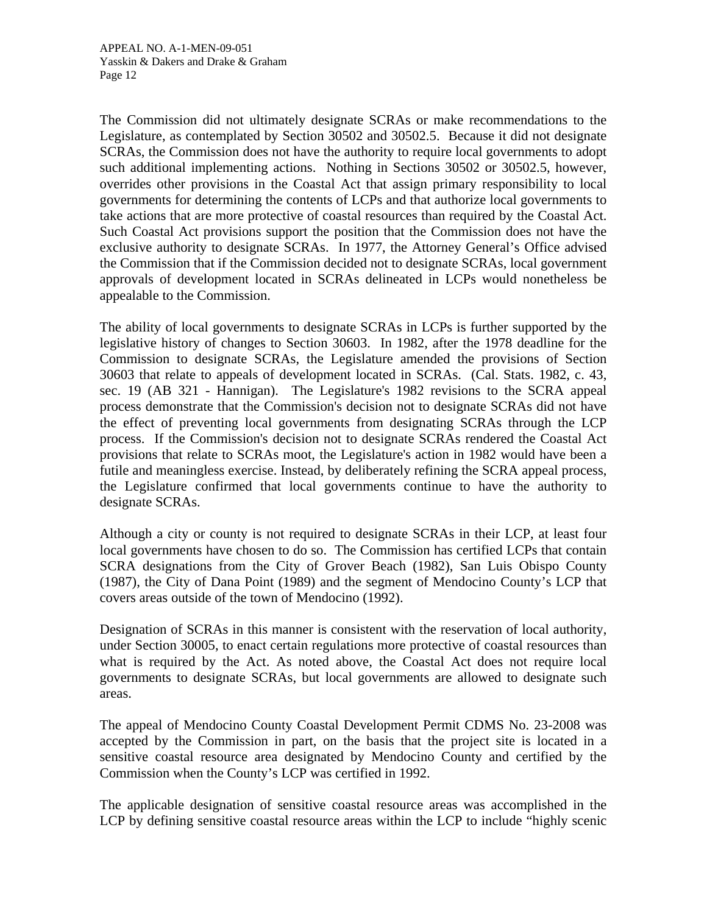The Commission did not ultimately designate SCRAs or make recommendations to the Legislature, as contemplated by Section 30502 and 30502.5. Because it did not designate SCRAs, the Commission does not have the authority to require local governments to adopt such additional implementing actions. Nothing in Sections 30502 or 30502.5, however, overrides other provisions in the Coastal Act that assign primary responsibility to local governments for determining the contents of LCPs and that authorize local governments to take actions that are more protective of coastal resources than required by the Coastal Act. Such Coastal Act provisions support the position that the Commission does not have the exclusive authority to designate SCRAs. In 1977, the Attorney General's Office advised the Commission that if the Commission decided not to designate SCRAs, local government approvals of development located in SCRAs delineated in LCPs would nonetheless be appealable to the Commission.

The ability of local governments to designate SCRAs in LCPs is further supported by the legislative history of changes to Section 30603. In 1982, after the 1978 deadline for the Commission to designate SCRAs, the Legislature amended the provisions of Section 30603 that relate to appeals of development located in SCRAs. (Cal. Stats. 1982, c. 43, sec. 19 (AB 321 - Hannigan). The Legislature's 1982 revisions to the SCRA appeal process demonstrate that the Commission's decision not to designate SCRAs did not have the effect of preventing local governments from designating SCRAs through the LCP process. If the Commission's decision not to designate SCRAs rendered the Coastal Act provisions that relate to SCRAs moot, the Legislature's action in 1982 would have been a futile and meaningless exercise. Instead, by deliberately refining the SCRA appeal process, the Legislature confirmed that local governments continue to have the authority to designate SCRAs.

Although a city or county is not required to designate SCRAs in their LCP, at least four local governments have chosen to do so. The Commission has certified LCPs that contain SCRA designations from the City of Grover Beach (1982), San Luis Obispo County (1987), the City of Dana Point (1989) and the segment of Mendocino County's LCP that covers areas outside of the town of Mendocino (1992).

Designation of SCRAs in this manner is consistent with the reservation of local authority, under Section 30005, to enact certain regulations more protective of coastal resources than what is required by the Act. As noted above, the Coastal Act does not require local governments to designate SCRAs, but local governments are allowed to designate such areas.

The appeal of Mendocino County Coastal Development Permit CDMS No. 23-2008 was accepted by the Commission in part, on the basis that the project site is located in a sensitive coastal resource area designated by Mendocino County and certified by the Commission when the County's LCP was certified in 1992.

The applicable designation of sensitive coastal resource areas was accomplished in the LCP by defining sensitive coastal resource areas within the LCP to include "highly scenic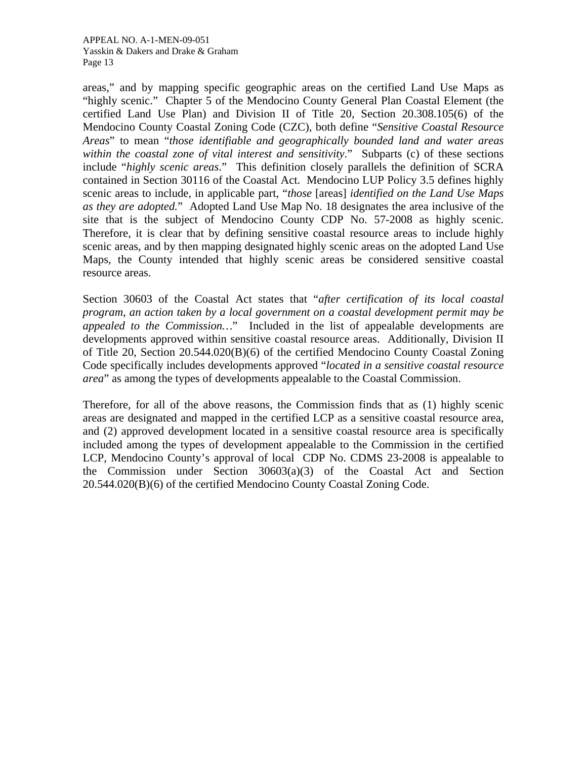areas," and by mapping specific geographic areas on the certified Land Use Maps as "highly scenic." Chapter 5 of the Mendocino County General Plan Coastal Element (the certified Land Use Plan) and Division II of Title 20, Section 20.308.105(6) of the Mendocino County Coastal Zoning Code (CZC), both define "*Sensitive Coastal Resource Areas*" to mean "*those identifiable and geographically bounded land and water areas within the coastal zone of vital interest and sensitivity*." Subparts (c) of these sections include "*highly scenic areas*." This definition closely parallels the definition of SCRA contained in Section 30116 of the Coastal Act. Mendocino LUP Policy 3.5 defines highly scenic areas to include, in applicable part, "*those* [areas] *identified on the Land Use Maps as they are adopted.*" Adopted Land Use Map No. 18 designates the area inclusive of the site that is the subject of Mendocino County CDP No. 57-2008 as highly scenic. Therefore, it is clear that by defining sensitive coastal resource areas to include highly scenic areas, and by then mapping designated highly scenic areas on the adopted Land Use Maps, the County intended that highly scenic areas be considered sensitive coastal resource areas.

Section 30603 of the Coastal Act states that "*after certification of its local coastal program, an action taken by a local government on a coastal development permit may be appealed to the Commission…*" Included in the list of appealable developments are developments approved within sensitive coastal resource areas. Additionally, Division II of Title 20, Section 20.544.020(B)(6) of the certified Mendocino County Coastal Zoning Code specifically includes developments approved "*located in a sensitive coastal resource area*" as among the types of developments appealable to the Coastal Commission.

Therefore, for all of the above reasons, the Commission finds that as (1) highly scenic areas are designated and mapped in the certified LCP as a sensitive coastal resource area, and (2) approved development located in a sensitive coastal resource area is specifically included among the types of development appealable to the Commission in the certified LCP, Mendocino County's approval of local CDP No. CDMS 23-2008 is appealable to the Commission under Section 30603(a)(3) of the Coastal Act and Section 20.544.020(B)(6) of the certified Mendocino County Coastal Zoning Code.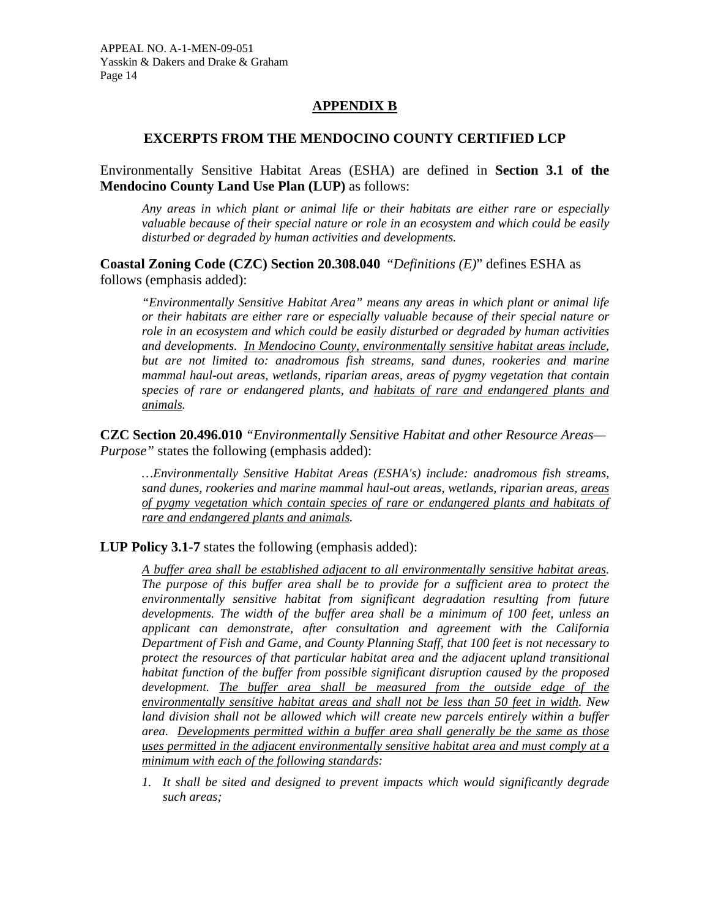## APPENDIX B

### EXCERPTS FROM THE MENDOCINO COUNTY CERTIFIED LCP

Environmentally Sensitive Habitat Areas (ESHA) are defined in **Section 3.1 of the Mendocino County Land Use Plan (LUP)** as follows:

> *Any areas in which plant or animal life or their habitats are either rare or especially valuable because of their special nature or role in an ecosystem and which could be easily disturbed or degraded by human activities and developments.*

**Coastal Zoning Code (CZC) Section 20.308.040** "*Definitions (E)*" defines ESHA as follows (emphasis added):

> *"Environmentally Sensitive Habitat Area" means any areas in which plant or animal life or their habitats are either rare or especially valuable because of their special nature or role in an ecosystem and which could be easily disturbed or degraded by human activities and developments. <u>In Mendocino County, environmentally sensitive habitat areas include</u>, but are not limited to: anadromous fish streams, sand dunes, rookeries and marine mammal haul-out areas, wetlands, riparian areas, areas of pygmy vegetation that contain species of rare or endangered plants, and <u>habitats of rare and endangered plants and animals</u>.*

**CZC Section 20.496.010** *"Environmentally Sensitive Habitat and other Resource Areas—Purpose"* states the following (emphasis added):

> *…Environmentally Sensitive Habitat Areas (ESHA's) include: anadromous fish streams, sand dunes, rookeries and marine mammal haul-out areas, wetlands, riparian areas, <u>areas of pygmy vegetation which contain species of rare or endangered plants and habitats of rare and endangered plants and animals</u>.*

**LUP Policy 3.1-7** states the following (emphasis added):

> *<u>A buffer area shall be established adjacent to all environmentally sensitive habitat areas</u>. The purpose of this buffer area shall be to provide for a sufficient area to protect the environmentally sensitive habitat from significant degradation resulting from future developments. The width of the buffer area shall be a minimum of 100 feet, unless an applicant can demonstrate, after consultation and agreement with the California Department of Fish and Game, and County Planning Staff, that 100 feet is not necessary to protect the resources of that particular habitat area and the adjacent upland transitional habitat function of the buffer from possible significant disruption caused by the proposed development. <u>The buffer area shall be measured from the outside edge of the environmentally sensitive habitat areas and shall not be less than 50 feet in width</u>. New land division shall not be allowed which will create new parcels entirely within a buffer area. <u>Developments permitted within a buffer area shall generally be the same as those uses permitted in the adjacent environmentally sensitive habitat area and must comply at a minimum with each of the following standards</u>:*
>
> 1. *It shall be sited and designed to prevent impacts which would significantly degrade such areas;*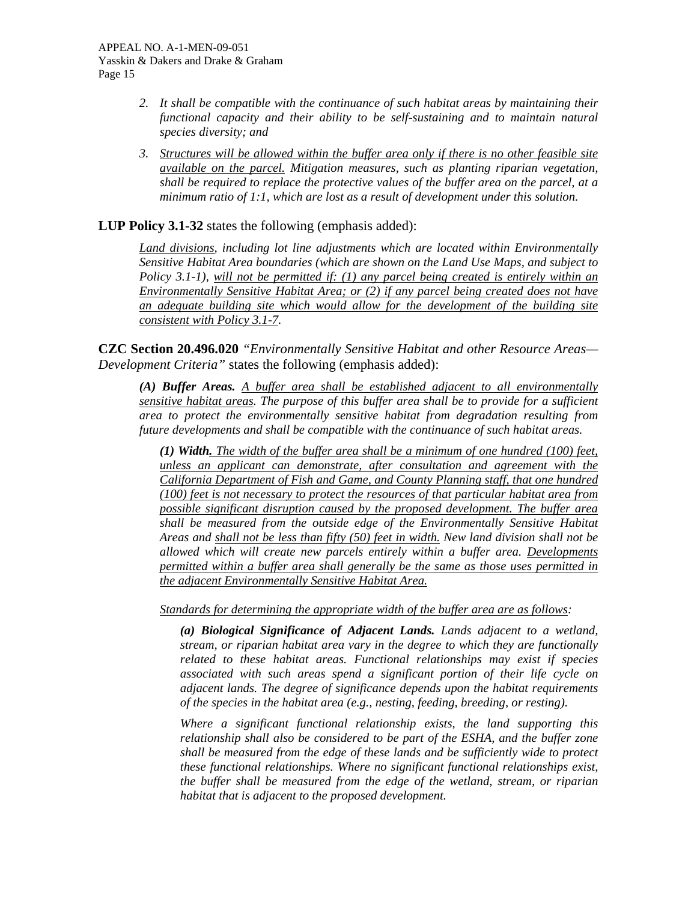2. *It shall be compatible with the continuance of such habitat areas by maintaining their functional capacity and their ability to be self-sustaining and to maintain natural species diversity; and*

3. *<u>Structures will be allowed within the buffer area only if there is no other feasible site available on the parcel.</u> Mitigation measures, such as planting riparian vegetation, shall be required to replace the protective values of the buffer area on the parcel, at a minimum ratio of 1:1, which are lost as a result of development under this solution.*

**LUP Policy 3.1-32** states the following (emphasis added):

> *<u>Land divisions</u>, including lot line adjustments which are located within Environmentally Sensitive Habitat Area boundaries (which are shown on the Land Use Maps, and subject to Policy 3.1-1), <u>will not be permitted if: (1) any parcel being created is entirely within an Environmentally Sensitive Habitat Area; or (2) if any parcel being created does not have an adequate building site which would allow for the development of the building site consistent with Policy 3.1-7</u>.*

**CZC Section 20.496.020** *"Environmentally Sensitive Habitat and other Resource Areas—Development Criteria"* states the following (emphasis added):

> ***(A) Buffer Areas.*** *<u>A buffer area shall be established adjacent to all environmentally sensitive habitat areas</u>. The purpose of this buffer area shall be to provide for a sufficient area to protect the environmentally sensitive habitat from degradation resulting from future developments and shall be compatible with the continuance of such habitat areas.*
>
> > ***(1) Width****<u>. The width of the buffer area shall be a minimum of one hundred (100) feet, unless an applicant can demonstrate, after consultation and agreement with the California Department of Fish and Game, and County Planning staff, that one hundred (100) feet is not necessary to protect the resources of that particular habitat area from possible significant disruption caused by the proposed development. The buffer area</u> shall be measured from the outside edge of the Environmentally Sensitive Habitat Areas and <u>shall not be less than fifty (50) feet in width.</u> New land division shall not be allowed which will create new parcels entirely within a buffer area. <u>Developments permitted within a buffer area shall generally be the same as those uses permitted in the adjacent Environmentally Sensitive Habitat Area.</u>*
> >
> > *<u>Standards for determining the appropriate width of the buffer area are as follows</u>:*
> >
> > > ***(a) Biological Significance of Adjacent Lands.*** *Lands adjacent to a wetland, stream, or riparian habitat area vary in the degree to which they are functionally related to these habitat areas. Functional relationships may exist if species associated with such areas spend a significant portion of their life cycle on adjacent lands. The degree of significance depends upon the habitat requirements of the species in the habitat area (e.g., nesting, feeding, breeding, or resting).*
> > >
> > > *Where a significant functional relationship exists, the land supporting this relationship shall also be considered to be part of the ESHA, and the buffer zone shall be measured from the edge of these lands and be sufficiently wide to protect these functional relationships. Where no significant functional relationships exist, the buffer shall be measured from the edge of the wetland, stream, or riparian habitat that is adjacent to the proposed development.*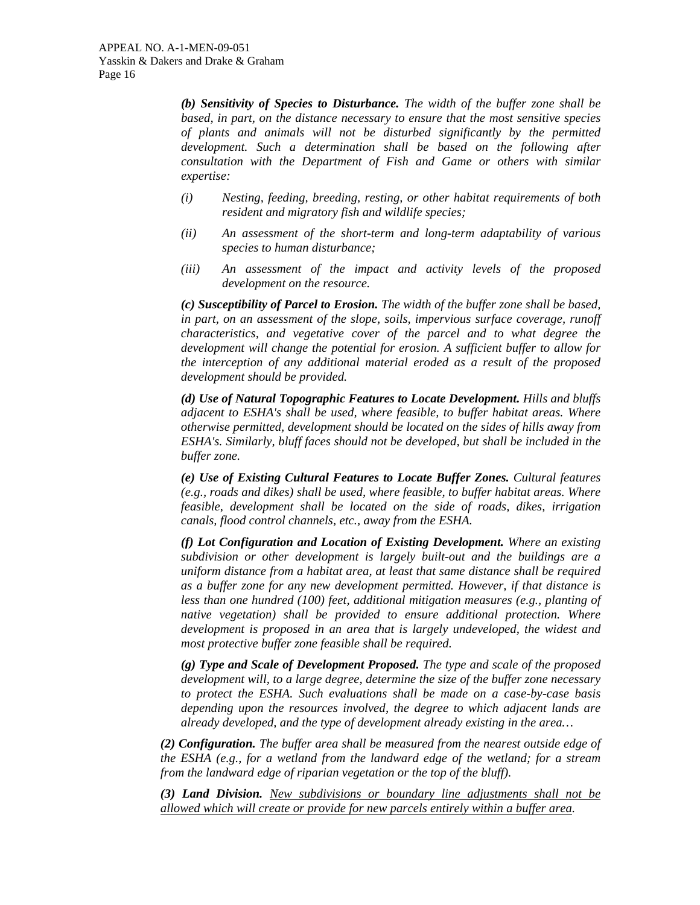***(b) Sensitivity of Species to Disturbance.*** *The width of the buffer zone shall be based, in part, on the distance necessary to ensure that the most sensitive species of plants and animals will not be disturbed significantly by the permitted development. Such a determination shall be based on the following after consultation with the Department of Fish and Game or others with similar expertise:*

*(i) Nesting, feeding, breeding, resting, or other habitat requirements of both resident and migratory fish and wildlife species;*

*(ii) An assessment of the short-term and long-term adaptability of various species to human disturbance;*

*(iii) An assessment of the impact and activity levels of the proposed development on the resource.*

***(c) Susceptibility of Parcel to Erosion.*** *The width of the buffer zone shall be based, in part, on an assessment of the slope, soils, impervious surface coverage, runoff characteristics, and vegetative cover of the parcel and to what degree the development will change the potential for erosion. A sufficient buffer to allow for the interception of any additional material eroded as a result of the proposed development should be provided.*

***(d) Use of Natural Topographic Features to Locate Development.*** *Hills and bluffs adjacent to ESHA's shall be used, where feasible, to buffer habitat areas. Where otherwise permitted, development should be located on the sides of hills away from ESHA's. Similarly, bluff faces should not be developed, but shall be included in the buffer zone.*

***(e) Use of Existing Cultural Features to Locate Buffer Zones.*** *Cultural features (e.g., roads and dikes) shall be used, where feasible, to buffer habitat areas. Where feasible, development shall be located on the side of roads, dikes, irrigation canals, flood control channels, etc., away from the ESHA.*

***(f) Lot Configuration and Location of Existing Development.*** *Where an existing subdivision or other development is largely built-out and the buildings are a uniform distance from a habitat area, at least that same distance shall be required as a buffer zone for any new development permitted. However, if that distance is less than one hundred (100) feet, additional mitigation measures (e.g., planting of native vegetation) shall be provided to ensure additional protection. Where development is proposed in an area that is largely undeveloped, the widest and most protective buffer zone feasible shall be required.*

***(g) Type and Scale of Development Proposed.*** *The type and scale of the proposed development will, to a large degree, determine the size of the buffer zone necessary to protect the ESHA. Such evaluations shall be made on a case-by-case basis depending upon the resources involved, the degree to which adjacent lands are already developed, and the type of development already existing in the area…*

***(2) Configuration.*** *The buffer area shall be measured from the nearest outside edge of the ESHA (e.g., for a wetland from the landward edge of the wetland; for a stream from the landward edge of riparian vegetation or the top of the bluff).*

***(3) Land Division.*** <u>*New subdivisions or boundary line adjustments shall not be allowed which will create or provide for new parcels entirely within a buffer area.*</u>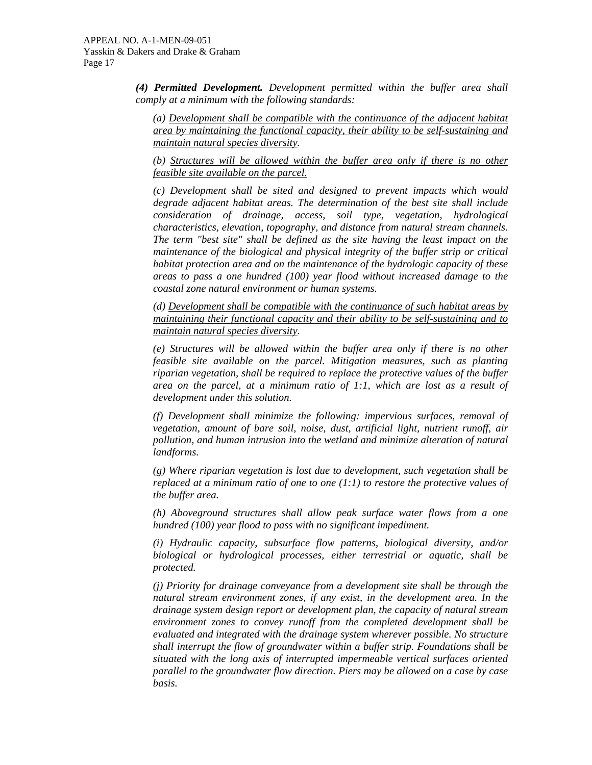***(4) Permitted Development.*** *Development permitted within the buffer area shall comply at a minimum with the following standards:*

*(a) <u>Development shall be compatible with the continuance of the adjacent habitat area by maintaining the functional capacity, their ability to be self-sustaining and maintain natural species diversity</u>.*

*(b) <u>Structures will be allowed within the buffer area only if there is no other feasible site available on the parcel.</u>*

*(c) Development shall be sited and designed to prevent impacts which would degrade adjacent habitat areas. The determination of the best site shall include consideration of drainage, access, soil type, vegetation, hydrological characteristics, elevation, topography, and distance from natural stream channels. The term "best site" shall be defined as the site having the least impact on the maintenance of the biological and physical integrity of the buffer strip or critical habitat protection area and on the maintenance of the hydrologic capacity of these areas to pass a one hundred (100) year flood without increased damage to the coastal zone natural environment or human systems.*

*(d) <u>Development shall be compatible with the continuance of such habitat areas by maintaining their functional capacity and their ability to be self-sustaining and to maintain natural species diversity</u>.*

*(e) Structures will be allowed within the buffer area only if there is no other feasible site available on the parcel. Mitigation measures, such as planting riparian vegetation, shall be required to replace the protective values of the buffer area on the parcel, at a minimum ratio of 1:1, which are lost as a result of development under this solution.*

*(f) Development shall minimize the following: impervious surfaces, removal of vegetation, amount of bare soil, noise, dust, artificial light, nutrient runoff, air pollution, and human intrusion into the wetland and minimize alteration of natural landforms.*

*(g) Where riparian vegetation is lost due to development, such vegetation shall be replaced at a minimum ratio of one to one (1:1) to restore the protective values of the buffer area.*

*(h) Aboveground structures shall allow peak surface water flows from a one hundred (100) year flood to pass with no significant impediment.*

*(i) Hydraulic capacity, subsurface flow patterns, biological diversity, and/or biological or hydrological processes, either terrestrial or aquatic, shall be protected.*

*(j) Priority for drainage conveyance from a development site shall be through the natural stream environment zones, if any exist, in the development area. In the drainage system design report or development plan, the capacity of natural stream environment zones to convey runoff from the completed development shall be evaluated and integrated with the drainage system wherever possible. No structure shall interrupt the flow of groundwater within a buffer strip. Foundations shall be situated with the long axis of interrupted impermeable vertical surfaces oriented parallel to the groundwater flow direction. Piers may be allowed on a case by case basis.*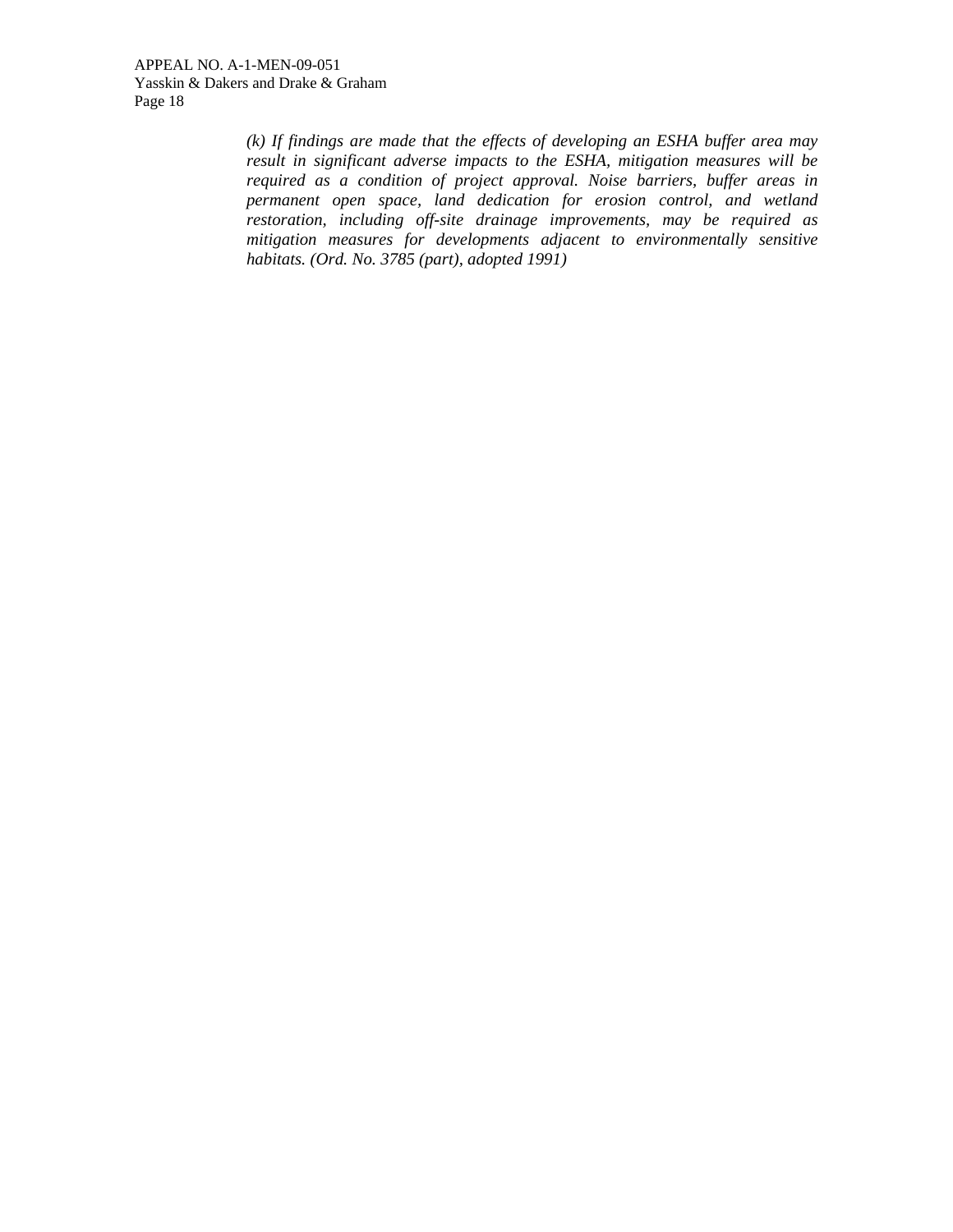*(k) If findings are made that the effects of developing an ESHA buffer area may result in significant adverse impacts to the ESHA, mitigation measures will be required as a condition of project approval. Noise barriers, buffer areas in permanent open space, land dedication for erosion control, and wetland restoration, including off-site drainage improvements, may be required as mitigation measures for developments adjacent to environmentally sensitive habitats. (Ord. No. 3785 (part), adopted 1991)*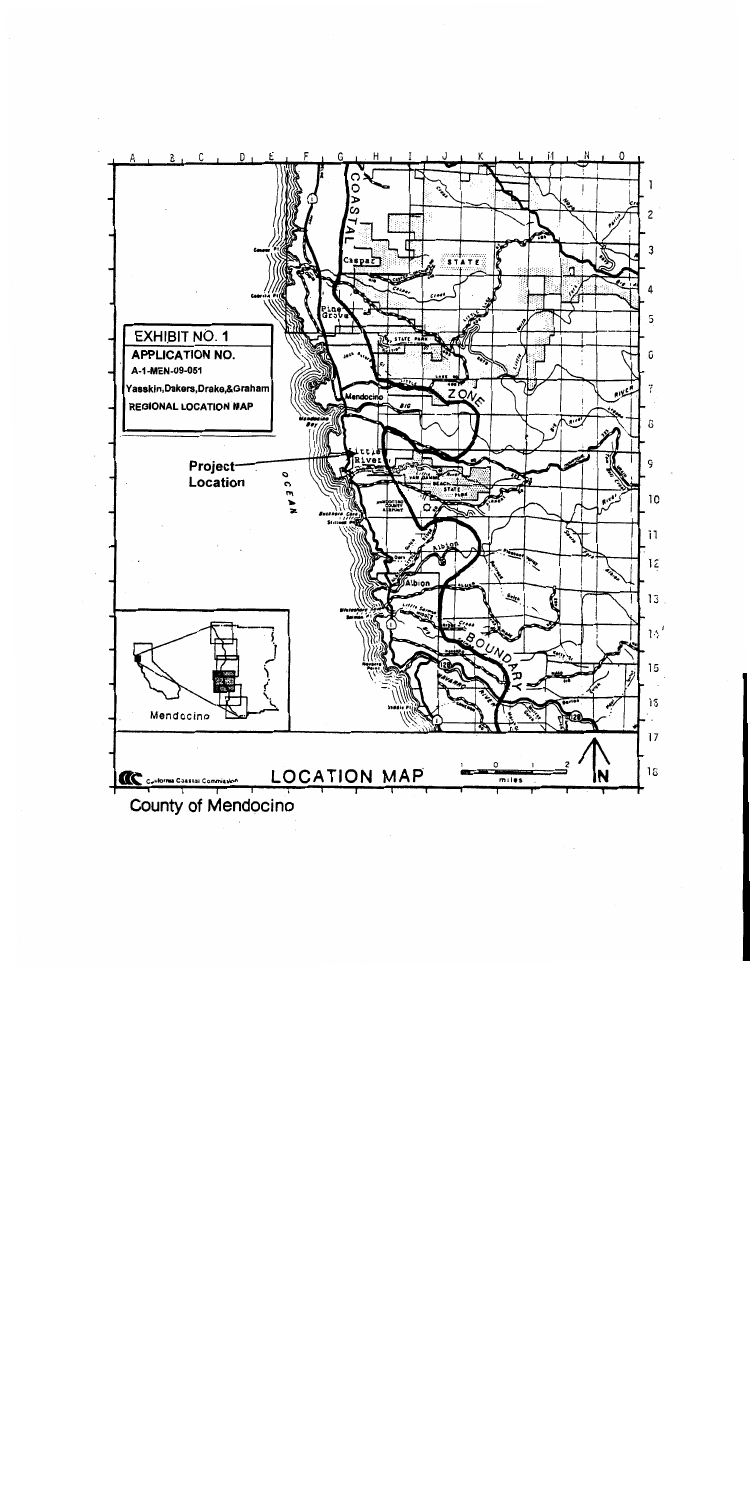EXHIBIT NO. 1

APPLICATION NO.

A-1-MEN-09-051

Yasskin,Oakers,Drake,&Graham

REGIONAL LOCATION MAP

Project Location

LOCATION MAP

California Coastal Commission

County of Mendocino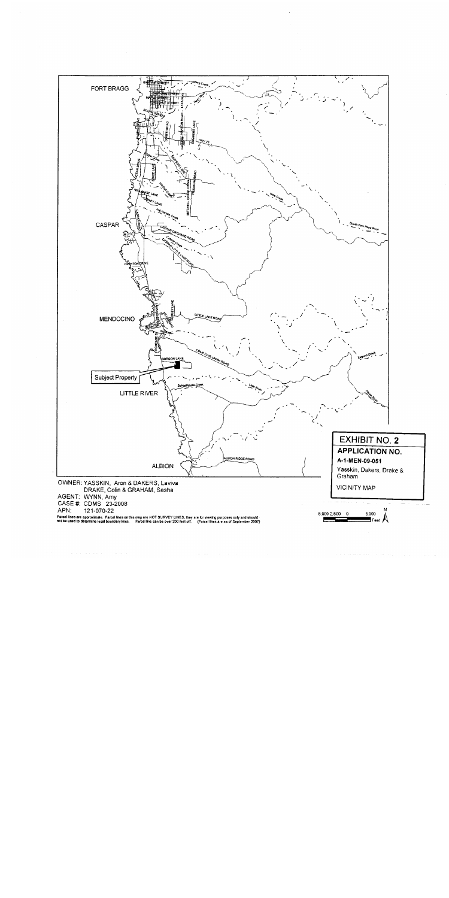FORT BRAGG

CASPAR

MENDOCINO

Subject Property

LITTLE RIVER

ALBION

# EXHIBIT NO. 2

**APPLICATION NO.**

**A-1-MEN-09-051**

Yasskin, Dakers, Drake & Graham

VICINITY MAP

OWNER: YASSKIN, Aron & DAKERS, Laviva
DRAKE, Colin & GRAHAM, Sasha
AGENT: WYNN, Amy
CASE #: CDMS 23-2008
APN: 121-070-22

Parcel lines are approximate. Parcel lines on this map are NOT SURVEY LINES, they are for viewing purposes only and should not be used to determine legal boundary lines. Parcel line can be over 200 feet off. (Parcel lines are as of September 2007)

5,000 2,500 0 5,000 Feet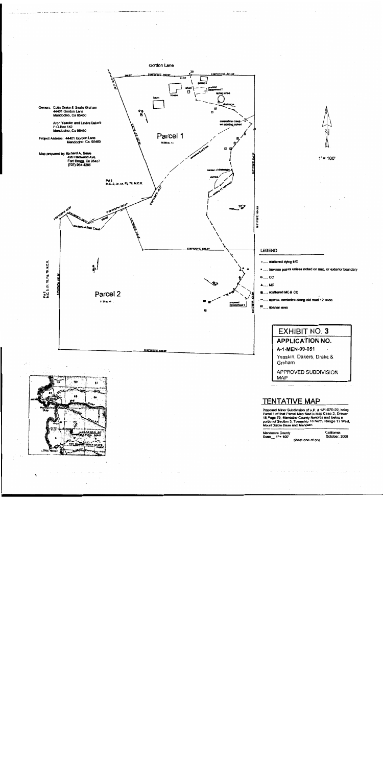Gordon Lane

Owners: Colin Drake & Sasha Graham
44401 Gordon Lane
Mendocino, Ca 95460

Aron Yasskin and Levina Dakers
P.O.Box 142
Mendocino, Ca 95460

Project Address: 44401 Gordon Lane
Mendocino, Ca. 95460

Map prepared by: Richard A. Seale
420 Redwood Ave.
Fort Bragg, Ca 95437
(707) 964-4285

Parcel 1

Parcel 2

Pcl 3
M.C. 2, Dr. 18, Pg 79, M.C.R.

Pcl 2
M.C. 2, Dr. 18, Pg. 79, M.C.R.

$1' = 100'$

## LEGEND

- o ..... scattered dying MC
- • ..... traverse points unless noted on map, or exterior boundary
- ⊕ ..... CC
- ▲ ..... MC
- ■ ..... scattered MC & CC
- --- ..... approx. centerline along old road 12' wide
- ▣ ..... riparian area

**EXHIBIT NO. 3**

**APPLICATION NO.**

A-1-MEN-09-051

Yasskin, Dakers, Drake & Graham

APPROVED SUBDIVISION MAP

## TENTATIVE MAP

Proposed Minor Subdivision of A.P. # 121-070-22, being Parcel 1 of that Parcel Map filed in Map Case 2, Drawer 18, Page 79, Mendocino County Records and being a portion of Section 5, Township 16 North, Range 17 West, Mount Diablo Base and Meridian.

Mendocino County — California
Scale $1" = 100'$ — October, 2008
sheet one of one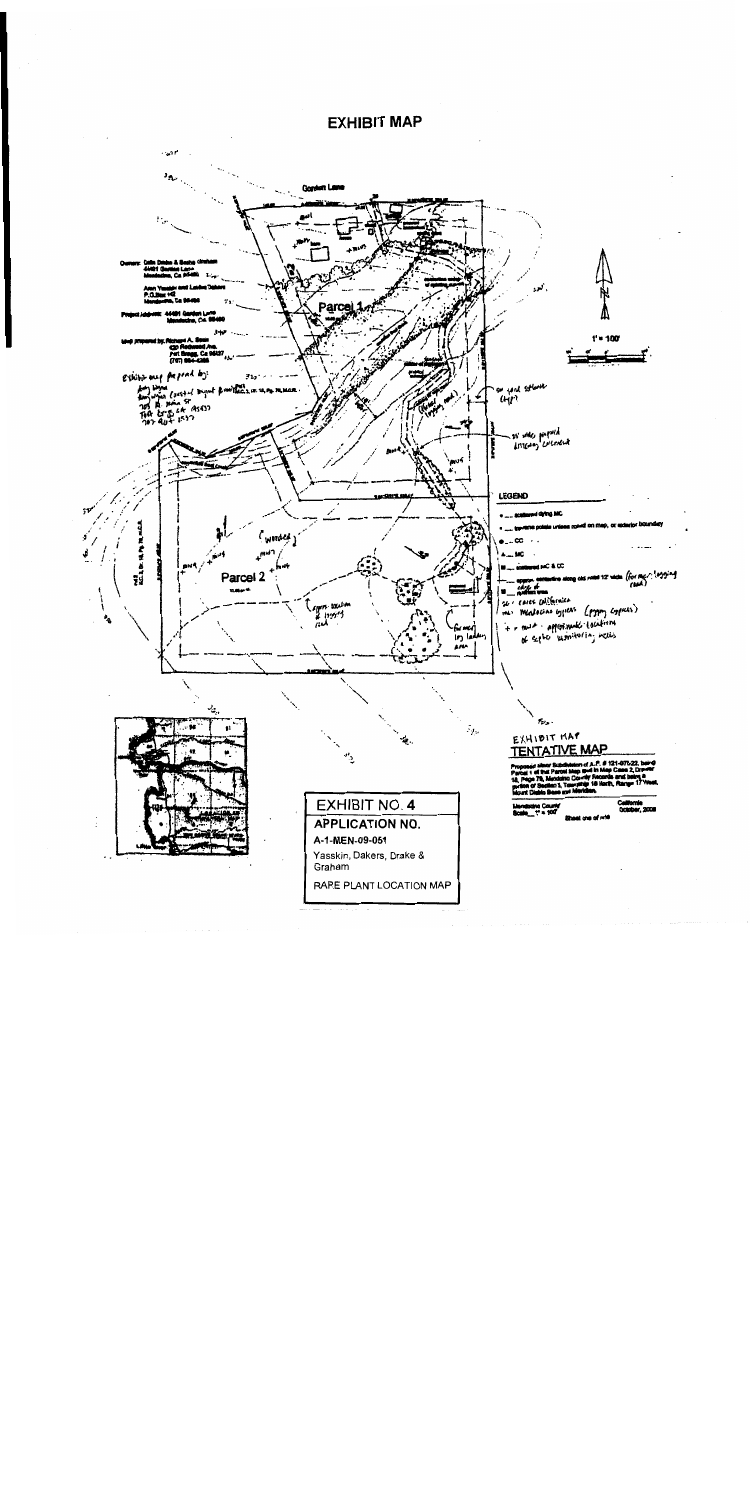# EXHIBIT MAP

Gordon Lane

Owners: Dale Drake & Sasha Graham
44491 Gordon Lane
Mendocino, Ca 95460

Aron Yasskin and Lesley Dakers
P.O.Box 142
Mendocino, Ca 95460

Project Address: 44491 Gordon Lane
Mendocino, CA 95460

Map prepared by: Richard A. Sean
Redwood Ave.
Fort Bragg, Ca 95437
(707) 964-4368

Exhibit map prepared by:
Amy Wynn
Amy Wynn Coastal Project Permitting
703 N. Main St.
Fort Bragg, CA 95437
707 964-2537

Parcel 1

Parcel 2

1" = 100'

N

LEGEND

- scattered dying MC
- property points unless noted on map, or exterior boundary
- CC
- MC
- scattered MC & CC
- approx. centerline along old road 12' wide (former logging road)
- edge of
- 20' - Cares californica
- MC - Mendocino cypress (pygmy cypress)
- + = MW - approximate location of septic monitoring wells

on grid scale (typ)

20' wide proposed driveway easement

(wooded)

(open section & logging road)

former log landing area

## EXHIBIT MAP
## TENTATIVE MAP

Proposed Minor Subdivision of A.P. # 121-071-22, being Parcel 1 of that Parcel Map filed in Map Case 2, Drawer 18, Page 79, Mendocino County Records and being a portion of Section 1, Township 16 North, Range 17 West, Mount Diablo Base and Meridian.

Mendocino County
Scale 1" = 100'

California
October, 2008

Sheet one of one

**EXHIBIT NO. 4**

**APPLICATION NO.**

A-1-MEN-09-051

Yasskin, Dakers, Drake & Graham

RARE PLANT LOCATION MAP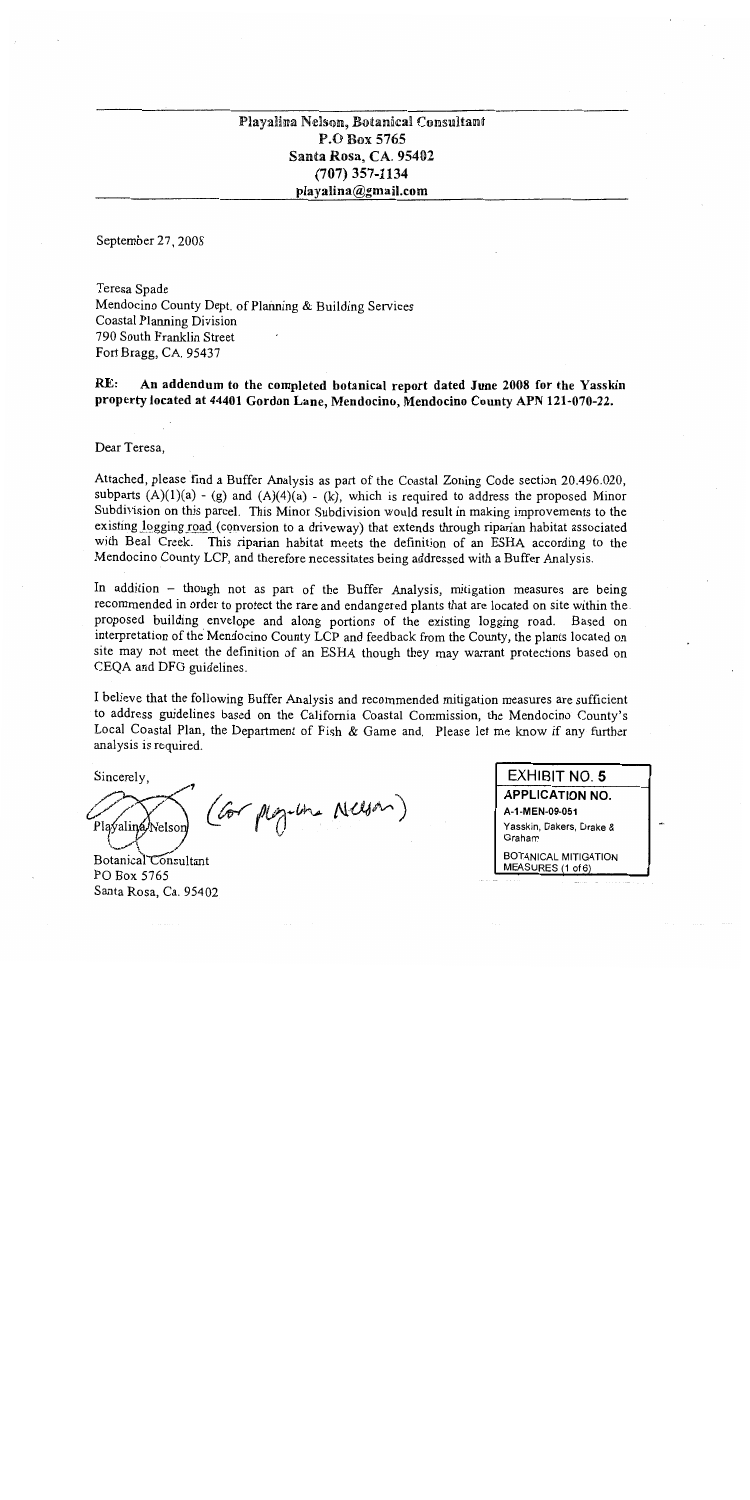**Playalina Nelson, Botanical Consultant**
**P.O Box 5765**
**Santa Rosa, CA. 95402**
**(707) 357-1134**
**playalina@gmail.com**

September 27, 2008

Teresa Spade
Mendocino County Dept. of Planning & Building Services
Coastal Planning Division
790 South Franklin Street
Fort Bragg, CA. 95437

**RE: An addendum to the completed botanical report dated June 2008 for the Yasskin property located at 44401 Gordon Lane, Mendocino, Mendocino County APN 121-070-22.**

Dear Teresa,

Attached, please find a Buffer Analysis as part of the Coastal Zoning Code section 20.496.020, subparts (A)(1)(a) - (g) and (A)(4)(a) - (k), which is required to address the proposed Minor Subdivision on this parcel. This Minor Subdivision would result in making improvements to the existing logging road (conversion to a driveway) that extends through riparian habitat associated with Beal Creek. This riparian habitat meets the definition of an ESHA according to the Mendocino County LCP, and therefore necessitates being addressed with a Buffer Analysis.

In addition – though not as part of the Buffer Analysis, mitigation measures are being recommended in order to protect the rare and endangered plants that are located on site within the proposed building envelope and along portions of the existing logging road. Based on interpretation of the Mendocino County LCP and feedback from the County, the plants located on site may not meet the definition of an ESHA though they may warrant protections based on CEQA and DFG guidelines.

I believe that the following Buffer Analysis and recommended mitigation measures are sufficient to address guidelines based on the California Coastal Commission, the Mendocino County's Local Coastal Plan, the Department of Fish & Game and. Please let me know if any further analysis is required.

Sincerely,

Playalina Nelson (for Playalina Nelson)

Botanical Consultant
PO Box 5765
Santa Rosa, Ca. 95402

| EXHIBIT NO. 5 |
|---|
| APPLICATION NO. A-1-MEN-09-051 |
| Yasskin, Bakers, Drake & Graham |
| BOTANICAL MITIGATION MEASURES (1 of 6) |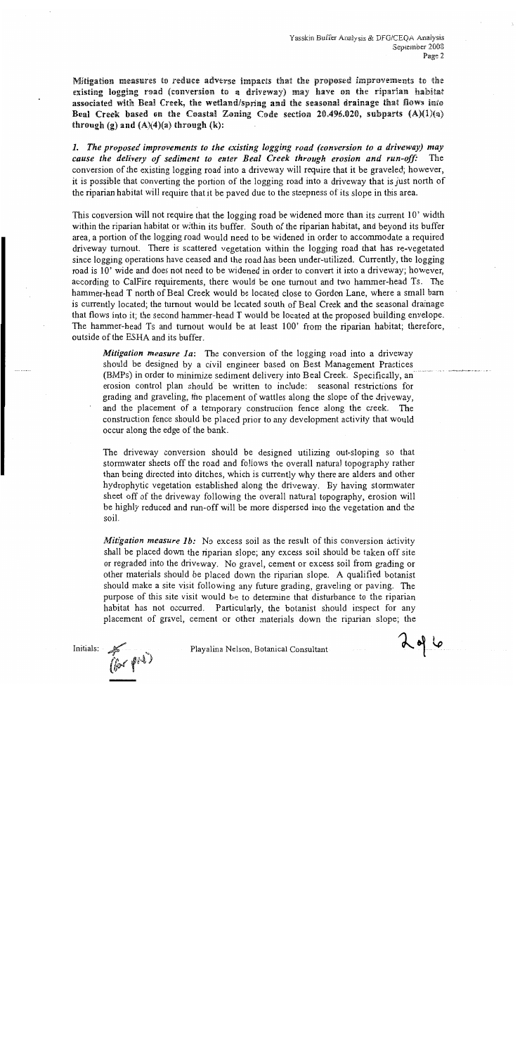**Mitigation measures to reduce adverse impacts that the proposed improvements to the existing logging road (conversion to a driveway) may have on the riparian habitat associated with Beal Creek, the wetland/spring and the seasonal drainage that flows into Beal Creek based on the Coastal Zoning Code section 20.496.020, subparts (A)(1)(a) through (g) and (A)(4)(a) through (k):**

***1. The proposed improvements to the existing logging road (conversion to a driveway) may cause the delivery of sediment to enter Beal Creek through erosion and run-off:*** The conversion of the existing logging road into a driveway will require that it be graveled; however, it is possible that converting the portion of the logging road into a driveway that is just north of the riparian habitat will require that it be paved due to the steepness of its slope in this area.

This conversion will not require that the logging road be widened more than its current 10' width within the riparian habitat or within its buffer. South of the riparian habitat, and beyond its buffer area, a portion of the logging road would need to be widened in order to accommodate a required driveway turnout. There is scattered vegetation within the logging road that has re-vegetated since logging operations have ceased and the road has been under-utilized. Currently, the logging road is 10' wide and does not need to be widened in order to convert it into a driveway; however, according to CalFire requirements, there would be one turnout and two hammer-head Ts. The hammer-head T north of Beal Creek would be located close to Gordon Lane, where a small barn is currently located; the turnout would be located south of Beal Creek and the seasonal drainage that flows into it; the second hammer-head T would be located at the proposed building envelope. The hammer-head Ts and turnout would be at least 100' from the riparian habitat; therefore, outside of the ESHA and its buffer.

> ***Mitigation measure 1a:*** The conversion of the logging road into a driveway should be designed by a civil engineer based on Best Management Practices (BMPs) in order to minimize sediment delivery into Beal Creek. Specifically, an erosion control plan should be written to include: seasonal restrictions for grading and graveling, the placement of wattles along the slope of the driveway, and the placement of a temporary construction fence along the creek. The construction fence should be placed prior to any development activity that would occur along the edge of the bank.
>
> The driveway conversion should be designed utilizing out-sloping so that stormwater sheets off the road and follows the overall natural topography rather than being directed into ditches, which is currently why there are alders and other hydrophytic vegetation established along the driveway. By having stormwater sheet off of the driveway following the overall natural topography, erosion will be highly reduced and run-off will be more dispersed into the vegetation and the soil.
>
> ***Mitigation measure 1b:*** No excess soil as the result of this conversion activity shall be placed down the riparian slope; any excess soil should be taken off site or regraded into the driveway. No gravel, cement or excess soil from grading or other materials should be placed down the riparian slope. A qualified botanist should make a site visit following any future grading, graveling or paving. The purpose of this site visit would be to determine that disturbance to the riparian habitat has not occurred. Particularly, the botanist should inspect for any placement of gravel, cement or other materials down the riparian slope; the

Initials: (for PN)

Playalina Nelson, Botanical Consultant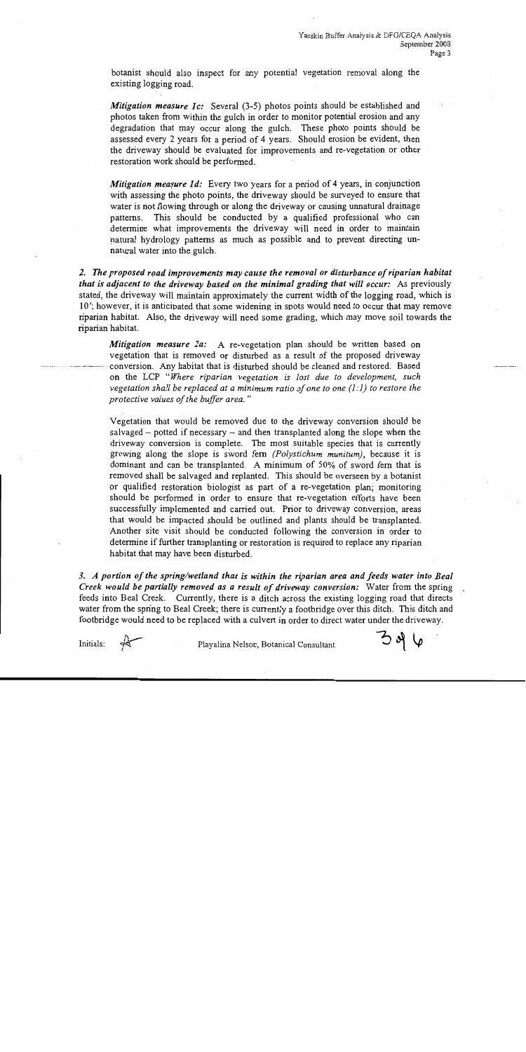botanist should also inspect for any potential vegetation removal along the existing logging road.

*Mitigation measure 1c:* Several (3-5) photos points should be established and photos taken from within the gulch in order to monitor potential erosion and any degradation that may occur along the gulch. These photo points should be assessed every 2 years for a period of 4 years. Should erosion be evident, then the driveway should be evaluated for improvements and re-vegetation or other restoration work should be performed.

*Mitigation measure 1d:* Every two years for a period of 4 years, in conjunction with assessing the photo points, the driveway should be surveyed to ensure that water is not flowing through or along the driveway or causing unnatural drainage patterns. This should be conducted by a qualified professional who can determine what improvements the driveway will need in order to maintain natural hydrology patterns as much as possible and to prevent directing unnatural water into the gulch.

***2. The proposed road improvements may cause the removal or disturbance of riparian habitat that is adjacent to the driveway based on the minimal grading that will occur:*** As previously stated, the driveway will maintain approximately the current width of the logging road, which is 10'; however, it is anticipated that some widening in spots would need to occur that may remove riparian habitat. Also, the driveway will need some grading, which may move soil towards the riparian habitat.

*Mitigation measure 2a:* A re-vegetation plan should be written based on vegetation that is removed or disturbed as a result of the proposed driveway conversion. Any habitat that is disturbed should be cleaned and restored. Based on the LCP *"Where riparian vegetation is lost due to development, such vegetation shall be replaced at a minimum ratio of one to one (1:1) to restore the protective values of the buffer area."*

Vegetation that would be removed due to the driveway conversion should be salvaged – potted if necessary – and then transplanted along the slope when the driveway conversion is complete. The most suitable species that is currently growing along the slope is sword fern *(Polystichum munitum)*, because it is dominant and can be transplanted. A minimum of 50% of sword fern that is removed shall be salvaged and replanted. This should be overseen by a botanist or qualified restoration biologist as part of a re-vegetation plan; monitoring should be performed in order to ensure that re-vegetation efforts have been successfully implemented and carried out. Prior to driveway conversion, areas that would be impacted should be outlined and plants should be transplanted. Another site visit should be conducted following the conversion in order to determine if further transplanting or restoration is required to replace any riparian habitat that may have been disturbed.

***3. A portion of the spring/wetland that is within the riparian area and feeds water into Beal Creek would be partially removed as a result of driveway conversion:*** Water from the spring feeds into Beal Creek. Currently, there is a ditch across the existing logging road that directs water from the spring to Beal Creek; there is currently a footbridge over this ditch. This ditch and footbridge would need to be replaced with a culvert in order to direct water under the driveway.

Initials: [initials] Playalina Nelson, Botanical Consultant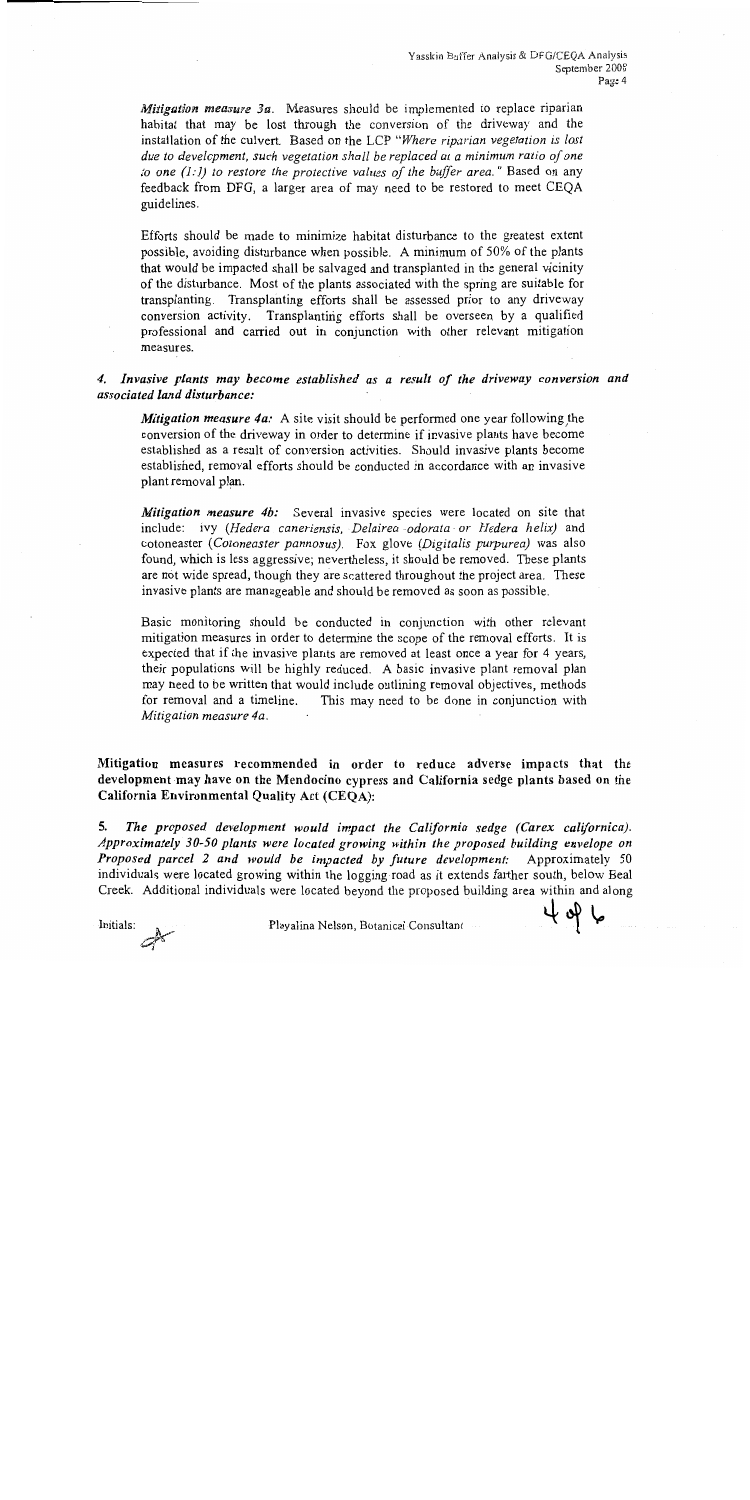***Mitigation measure 3a.*** Measures should be implemented to replace riparian habitat that may be lost through the conversion of the driveway and the installation of the culvert. Based on the LCP *"Where riparian vegetation is lost due to development, such vegetation shall be replaced at a minimum ratio of one to one (1:1) to restore the protective values of the buffer area."* Based on any feedback from DFG, a larger area of may need to be restored to meet CEQA guidelines.

Efforts should be made to minimize habitat disturbance to the greatest extent possible, avoiding disturbance when possible. A minimum of 50% of the plants that would be impacted shall be salvaged and transplanted in the general vicinity of the disturbance. Most of the plants associated with the spring are suitable for transplanting. Transplanting efforts shall be assessed prior to any driveway conversion activity. Transplanting efforts shall be overseen by a qualified professional and carried out in conjunction with other relevant mitigation measures.

***4. Invasive plants may become established as a result of the driveway conversion and associated land disturbance:***

***Mitigation measure 4a:*** A site visit should be performed one year following the conversion of the driveway in order to determine if invasive plants have become established as a result of conversion activities. Should invasive plants become established, removal efforts should be conducted in accordance with an invasive plant removal plan.

***Mitigation measure 4b:*** Several invasive species were located on site that include: ivy (*Hedera caneriensis, Delairea odorata or Hedera helix*) and cotoneaster (*Cotoneaster pannosus*). Fox glove (*Digitalis purpurea*) was also found, which is less aggressive; nevertheless, it should be removed. These plants are not wide spread, though they are scattered throughout the project area. These invasive plants are manageable and should be removed as soon as possible.

Basic monitoring should be conducted in conjunction with other relevant mitigation measures in order to determine the scope of the removal efforts. It is expected that if the invasive plants are removed at least once a year for 4 years, their populations will be highly reduced. A basic invasive plant removal plan may need to be written that would include outlining removal objectives, methods for removal and a timeline. This may need to be done in conjunction with *Mitigation measure 4a*.

**Mitigation measures recommended in order to reduce adverse impacts that the development may have on the Mendocino cypress and California sedge plants based on the California Environmental Quality Act (CEQA):**

***5. The proposed development would impact the California sedge (Carex californica). Approximately 30-50 plants were located growing within the proposed building envelope on Proposed parcel 2 and would be impacted by future development:*** Approximately 50 individuals were located growing within the logging road as it extends farther south, below Beal Creek. Additional individuals were located beyond the proposed building area within and along

Initials:

Playalina Nelson, Botanical Consultant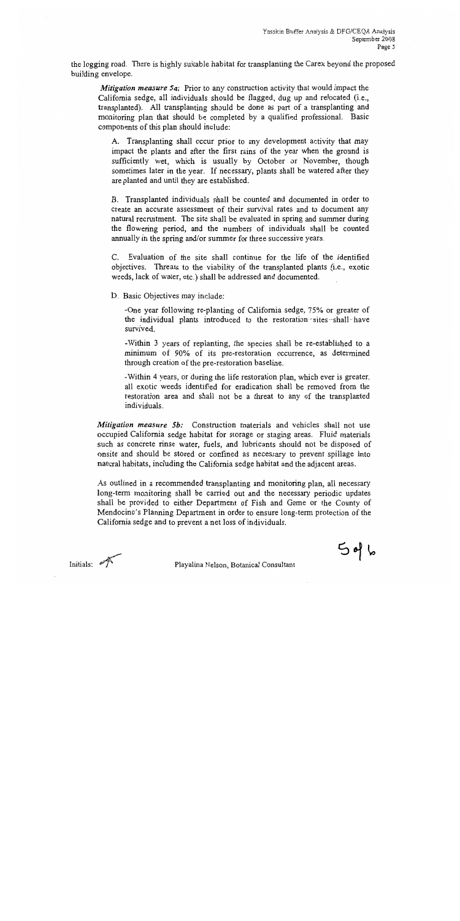the logging road. There is highly suitable habitat for transplanting the Carex beyond the proposed building envelope.

> ***Mitigation measure 5a:*** Prior to any construction activity that would impact the California sedge, all individuals should be flagged, dug up and relocated (i.e., transplanted). All transplanting should be done as part of a transplanting and monitoring plan that should be completed by a qualified professional. Basic components of this plan should include:
>
> A. Transplanting shall occur prior to any development activity that may impact the plants and after the first rains of the year when the ground is sufficiently wet, which is usually by October or November, though sometimes later in the year. If necessary, plants shall be watered after they are planted and until they are established.
>
> B. Transplanted individuals shall be counted and documented in order to create an accurate assessment of their survival rates and to document any natural recruitment. The site shall be evaluated in spring and summer during the flowering period, and the numbers of individuals shall be counted annually in the spring and/or summer for three successive years.
>
> C. Evaluation of the site shall continue for the life of the identified objectives. Threats to the viability of the transplanted plants (i.e., exotic weeds, lack of water, etc.) shall be addressed and documented.
>
> D. Basic Objectives may include:
>
> -One year following re-planting of California sedge, 75% or greater of the individual plants introduced to the restoration sites shall have survived.
>
> -Within 3 years of replanting, the species shall be re-established to a minimum of 90% of its pre-restoration occurrence, as determined through creation of the pre-restoration baseline.
>
> -Within 4 years, or during the life restoration plan, which ever is greater, all exotic weeds identified for eradication shall be removed from the restoration area and shall not be a threat to any of the transplanted individuals.

***Mitigation measure 5b:*** Construction materials and vehicles shall not use occupied California sedge habitat for storage or staging areas. Fluid materials such as concrete rinse water, fuels, and lubricants should not be disposed of onsite and should be stored or confined as necessary to prevent spillage into natural habitats, including the California sedge habitat and the adjacent areas.

As outlined in a recommended transplanting and monitoring plan, all necessary long-term monitoring shall be carried out and the necessary periodic updates shall be provided to either Department of Fish and Game or the County of Mendocino's Planning Department in order to ensure long-term protection of the California sedge and to prevent a net loss of individuals.

Initials: 

Playalina Nelson, Botanical Consultant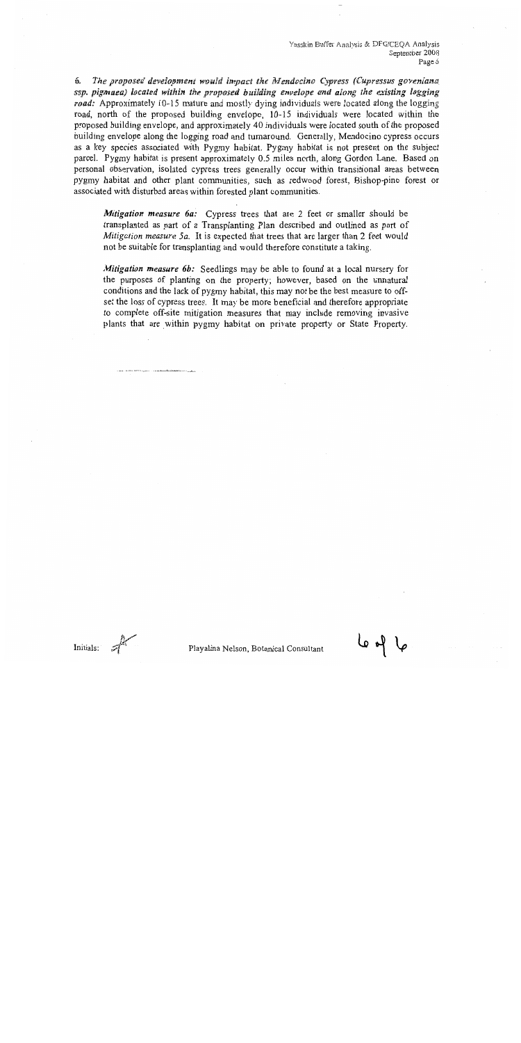6. ***The proposed development would impact the Mendocino Cypress (Cupressus goveniana ssp. pigmaea) located within the proposed building envelope and along the existing logging road:*** Approximately 10-15 mature and mostly dying individuals were located along the logging road, north of the proposed building envelope, 10-15 individuals were located within the proposed building envelope, and approximately 40 individuals were located south of the proposed building envelope along the logging road and turnaround. Generally, Mendocino cypress occurs as a key species associated with Pygmy habitat. Pygmy habitat is not present on the subject parcel. Pygmy habitat is present approximately 0.5 miles north, along Gordon Lane. Based on personal observation, isolated cypress trees generally occur within transitional areas between pygmy habitat and other plant communities, such as redwood forest, Bishop-pine forest or associated with disturbed areas within forested plant communities.

> ***Mitigation measure 6a:*** Cypress trees that are 2 feet or smaller should be transplanted as part of a Transplanting Plan described and outlined as part of *Mitigation measure 5a*. It is expected that trees that are larger than 2 feet would not be suitable for transplanting and would therefore constitute a taking.
>
> ***Mitigation measure 6b:*** Seedlings may be able to found at a local nursery for the purposes of planting on the property; however, based on the unnatural conditions and the lack of pygmy habitat, this may not be the best measure to off-set the loss of cypress trees. It may be more beneficial and therefore appropriate to complete off-site mitigation measures that may include removing invasive plants that are within pygmy habitat on private property or State Property.

Initials:

Playalina Nelson, Botanical Consultant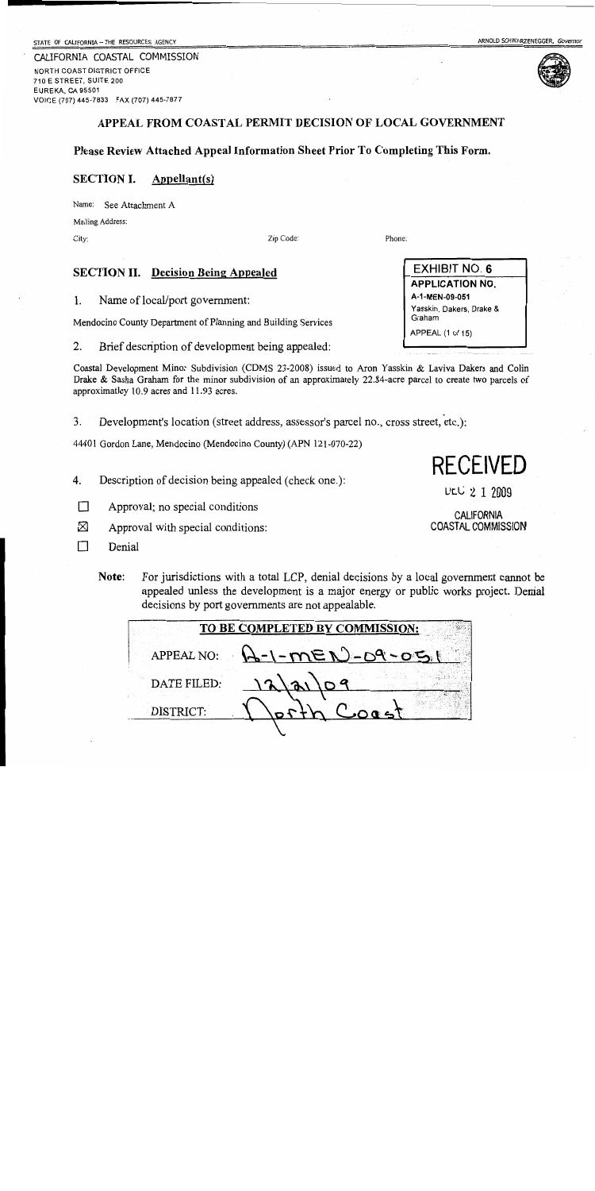STATE OF CALIFORNIA -- THE RESOURCES AGENCY

ARNOLD SCHWARZENEGGER, *Governor*

CALIFORNIA COASTAL COMMISSION
NORTH COAST DISTRICT OFFICE
710 E STREET, SUITE 200
EUREKA, CA 95501
VOICE (707) 445-7833 FAX (707) 445-7877

| EXHIBIT NO. 6 |
|---|
| APPLICATION NO. |
| A-1-MEN-09-051 |
| Yasskin, Dakers, Drake & Graham |
| APPEAL (1 of 15) |

# APPEAL FROM COASTAL PERMIT DECISION OF LOCAL GOVERNMENT

## Please Review Attached Appeal Information Sheet Prior To Completing This Form.

### SECTION I. Appellant(s)

Name: See Attachment A

Mailing Address:

City: Zip Code: Phone:

### SECTION II. Decision Being Appealed

1. Name of local/port government:

Mendocino County Department of Planning and Building Services

2. Brief description of development being appealed:

Coastal Development Minor Subdivision (CDMS 23-2008) issued to Aron Yasskin & Laviva Dakers and Colin Drake & Sasha Graham for the minor subdivision of an approximately 22.84-acre parcel to create two parcels of approximatley 10.9 acres and 11.93 acres.

3. Development's location (street address, assessor's parcel no., cross street, etc.):

44401 Gordon Lane, Mendocino (Mendocino County) (APN 121-070-22)

RECEIVED
DEC 2 1 2009
CALIFORNIA COASTAL COMMISSION

4. Description of decision being appealed (check one.):

- ☐ Approval; no special conditions
- ☒ Approval with special conditions:
- ☐ Denial

**Note:** For jurisdictions with a total LCP, denial decisions by a local government cannot be appealed unless the development is a major energy or public works project. Denial decisions by port governments are not appealable.

| TO BE COMPLETED BY COMMISSION: | |
|---|---|
| APPEAL NO: | A-1-MEN-09-051 |
| DATE FILED: | 12\21\09 |
| DISTRICT: | North Coast |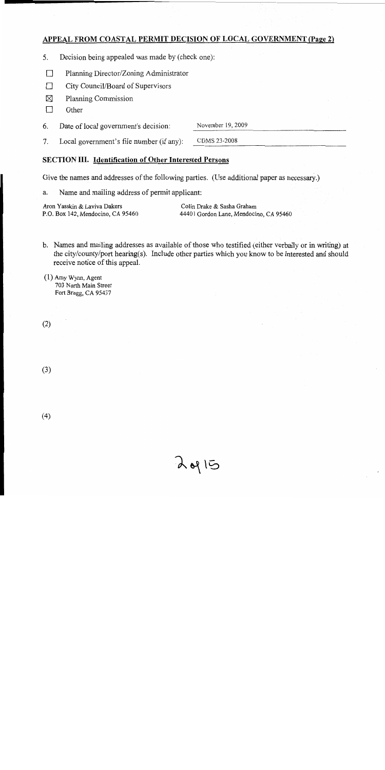## APPEAL FROM COASTAL PERMIT DECISION OF LOCAL GOVERNMENT (Page 2)

5. Decision being appealed was made by (check one):

- ☐ Planning Director/Zoning Administrator
- ☐ City Council/Board of Supervisors
- ☒ Planning Commission
- ☐ Other

6. Date of local government's decision: November 19, 2009

7. Local government's file number (if any): CDMS 23-2008

### SECTION III. Identification of Other Interested Persons

Give the names and addresses of the following parties. (Use additional paper as necessary.)

a. Name and mailing address of permit applicant:

Aron Yasskin & Laviva Dakers
P.O. Box 142, Mendocino, CA 95460

Colin Drake & Sasha Graham
44401 Gordon Lane, Mendocino, CA 95460

b. Names and mailing addresses as available of those who testified (either verbally or in writing) at the city/county/port hearing(s). Include other parties which you know to be interested and should receive notice of this appeal.

(1) Amy Wynn, Agent
703 North Main Street
Fort Bragg, CA 95437

(2)

(3)

(4)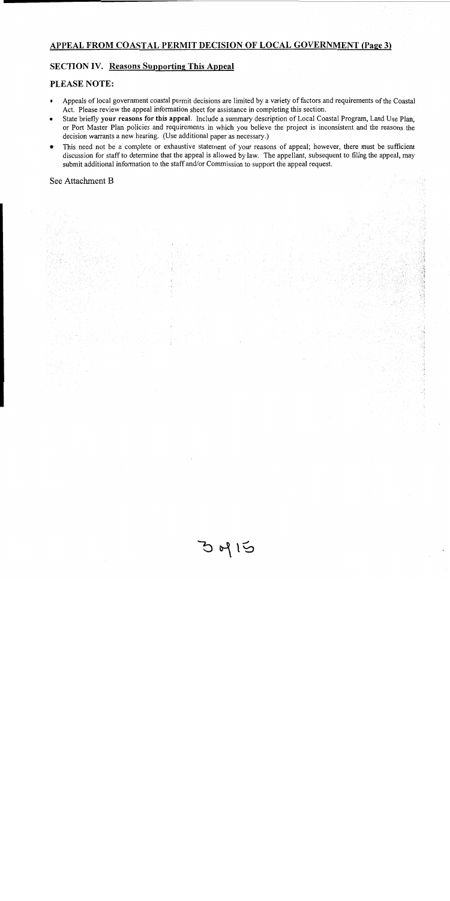## APPEAL FROM COASTAL PERMIT DECISION OF LOCAL GOVERNMENT (Page 3)

### SECTION IV. Reasons Supporting This Appeal

**PLEASE NOTE:**

- Appeals of local government coastal permit decisions are limited by a variety of factors and requirements of the Coastal Act. Please review the appeal information sheet for assistance in completing this section.
- State briefly **your reasons for this appeal**. Include a summary description of Local Coastal Program, Land Use Plan, or Port Master Plan policies and requirements in which you believe the project is inconsistent and the reasons the decision warrants a new hearing. (Use additional paper as necessary.)
- This need not be a complete or exhaustive statement of your reasons of appeal; however, there must be sufficient discussion for staff to determine that the appeal is allowed by law. The appellant, subsequent to filing the appeal, may submit additional information to the staff and/or Commission to support the appeal request.

See Attachment B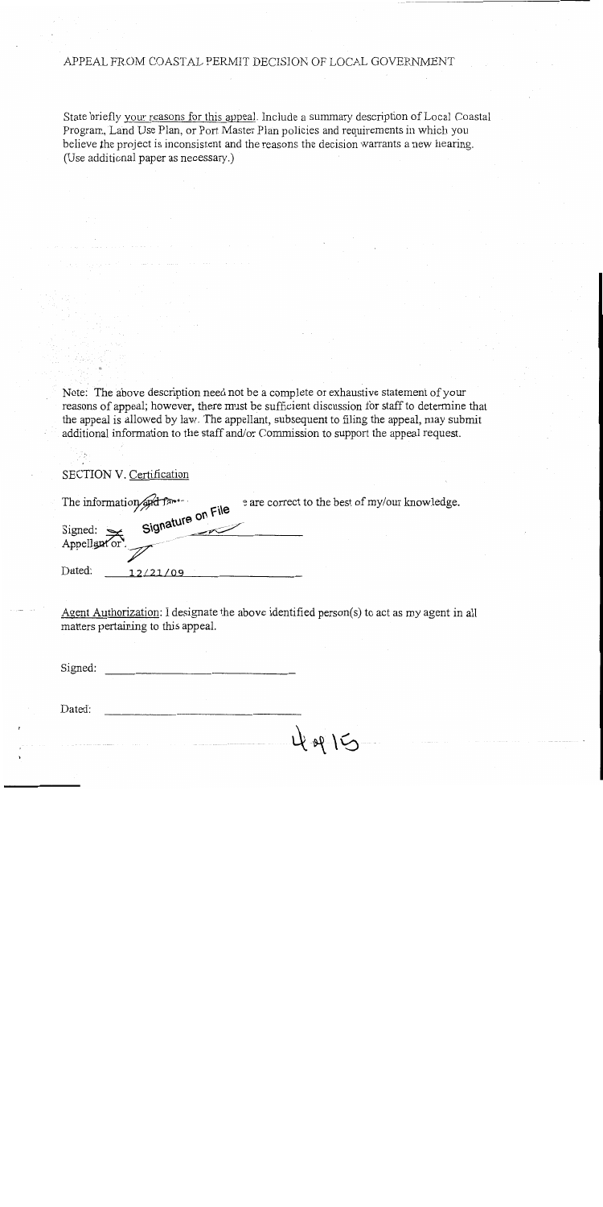APPEAL FROM COASTAL PERMIT DECISION OF LOCAL GOVERNMENT

State briefly your reasons for this appeal. Include a summary description of Local Coastal Program, Land Use Plan, or Port Master Plan policies and requirements in which you believe the project is inconsistent and the reasons the decision warrants a new hearing. (Use additional paper as necessary.)

Note: The above description need not be a complete or exhaustive statement of your reasons of appeal; however, there must be sufficient discussion for staff to determine that the appeal is allowed by law. The appellant, subsequent to filing the appeal, may submit additional information to the staff and/or Commission to support the appeal request.

SECTION V. Certification

The information and facts stated above are correct to the best of my/our knowledge.

Signed: Signature on File
Appellant or Agent

Dated: 12/21/09

Agent Authorization: I designate the above identified person(s) to act as my agent in all matters pertaining to this appeal.

Signed: ______________________

Dated: ______________________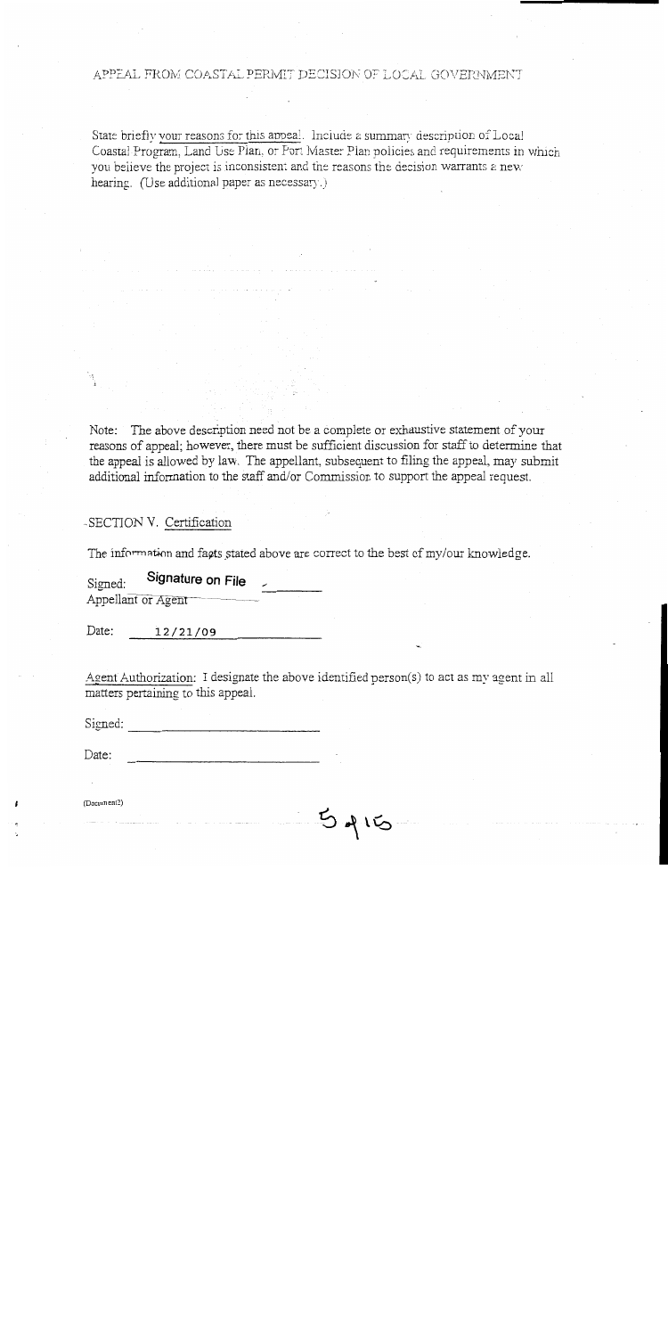APPEAL FROM COASTAL PERMIT DECISION OF LOCAL GOVERNMENT

State briefly your reasons for this appeal. Include a summary description of Local Coastal Program, Land Use Plan, or Port Master Plan policies and requirements in which you believe the project is inconsistent and the reasons the decision warrants a new hearing. (Use additional paper as necessary.)

Note: The above description need not be a complete or exhaustive statement of your reasons of appeal; however, there must be sufficient discussion for staff to determine that the appeal is allowed by law. The appellant, subsequent to filing the appeal, may submit additional information to the staff and/or Commission to support the appeal request.

## SECTION V. Certification

The information and facts stated above are correct to the best of my/our knowledge.

Signed: Signature on File
Appellant or Agent

Date: 12/21/09

Agent Authorization: I designate the above identified person(s) to act as my agent in all matters pertaining to this appeal.

Signed: ______________________

Date: ______________________

(Document2)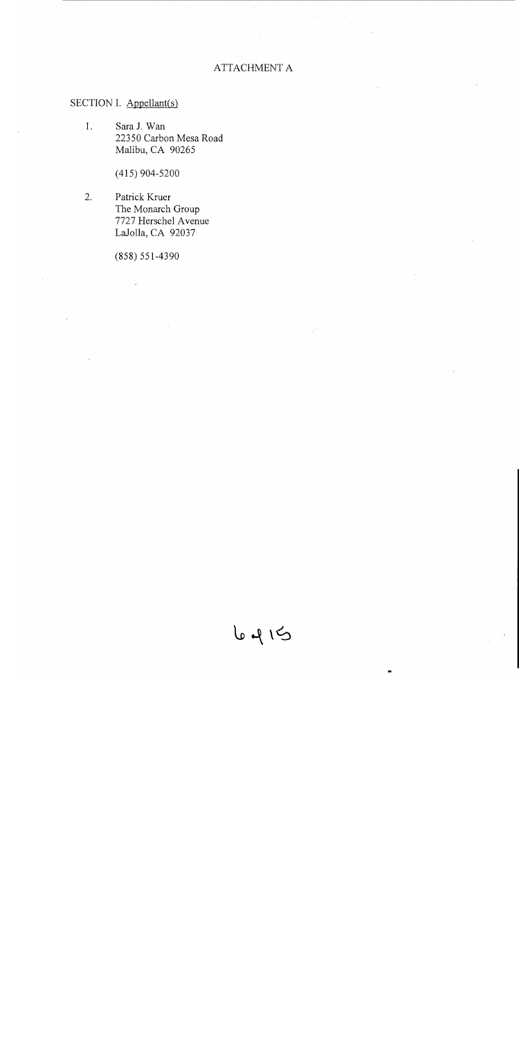# ATTACHMENT A

## SECTION I. Appellant(s)

1. Sara J. Wan
   22350 Carbon Mesa Road
   Malibu, CA 90265

   (415) 904-5200

2. Patrick Kruer
   The Monarch Group
   7727 Herschel Avenue
   LaJolla, CA 92037

   (858) 551-4390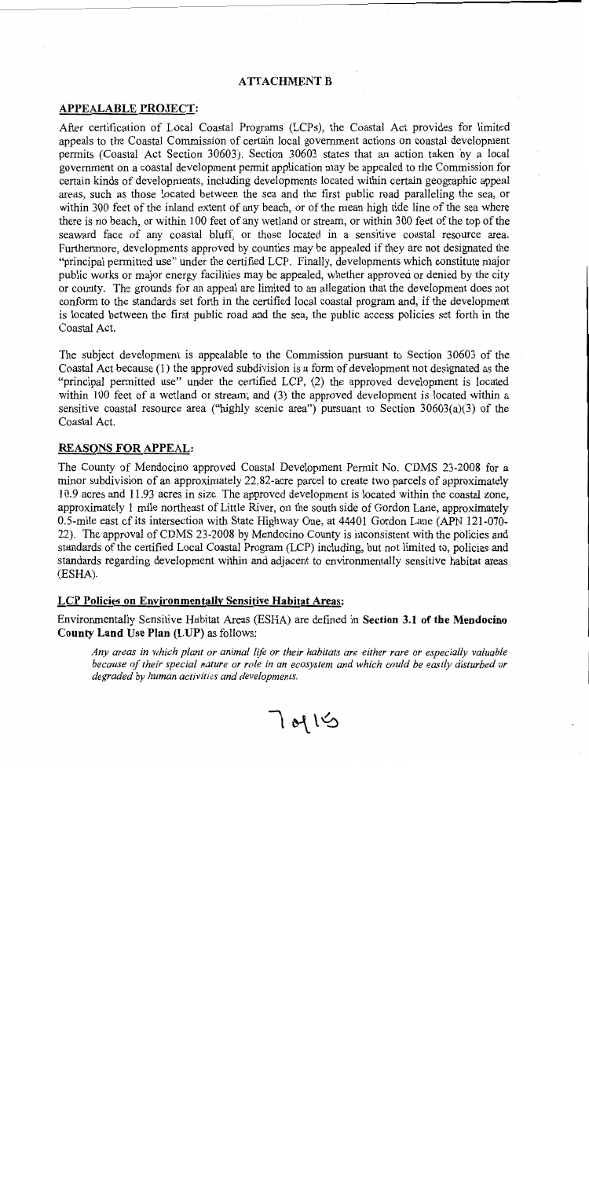# ATTACHMENT B

## APPEALABLE PROJECT:

After certification of Local Coastal Programs (LCPs), the Coastal Act provides for limited appeals to the Coastal Commission of certain local government actions on coastal development permits (Coastal Act Section 30603). Section 30603 states that an action taken by a local government on a coastal development permit application may be appealed to the Commission for certain kinds of developments, including developments located within certain geographic appeal areas, such as those located between the sea and the first public road paralleling the sea, or within 300 feet of the inland extent of any beach, or of the mean high tide line of the sea where there is no beach, or within 100 feet of any wetland or stream, or within 300 feet of the top of the seaward face of any coastal bluff, or those located in a sensitive coastal resource area. Furthermore, developments approved by counties may be appealed if they are not designated the "principal permitted use" under the certified LCP. Finally, developments which constitute major public works or major energy facilities may be appealed, whether approved or denied by the city or county. The grounds for an appeal are limited to an allegation that the development does not conform to the standards set forth in the certified local coastal program and, if the development is located between the first public road and the sea, the public access policies set forth in the Coastal Act.

The subject development is appealable to the Commission pursuant to Section 30603 of the Coastal Act because (1) the approved subdivision is a form of development not designated as the "principal permitted use" under the certified LCP, (2) the approved development is located within 100 feet of a wetland or stream; and (3) the approved development is located within a sensitive coastal resource area ("highly scenic area") pursuant to Section 30603(a)(3) of the Coastal Act.

## REASONS FOR APPEAL:

The County of Mendocino approved Coastal Development Permit No. CDMS 23-2008 for a minor subdivision of an approximately 22.82-acre parcel to create two parcels of approximately 10.9 acres and 11.93 acres in size. The approved development is located within the coastal zone, approximately 1 mile northeast of Little River, on the south side of Gordon Lane, approximately 0.5-mile east of its intersection with State Highway One, at 44401 Gordon Lane (APN 121-070-22). The approval of CDMS 23-2008 by Mendocino County is inconsistent with the policies and standards of the certified Local Coastal Program (LCP) including, but not limited to, policies and standards regarding development within and adjacent to environmentally sensitive habitat areas (ESHA).

### LCP Policies on Environmentally Sensitive Habitat Areas:

Environmentally Sensitive Habitat Areas (ESHA) are defined in **Section 3.1 of the Mendocino County Land Use Plan (LUP)** as follows:

> *Any areas in which plant or animal life or their habitats are either rare or especially valuable because of their special nature or role in an ecosystem and which could be easily disturbed or degraded by human activities and developments.*

7 of 15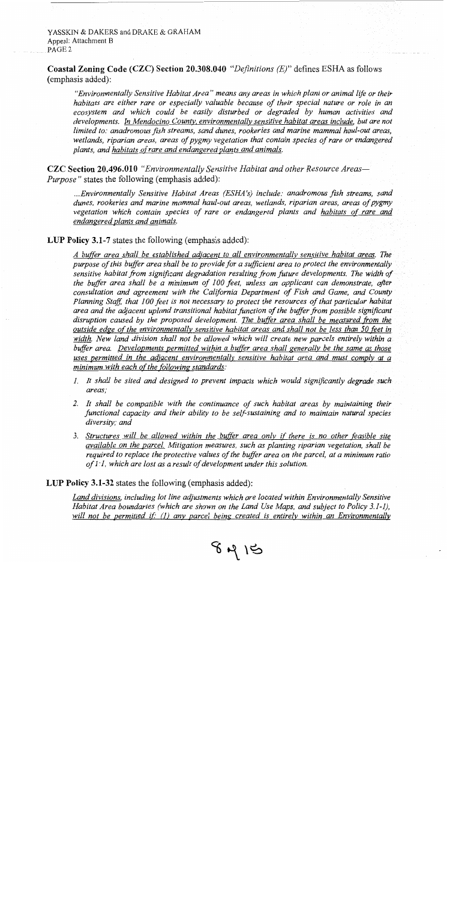**Coastal Zoning Code (CZC) Section 20.308.040** "*Definitions (E)*" defines ESHA as follows (emphasis added):

> *"Environmentally Sensitive Habitat Area" means any areas in which plant or animal life or their habitats are either rare or especially valuable because of their special nature or role in an ecosystem and which could be easily disturbed or degraded by human activities and developments. <u>In Mendocino County, environmentally sensitive habitat areas include</u>, but are not limited to: anadromous fish streams, sand dunes, rookeries and marine mammal haul-out areas, wetlands, riparian areas, areas of pygmy vegetation that contain species of rare or endangered plants, and <u>habitats of rare and endangered plants and animals</u>.*

**CZC Section 20.496.010** "*Environmentally Sensitive Habitat and other Resource Areas—Purpose*" states the following (emphasis added):

> *...Environmentally Sensitive Habitat Areas (ESHA's) include: anadromous fish streams, sand dunes, rookeries and marine mammal haul-out areas, wetlands, riparian areas, areas of pygmy vegetation which contain species of rare or endangered plants and <u>habitats of rare and endangered plants and animals</u>.*

**LUP Policy 3.1-7** states the following (emphasis added):

> *<u>A buffer area shall be established adjacent to all environmentally sensitive habitat areas</u>. The purpose of this buffer area shall be to provide for a sufficient area to protect the environmentally sensitive habitat from significant degradation resulting from future developments. The width of the buffer area shall be a minimum of 100 feet, unless an applicant can demonstrate, after consultation and agreement with the California Department of Fish and Game, and County Planning Staff, that 100 feet is not necessary to protect the resources of that particular habitat area and the adjacent upland transitional habitat function of the buffer from possible significant disruption caused by the proposed development. <u>The buffer area shall be measured from the outside edge of the environmentally sensitive habitat areas and shall not be less than 50 feet in width</u>. New land division shall not be allowed which will create new parcels entirely within a buffer area. <u>Developments permitted within a buffer area shall generally be the same as those uses permitted in the adjacent environmentally sensitive habitat area and must comply at a minimum with each of the following standards</u>:*
>
> 1. *It shall be sited and designed to prevent impacts which would significantly degrade such areas;*
> 2. *It shall be compatible with the continuance of such habitat areas by maintaining their functional capacity and their ability to be self-sustaining and to maintain natural species diversity; and*
> 3. *<u>Structures will be allowed within the buffer area only if there is no other feasible site available on the parcel</u>. Mitigation measures, such as planting riparian vegetation, shall be required to replace the protective values of the buffer area on the parcel, at a minimum ratio of 1:1, which are lost as a result of development under this solution.*

**LUP Policy 3.1-32** states the following (emphasis added):

> *<u>Land divisions</u>, including lot line adjustments which are located within Environmentally Sensitive Habitat Area boundaries (which are shown on the Land Use Maps, and subject to Policy 3.1-1), <u>will not be permitted if: (1) any parcel being created is entirely within an Environmentally</u>*

8 of 15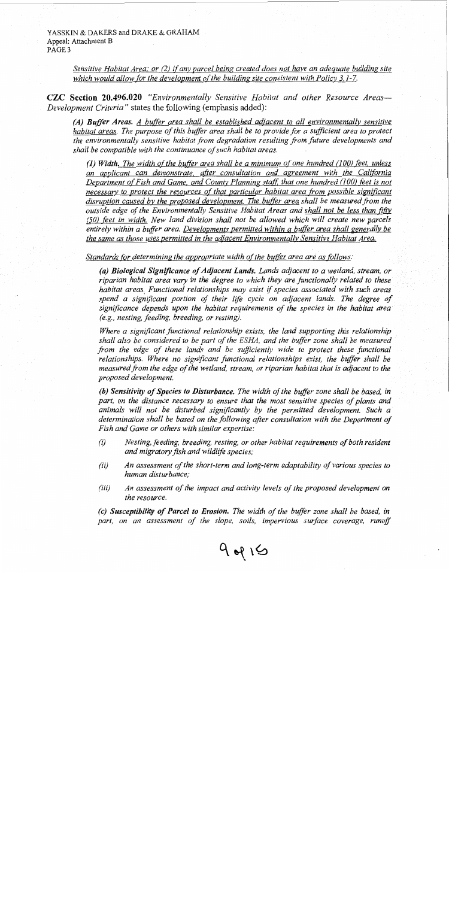*Sensitive Habitat Area; or (2) if any parcel being created does not have an adequate building site which would allow for the development of the building site consistent with Policy 3.1-7.*

**CZC Section 20.496.020** *"Environmentally Sensitive Habitat and other Resource Areas—Development Criteria"* states the following (emphasis added):

> ***(A) Buffer Areas.*** *A buffer area shall be established adjacent to all environmentally sensitive habitat areas. The purpose of this buffer area shall be to provide for a sufficient area to protect the environmentally sensitive habitat from degradation resulting from future developments and shall be compatible with the continuance of such habitat areas.*
>
> *(1) Width. The width of the buffer area shall be a minimum of one hundred (100) feet, unless an applicant can demonstrate, after consultation and agreement with the California Department of Fish and Game, and County Planning staff, that one hundred (100) feet is not necessary to protect the resources of that particular habitat area from possible significant disruption caused by the proposed development. The buffer area shall be measured from the outside edge of the Environmentally Sensitive Habitat Areas and shall not be less than fifty (50) feet in width. New land division shall not be allowed which will create new parcels entirely within a buffer area. Developments permitted within a buffer area shall generally be the same as those uses permitted in the adjacent Environmentally Sensitive Habitat Area.*
>
> *Standards for determining the appropriate width of the buffer area are as follows:*
>
> ***(a) Biological Significance of Adjacent Lands.*** *Lands adjacent to a wetland, stream, or riparian habitat area vary in the degree to which they are functionally related to these habitat areas. Functional relationships may exist if species associated with such areas spend a significant portion of their life cycle on adjacent lands. The degree of significance depends upon the habitat requirements of the species in the habitat area (e.g., nesting, feeding, breeding, or resting).*
>
> *Where a significant functional relationship exists, the land supporting this relationship shall also be considered to be part of the ESHA, and the buffer zone shall be measured from the edge of these lands and be sufficiently wide to protect these functional relationships. Where no significant functional relationships exist, the buffer shall be measured from the edge of the wetland, stream, or riparian habitat that is adjacent to the proposed development.*
>
> ***(b) Sensitivity of Species to Disturbance.*** *The width of the buffer zone shall be based, in part, on the distance necessary to ensure that the most sensitive species of plants and animals will not be disturbed significantly by the permitted development. Such a determination shall be based on the following after consultation with the Department of Fish and Game or others with similar expertise:*
>
> - *(i) Nesting, feeding, breeding, resting, or other habitat requirements of both resident and migratory fish and wildlife species;*
> - *(ii) An assessment of the short-term and long-term adaptability of various species to human disturbance;*
> - *(iii) An assessment of the impact and activity levels of the proposed development on the resource.*
>
> ***(c) Susceptibility of Parcel to Erosion.*** *The width of the buffer zone shall be based, in part, on an assessment of the slope, soils, impervious surface coverage, runoff*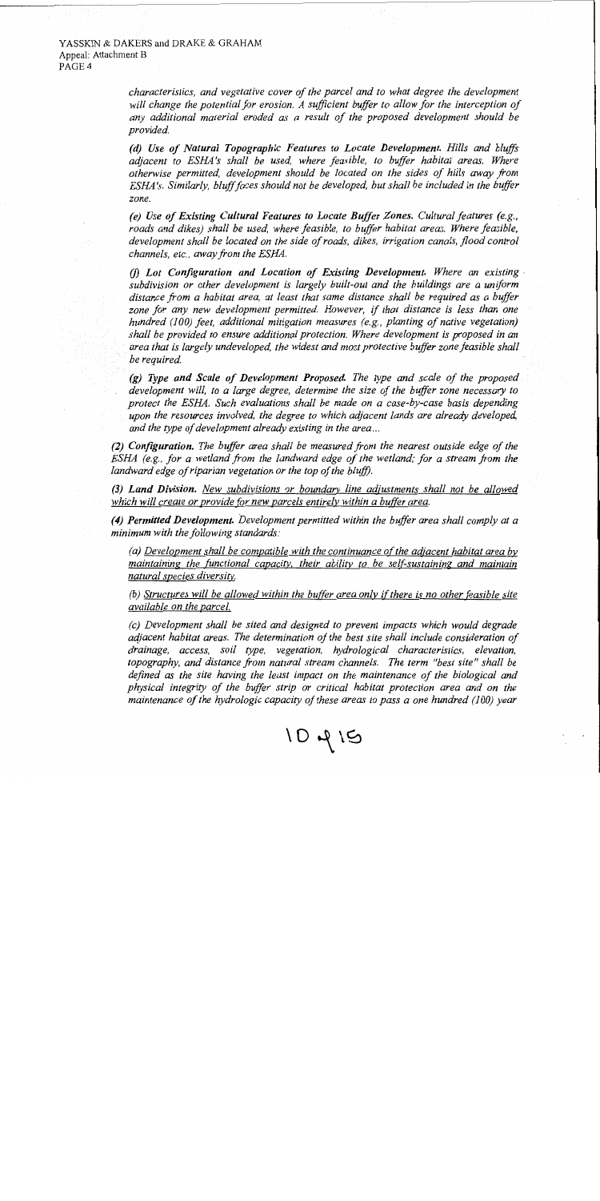*characteristics, and vegetative cover of the parcel and to what degree the development will change the potential for erosion. A sufficient buffer to allow for the interception of any additional material eroded as a result of the proposed development should be provided.*

***(d) Use of Natural Topographic Features to Locate Development.*** *Hills and bluffs adjacent to ESHA's shall be used, where feasible, to buffer habitat areas. Where otherwise permitted, development should be located on the sides of hills away from ESHA's. Similarly, bluff faces should not be developed, but shall be included in the buffer zone.*

***(e) Use of Existing Cultural Features to Locate Buffer Zones.*** *Cultural features (e.g., roads and dikes) shall be used, where feasible, to buffer habitat areas. Where feasible, development shall be located on the side of roads, dikes, irrigation canals, flood control channels, etc., away from the ESHA.*

***(f) Lot Configuration and Location of Existing Development.*** *Where an existing subdivision or other development is largely built-out and the buildings are a uniform distance from a habitat area, at least that same distance shall be required as a buffer zone for any new development permitted. However, if that distance is less than one hundred (100) feet, additional mitigation measures (e.g., planting of native vegetation) shall be provided to ensure additional protection. Where development is proposed in an area that is largely undeveloped, the widest and most protective buffer zone feasible shall be required.*

***(g) Type and Scale of Development Proposed.*** *The type and scale of the proposed development will, to a large degree, determine the size of the buffer zone necessary to protect the ESHA. Such evaluations shall be made on a case-by-case basis depending upon the resources involved, the degree to which adjacent lands are already developed, and the type of development already existing in the area...*

***(2) Configuration.*** *The buffer area shall be measured from the nearest outside edge of the ESHA (e.g., for a wetland from the landward edge of the wetland; for a stream from the landward edge of riparian vegetation or the top of the bluff).*

***(3) Land Division.*** *New subdivisions or boundary line adjustments shall not be allowed which will create or provide for new parcels entirely within a buffer area.*

***(4) Permitted Development.*** *Development permitted within the buffer area shall comply at a minimum with the following standards:*

*(a) Development shall be compatible with the continuance of the adjacent habitat area by maintaining the functional capacity, their ability to be self-sustaining and maintain natural species diversity.*

*(b) Structures will be allowed within the buffer area only if there is no other feasible site available on the parcel.*

*(c) Development shall be sited and designed to prevent impacts which would degrade adjacent habitat areas. The determination of the best site shall include consideration of drainage, access, soil type, vegetation, hydrological characteristics, elevation, topography, and distance from natural stream channels. The term "best site" shall be defined as the site having the least impact on the maintenance of the biological and physical integrity of the buffer strip or critical habitat protection area and on the maintenance of the hydrologic capacity of these areas to pass a one hundred (100) year*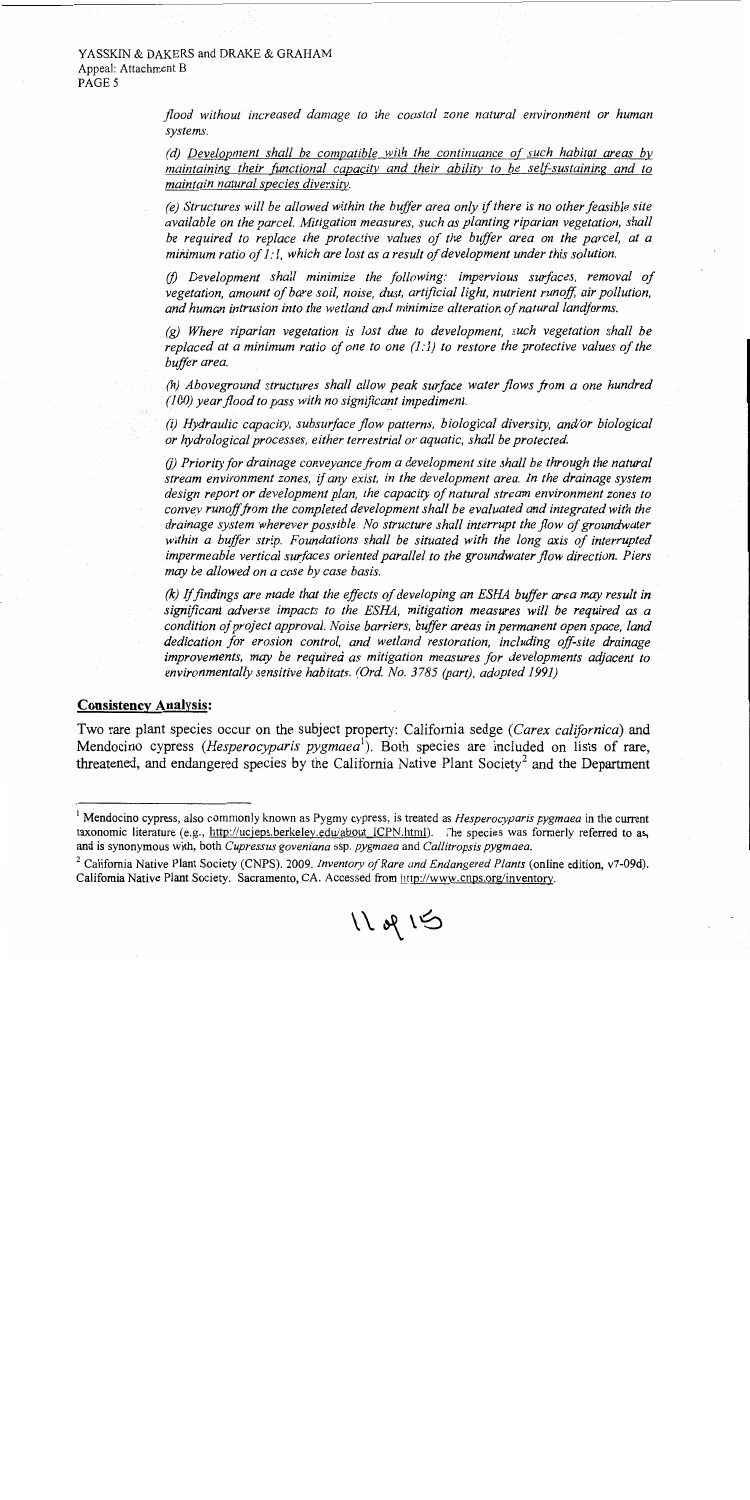*flood without increased damage to the coastal zone natural environment or human systems.*

*(d) Development shall be compatible with the continuance of such habitat areas by maintaining their functional capacity and their ability to be self-sustaining and to maintain natural species diversity.*

*(e) Structures will be allowed within the buffer area only if there is no other feasible site available on the parcel. Mitigation measures, such as planting riparian vegetation, shall be required to replace the protective values of the buffer area on the parcel, at a minimum ratio of 1:1, which are lost as a result of development under this solution.*

*(f) Development shall minimize the following: impervious surfaces, removal of vegetation, amount of bare soil, noise, dust, artificial light, nutrient runoff, air pollution, and human intrusion into the wetland and minimize alteration of natural landforms.*

*(g) Where riparian vegetation is lost due to development, such vegetation shall be replaced at a minimum ratio of one to one (1:1) to restore the protective values of the buffer area.*

*(h) Aboveground structures shall allow peak surface water flows from a one hundred (100) year flood to pass with no significant impediment.*

*(i) Hydraulic capacity, subsurface flow patterns, biological diversity, and/or biological or hydrological processes, either terrestrial or aquatic, shall be protected.*

*(j) Priority for drainage conveyance from a development site shall be through the natural stream environment zones, if any exist, in the development area. In the drainage system design report or development plan, the capacity of natural stream environment zones to convey runoff from the completed development shall be evaluated and integrated with the drainage system wherever possible. No structure shall interrupt the flow of groundwater within a buffer strip. Foundations shall be situated with the long axis of interrupted impermeable vertical surfaces oriented parallel to the groundwater flow direction. Piers may be allowed on a case by case basis.*

*(k) If findings are made that the effects of developing an ESHA buffer area may result in significant adverse impacts to the ESHA, mitigation measures will be required as a condition of project approval. Noise barriers, buffer areas in permanent open space, land dedication for erosion control, and wetland restoration, including off-site drainage improvements, may be required as mitigation measures for developments adjacent to environmentally sensitive habitats. (Ord. No. 3785 (part), adopted 1991)*

## Consistency Analysis:

Two rare plant species occur on the subject property: California sedge (*Carex californica*) and Mendocino cypress (*Hesperocyparis pygmaea*[1]). Both species are included on lists of rare, threatened, and endangered species by the California Native Plant Society[2] and the Department

---

[1] Mendocino cypress, also commonly known as Pygmy cypress, is treated as *Hesperocyparis pygmaea* in the current taxonomic literature (e.g., http://ucjeps.berkeley.edu/about_ICPN.html). The species was formerly referred to as, and is synonymous with, both *Cupressus goveniana* ssp. *pygmaea* and *Callitropsis pygmaea*.

[2] California Native Plant Society (CNPS). 2009. *Inventory of Rare and Endangered Plants* (online edition, v7-09d). California Native Plant Society. Sacramento, CA. Accessed from http://www.cnps.org/inventory.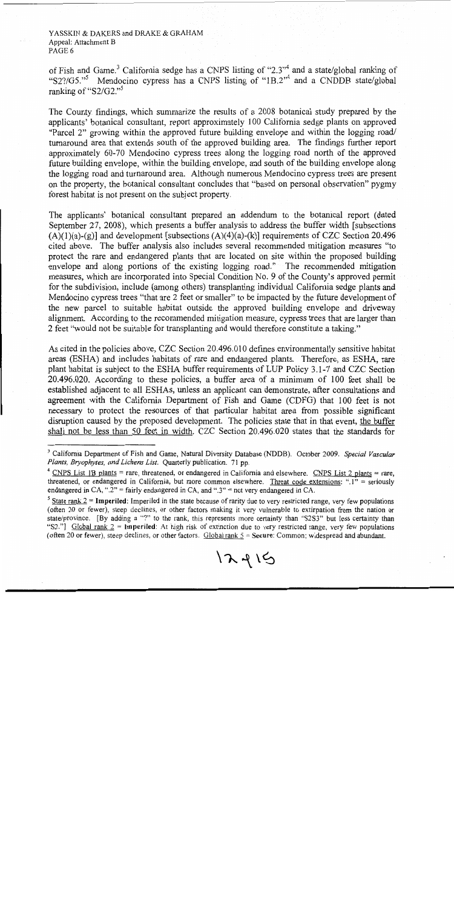of Fish and Game.[3] California sedge has a CNPS listing of "2.3"[4] and a state/global ranking of "S2?/G5."[5] Mendocino cypress has a CNPS listing of "1B.2"[4] and a CNDDB state/global ranking of "S2/G2."[5]

The County findings, which summarize the results of a 2008 botanical study prepared by the applicants' botanical consultant, report approximately 100 California sedge plants on approved "Parcel 2" growing within the approved future building envelope and within the logging road/ turnaround area that extends south of the approved building area. The findings further report approximately 60-70 Mendocino cypress trees along the logging road north of the approved future building envelope, within the building envelope, and south of the building envelope along the logging road and turnaround area. Although numerous Mendocino cypress trees are present on the property, the botanical consultant concludes that "based on personal observation" pygmy forest habitat is not present on the subject property.

The applicants' botanical consultant prepared an addendum to the botanical report (dated September 27, 2008), which presents a buffer analysis to address the buffer width [subsections (A)(1)(a)-(g)] and development [subsections (A)(4)(a)-(k)] requirements of CZC Section 20.496 cited above. The buffer analysis also includes several recommended mitigation measures "to protect the rare and endangered plants that are located on site within the proposed building envelope and along portions of the existing logging road." The recommended mitigation measures, which are incorporated into Special Condition No. 9 of the County's approved permit for the subdivision, include (among others) transplanting individual California sedge plants and Mendocino cypress trees "that are 2 feet or smaller" to be impacted by the future development of the new parcel to suitable habitat outside the approved building envelope and driveway alignment. According to the recommended mitigation measure, cypress trees that are larger than 2 feet "would not be suitable for transplanting and would therefore constitute a taking."

As cited in the policies above, CZC Section 20.496.010 defines environmentally sensitive habitat areas (ESHA) and includes habitats of rare and endangered plants. Therefore, as ESHA, rare plant habitat is subject to the ESHA buffer requirements of LUP Policy 3.1-7 and CZC Section 20.496.020. According to these policies, a buffer area of a minimum of 100 feet shall be established adjacent to all ESHAs, unless an applicant can demonstrate, after consultations and agreement with the California Department of Fish and Game (CDFG) that 100 feet is not necessary to protect the resources of that particular habitat area from possible significant disruption caused by the proposed development. The policies state that in that event, <u>the buffer shall not be less than 50 feet in width</u>. CZC Section 20.496.020 states that the standards for

---

[3] California Department of Fish and Game, Natural Diversity Database (NDDB). October 2009. *Special Vascular Plants, Bryophytes, and Lichens List*. Quarterly publication. 71 pp.

[4] <u>CNPS List 1B plants</u> = rare, threatened, or endangered in California and elsewhere. <u>CNPS List 2 plants</u> = rare, threatened, or endangered in California, but more common elsewhere. <u>Threat code extensions</u>: ".1" = seriously endangered in CA, ".2" = fairly endangered in CA, and ".3" = not very endangered in CA.

[5] <u>State rank 2</u> = **Imperiled**: Imperiled in the state because of rarity due to very restricted range, very few populations (often 20 or fewer), steep declines, or other factors making it very vulnerable to extirpation from the nation or state/province. [By adding a "?" to the rank, this represents more certainty than "S2S3" but less certainty than "S2."] <u>Global rank 2</u> = **Imperiled**: At high risk of extinction due to very restricted range, very few populations (often 20 or fewer), steep declines, or other factors. <u>Global rank 5</u> = **Secure**: Common; widespread and abundant.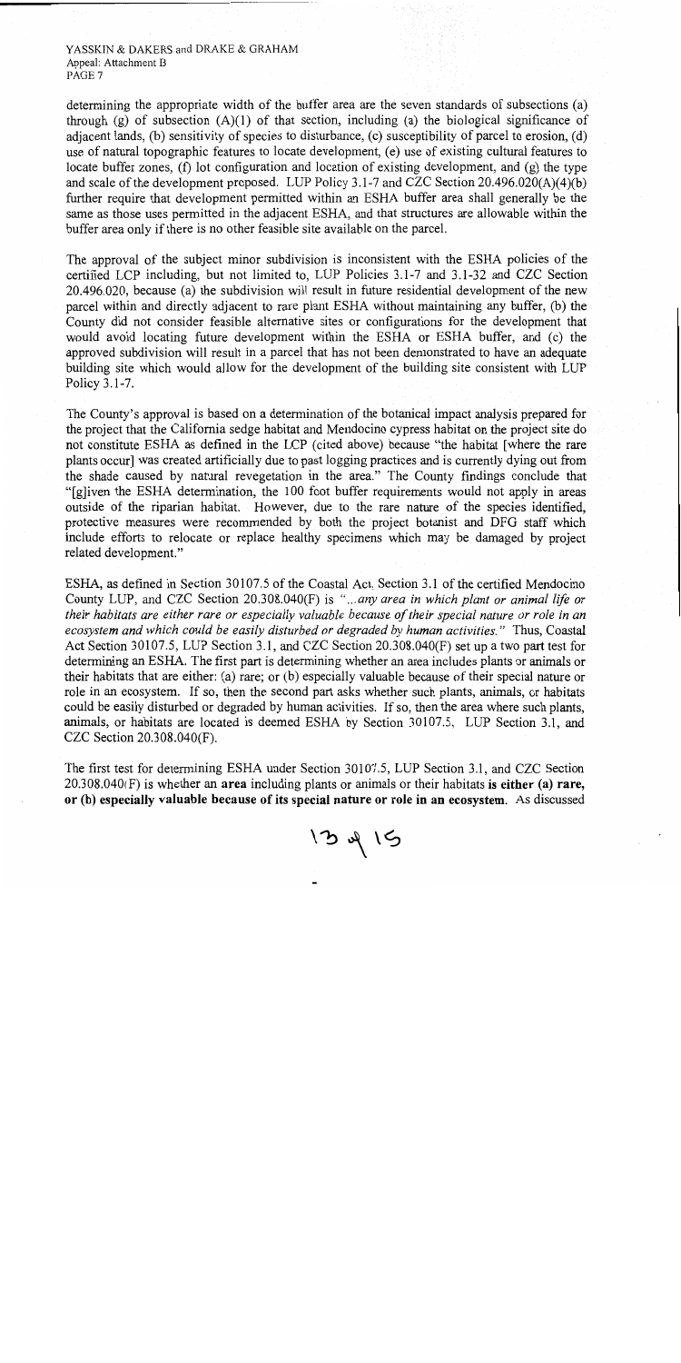determining the appropriate width of the buffer area are the seven standards of subsections (a) through (g) of subsection (A)(1) of that section, including (a) the biological significance of adjacent lands, (b) sensitivity of species to disturbance, (c) susceptibility of parcel to erosion, (d) use of natural topographic features to locate development, (e) use of existing cultural features to locate buffer zones, (f) lot configuration and location of existing development, and (g) the type and scale of the development proposed. LUP Policy 3.1-7 and CZC Section 20.496.020(A)(4)(b) further require that development permitted within an ESHA buffer area shall generally be the same as those uses permitted in the adjacent ESHA, and that structures are allowable within the buffer area only if there is no other feasible site available on the parcel.

The approval of the subject minor subdivision is inconsistent with the ESHA policies of the certified LCP including, but not limited to, LUP Policies 3.1-7 and 3.1-32 and CZC Section 20.496.020, because (a) the subdivision will result in future residential development of the new parcel within and directly adjacent to rare plant ESHA without maintaining any buffer, (b) the County did not consider feasible alternative sites or configurations for the development that would avoid locating future development within the ESHA or ESHA buffer, and (c) the approved subdivision will result in a parcel that has not been demonstrated to have an adequate building site which would allow for the development of the building site consistent with LUP Policy 3.1-7.

The County's approval is based on a determination of the botanical impact analysis prepared for the project that the California sedge habitat and Mendocino cypress habitat on the project site do not constitute ESHA as defined in the LCP (cited above) because "the habitat [where the rare plants occur] was created artificially due to past logging practices and is currently dying out from the shade caused by natural revegetation in the area." The County findings conclude that "[g]iven the ESHA determination, the 100 foot buffer requirements would not apply in areas outside of the riparian habitat. However, due to the rare nature of the species identified, protective measures were recommended by both the project botanist and DFG staff which include efforts to relocate or replace healthy specimens which may be damaged by project related development."

ESHA, as defined in Section 30107.5 of the Coastal Act, Section 3.1 of the certified Mendocino County LUP, and CZC Section 20.308.040(F) is *"...any area in which plant or animal life or their habitats are either rare or especially valuable because of their special nature or role in an ecosystem and which could be easily disturbed or degraded by human activities."* Thus, Coastal Act Section 30107.5, LUP Section 3.1, and CZC Section 20.308.040(F) set up a two part test for determining an ESHA. The first part is determining whether an area includes plants or animals or their habitats that are either: (a) rare; or (b) especially valuable because of their special nature or role in an ecosystem. If so, then the second part asks whether such plants, animals, or habitats could be easily disturbed or degraded by human activities. If so, then the area where such plants, animals, or habitats are located is deemed ESHA by Section 30107.5, LUP Section 3.1, and CZC Section 20.308.040(F).

The first test for determining ESHA under Section 30107.5, LUP Section 3.1, and CZC Section 20.308.040(F) is whether an **area** including plants or animals or their habitats **is either (a) rare, or (b) especially valuable because of its special nature or role in an ecosystem.** As discussed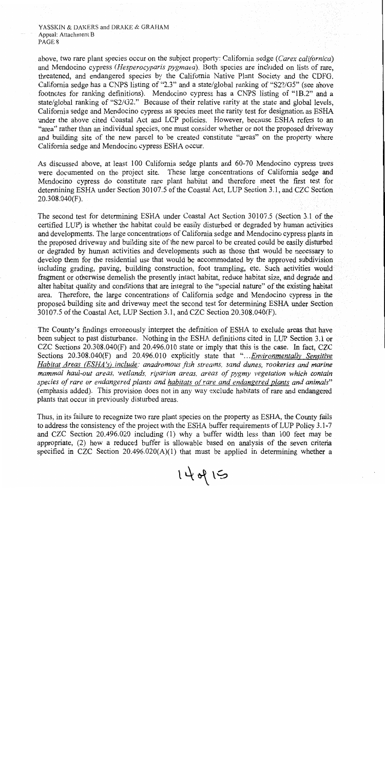above, two rare plant species occur on the subject property: California sedge (*Carex californica*) and Mendocino cypress (*Hesperocyparis pygmaea*). Both species are included on lists of rare, threatened, and endangered species by the California Native Plant Society and the CDFG. California sedge has a CNPS listing of "2.3" and a state/global ranking of "S2?/G5" (see above footnotes for ranking definitions). Mendocino cypress has a CNPS listing of "1B.2" and a state/global ranking of "S2/G2." Because of their relative rarity at the state and global levels, California sedge and Mendocino cypress as species meet the rarity test for designation as ESHA under the above cited Coastal Act and LCP policies. However, because ESHA refers to an "area" rather than an individual species, one must consider whether or not the proposed driveway and building site of the new parcel to be created constitute "areas" on the property where California sedge and Mendocino cypress ESHA occur.

As discussed above, at least 100 California sedge plants and 60-70 Mendocino cypress trees were documented on the project site. These large concentrations of California sedge and Mendocino cypress do constitute rare plant habitat and therefore meet the first test for determining ESHA under Section 30107.5 of the Coastal Act, LUP Section 3.1, and CZC Section 20.308.040(F).

The second test for determining ESHA under Coastal Act Section 30107.5 (Section 3.1 of the certified LUP) is whether the habitat could be easily disturbed or degraded by human activities and developments. The large concentrations of California sedge and Mendocino cypress plants in the proposed driveway and building site of the new parcel to be created could be easily disturbed or degraded by human activities and developments such as those that would be necessary to develop them for the residential use that would be accommodated by the approved subdivision including grading, paving, building construction, foot trampling, etc. Such activities would fragment or otherwise demolish the presently intact habitat, reduce habitat size, and degrade and alter habitat quality and conditions that are integral to the "special nature" of the existing habitat area. Therefore, the large concentrations of California sedge and Mendocino cypress in the proposed building site and driveway meet the second test for determining ESHA under Section 30107.5 of the Coastal Act, LUP Section 3.1, and CZC Section 20.308.040(F).

The County's findings erroneously interpret the definition of ESHA to exclude areas that have been subject to past disturbance. Nothing in the ESHA definitions cited in LUP Section 3.1 or CZC Sections 20.308.040(F) and 20.496.010 state or imply that this is the case. In fact, CZC Sections 20.308.040(F) and 20.496.010 explicitly state that "...*Environmentally Sensitive Habitat Areas (ESHA's) include: anadromous fish streams, sand dunes, rookeries and marine mammal haul-out areas, wetlands, riparian areas, areas of pygmy vegetation which contain species of rare or endangered plants and habitats of rare and endangered plants and animals*" (emphasis added). This provision does not in any way exclude habitats of rare and endangered plants that occur in previously disturbed areas.

Thus, in its failure to recognize two rare plant species on the property as ESHA, the County fails to address the consistency of the project with the ESHA buffer requirements of LUP Policy 3.1-7 and CZC Section 20.496.020 including (1) why a buffer width less than 100 feet may be appropriate, (2) how a reduced buffer is allowable based on analysis of the seven criteria specified in CZC Section 20.496.020(A)(1) that must be applied in determining whether a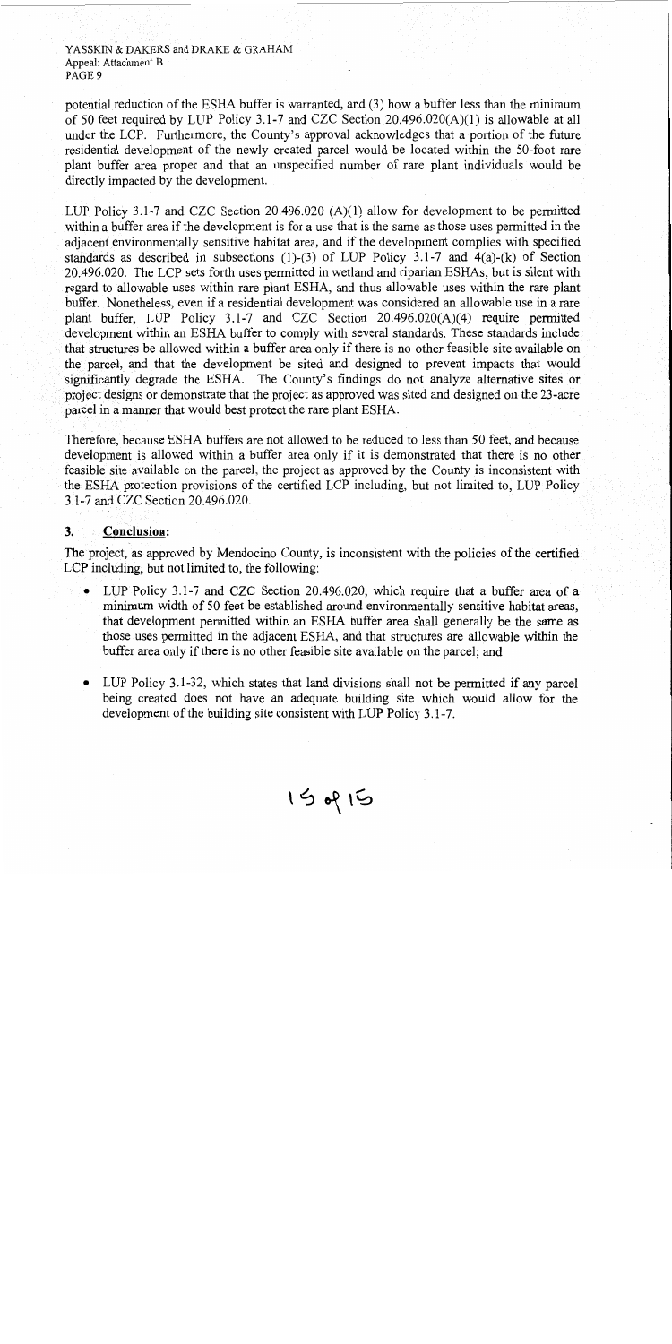potential reduction of the ESHA buffer is warranted, and (3) how a buffer less than the minimum of 50 feet required by LUP Policy 3.1-7 and CZC Section 20.496.020(A)(1) is allowable at all under the LCP. Furthermore, the County's approval acknowledges that a portion of the future residential development of the newly created parcel would be located within the 50-foot rare plant buffer area proper and that an unspecified number of rare plant individuals would be directly impacted by the development.

LUP Policy 3.1-7 and CZC Section 20.496.020 (A)(1) allow for development to be permitted within a buffer area if the development is for a use that is the same as those uses permitted in the adjacent environmentally sensitive habitat area, and if the development complies with specified standards as described in subsections (1)-(3) of LUP Policy 3.1-7 and 4(a)-(k) of Section 20.496.020. The LCP sets forth uses permitted in wetland and riparian ESHAs, but is silent with regard to allowable uses within rare plant ESHA, and thus allowable uses within the rare plant buffer. Nonetheless, even if a residential development was considered an allowable use in a rare plant buffer, LUP Policy 3.1-7 and CZC Section 20.496.020(A)(4) require permitted development within an ESHA buffer to comply with several standards. These standards include that structures be allowed within a buffer area only if there is no other feasible site available on the parcel, and that the development be sited and designed to prevent impacts that would significantly degrade the ESHA. The County's findings do not analyze alternative sites or project designs or demonstrate that the project as approved was sited and designed on the 23-acre parcel in a manner that would best protect the rare plant ESHA.

Therefore, because ESHA buffers are not allowed to be reduced to less than 50 feet, and because development is allowed within a buffer area only if it is demonstrated that there is no other feasible site available on the parcel, the project as approved by the County is inconsistent with the ESHA protection provisions of the certified LCP including, but not limited to, LUP Policy 3.1-7 and CZC Section 20.496.020.

## 3. Conclusion:

The project, as approved by Mendocino County, is inconsistent with the policies of the certified LCP including, but not limited to, the following:

- LUP Policy 3.1-7 and CZC Section 20.496.020, which require that a buffer area of a minimum width of 50 feet be established around environmentally sensitive habitat areas, that development permitted within an ESHA buffer area shall generally be the same as those uses permitted in the adjacent ESHA, and that structures are allowable within the buffer area only if there is no other feasible site available on the parcel; and
- LUP Policy 3.1-32, which states that land divisions shall not be permitted if any parcel being created does not have an adequate building site which would allow for the development of the building site consistent with LUP Policy 3.1-7.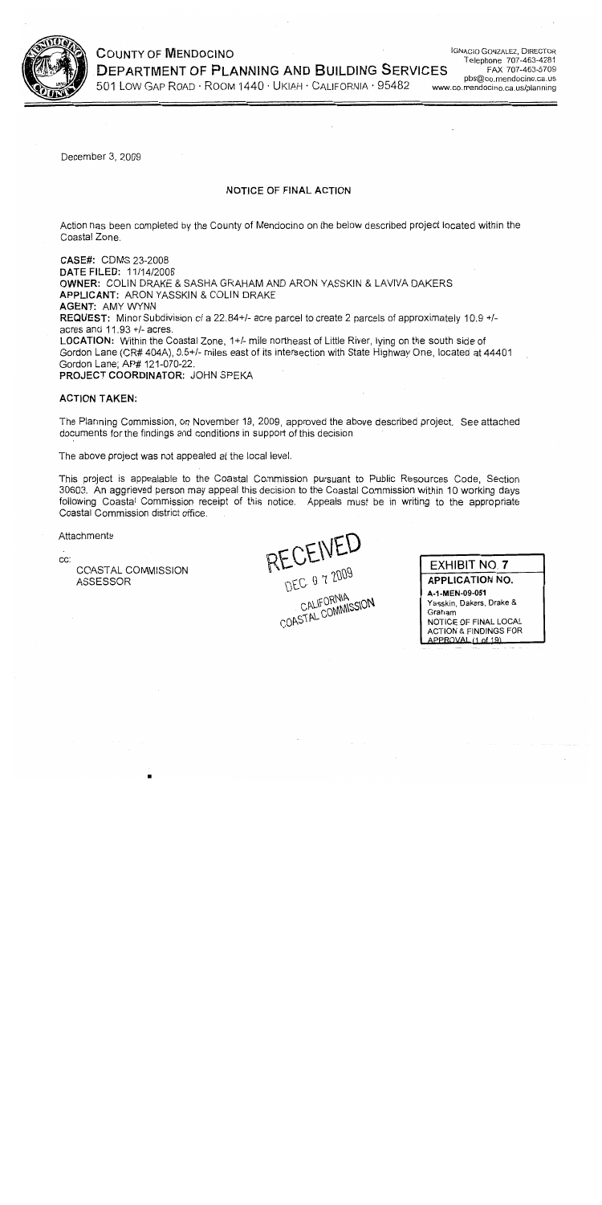**COUNTY OF MENDOCINO**
**DEPARTMENT OF PLANNING AND BUILDING SERVICES**
501 LOW GAP ROAD · ROOM 1440 · UKIAH · CALIFORNIA · 95482

IGNACIO GONZALEZ, DIRECTOR
Telephone 707-463-4281
FAX 707-463-5709
pbs@co.mendocino.ca.us
www.co.mendocino.ca.us/planning

December 3, 2009

## NOTICE OF FINAL ACTION

Action has been completed by the County of Mendocino on the below described project located within the Coastal Zone.

**CASE#:** CDMS 23-2008
**DATE FILED:** 11/14/2008
**OWNER:** COLIN DRAKE & SASHA GRAHAM AND ARON YASSKIN & LAVIVA DAKERS
**APPLICANT:** ARON YASSKIN & COLIN DRAKE
**AGENT:** AMY WYNN
**REQUEST:** Minor Subdivision of a 22.84+/- acre parcel to create 2 parcels of approximately 10.9 +/- acres and 11.93 +/- acres.
**LOCATION:** Within the Coastal Zone, 1+/- mile northeast of Little River, lying on the south side of Gordon Lane (CR# 404A), 0.5+/- miles east of its intersection with State Highway One, located at 44401 Gordon Lane; AP# 121-070-22.
**PROJECT COORDINATOR:** JOHN SPEKA

**ACTION TAKEN:**

The Planning Commission, on November 19, 2009, approved the above described project. See attached documents for the findings and conditions in support of this decision.

The above project was not appealed at the local level.

This project is appealable to the Coastal Commission pursuant to Public Resources Code, Section 30603. An aggrieved person may appeal this decision to the Coastal Commission within 10 working days following Coastal Commission receipt of this notice. Appeals must be in writing to the appropriate Coastal Commission district office.

Attachments

cc:
COASTAL COMMISSION
ASSESSOR

RECEIVED
DEC 07 2009
CALIFORNIA
COASTAL COMMISSION

**EXHIBIT NO. 7**
**APPLICATION NO.**
**A-1-MEN-09-051**
Yasskin, Dakers, Drake & Graham
NOTICE OF FINAL LOCAL ACTION & FINDINGS FOR APPROVAL (1 of 19)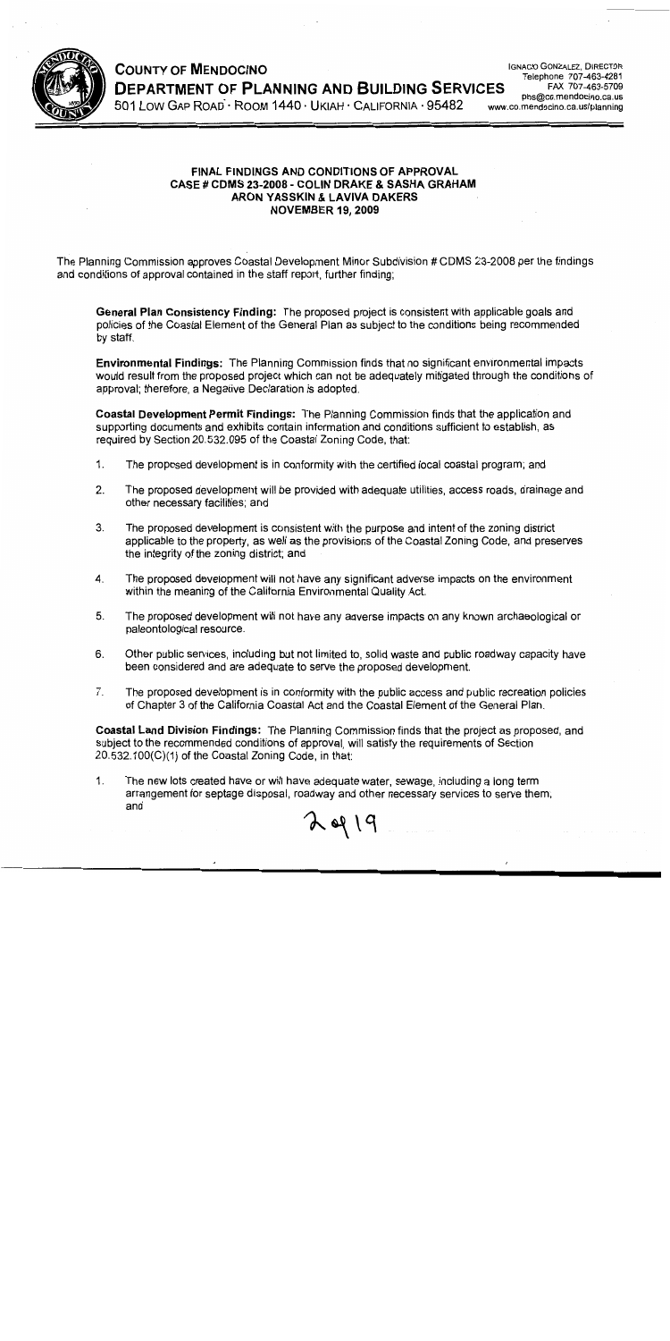**COUNTY OF MENDOCINO**
**DEPARTMENT OF PLANNING AND BUILDING SERVICES**
501 LOW GAP ROAD · ROOM 1440 · UKIAH · CALIFORNIA · 95482

IGNACIO GONZALEZ, DIRECTOR
Telephone 707-463-4281
FAX 707-463-5709
pbs@co.mendocino.ca.us
www.co.mendocino.ca.us/planning

**FINAL FINDINGS AND CONDITIONS OF APPROVAL**
**CASE # CDMS 23-2008 - COLIN DRAKE & SASHA GRAHAM**
**ARON YASSKIN & LAVIVA DAKERS**
**NOVEMBER 19, 2009**

The Planning Commission approves Coastal Development Minor Subdivision # CDMS 23-2008 per the findings and conditions of approval contained in the staff report, further finding;

**General Plan Consistency Finding:** The proposed project is consistent with applicable goals and policies of the Coastal Element of the General Plan as subject to the conditions being recommended by staff.

**Environmental Findings:** The Planning Commission finds that no significant environmental impacts would result from the proposed project which can not be adequately mitigated through the conditions of approval; therefore, a Negative Declaration is adopted.

**Coastal Development Permit Findings:** The Planning Commission finds that the application and supporting documents and exhibits contain information and conditions sufficient to establish, as required by Section 20.532.095 of the Coastal Zoning Code, that:

1. The proposed development is in conformity with the certified local coastal program; and
2. The proposed development will be provided with adequate utilities, access roads, drainage and other necessary facilities; and
3. The proposed development is consistent with the purpose and intent of the zoning district applicable to the property, as well as the provisions of the Coastal Zoning Code, and preserves the integrity of the zoning district; and
4. The proposed development will not have any significant adverse impacts on the environment within the meaning of the California Environmental Quality Act.
5. The proposed development will not have any adverse impacts on any known archaeological or paleontological resource.
6. Other public services, including but not limited to, solid waste and public roadway capacity have been considered and are adequate to serve the proposed development.
7. The proposed development is in conformity with the public access and public recreation policies of Chapter 3 of the California Coastal Act and the Coastal Element of the General Plan.

**Coastal Land Division Findings:** The Planning Commission finds that the project as proposed, and subject to the recommended conditions of approval, will satisfy the requirements of Section 20.532.100(C)(1) of the Coastal Zoning Code, in that:

1. The new lots created have or will have adequate water, sewage, including a long term arrangement for septage disposal, roadway and other necessary services to serve them, and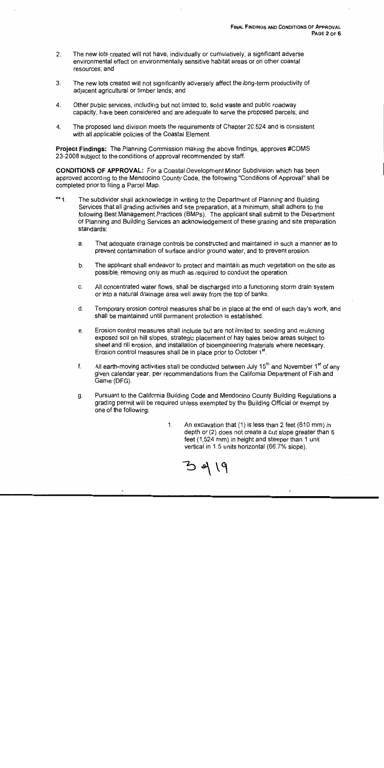2. The new lots created will not have, individually or cumulatively, a significant adverse environmental effect on environmentally sensitive habitat areas or on other coastal resources; and

3. The new lots created will not significantly adversely affect the long-term productivity of adjacent agricultural or timber lands; and

4. Other public services, including but not limited to, solid waste and public roadway capacity, have been considered and are adequate to serve the proposed parcels; and

4. The proposed land division meets the requirements of Chapter 20.524 and is consistent with all applicable policies of the Coastal Element.

**Project Findings:** The Planning Commission making the above findings, approves #CDMS 23-2008 subject to the conditions of approval recommended by staff.

**CONDITIONS OF APPROVAL:** For a Coastal Development Minor Subdivision which has been approved according to the Mendocino County Code, the following "Conditions of Approval" shall be completed prior to filing a Parcel Map.

**1. The subdivider shall acknowledge in writing to the Department of Planning and Building Services that all grading activities and site preparation, at a minimum, shall adhere to the following Best Management Practices (BMPs). The applicant shall submit to the Department of Planning and Building Services an acknowledgement of these grading and site preparation standards:

   a. That adequate drainage controls be constructed and maintained in such a manner as to prevent contamination of surface and/or ground water, and to prevent erosion.

   b. The applicant shall endeavor to protect and maintain as much vegetation on the site as possible, removing only as much as required to conduct the operation.

   c. All concentrated water flows, shall be discharged into a functioning storm drain system or into a natural drainage area well away from the top of banks.

   d. Temporary erosion control measures shall be in place at the end of each day's work, and shall be maintained until permanent protection is established.

   e. Erosion control measures shall include but are not limited to: seeding and mulching exposed soil on hill slopes, strategic placement of hay bales below areas subject to sheet and rill erosion, and installation of bioengineering materials where necessary. Erosion control measures shall be in place prior to October 1st.

   f. All earth-moving activities shall be conducted between July 15th and November 1st of any given calendar year, per recommendations from the California Department of Fish and Game (DFG).

   g. Pursuant to the California Building Code and Mendocino County Building Regulations a grading permit will be required unless exempted by the Building Official or exempt by one of the following:

      1. An excavation that (1) is less than 2 feet (610 mm) in depth or (2) does not create a cut slope greater than 5 feet (1,524 mm) in height and steeper than 1 unit vertical in 1.5 units horizontal (66.7% slope).

3 of 19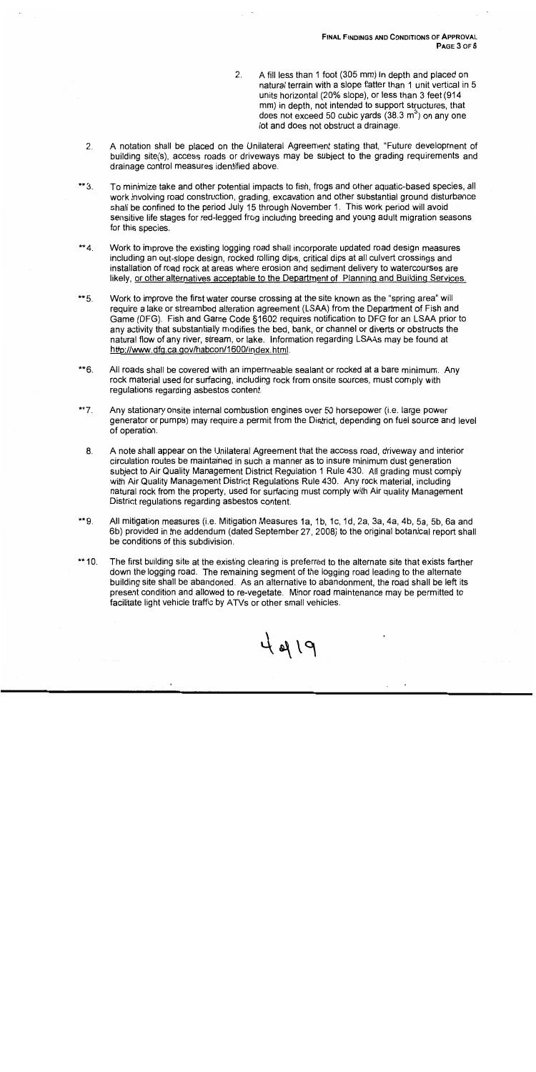2. A fill less than 1 foot (305 mm) in depth and placed on natural terrain with a slope flatter than 1 unit vertical in 5 units horizontal (20% slope), or less than 3 feet (914 mm) in depth, not intended to support structures, that does not exceed 50 cubic yards (38.3 $m^3$) on any one lot and does not obstruct a drainage.

2. A notation shall be placed on the Unilateral Agreement stating that, "Future development of building site(s), access roads or driveways may be subject to the grading requirements and drainage control measures identified above.

**3. To minimize take and other potential impacts to fish, frogs and other aquatic-based species, all work involving road construction, grading, excavation and other substantial ground disturbance shall be confined to the period July 15 through November 1. This work period will avoid sensitive life stages for red-legged frog including breeding and young adult migration seasons for this species.

**4. Work to improve the existing logging road shall incorporate updated road design measures including an out-slope design, rocked rolling dips, critical dips at all culvert crossings and installation of road rock at areas where erosion and sediment delivery to watercourses are likely, <u>or other alternatives acceptable to the Department of Planning and Building Services.</u>

**5. Work to improve the first water course crossing at the site known as the "spring area" will require a lake or streambed alteration agreement (LSAA) from the Department of Fish and Game (DFG). Fish and Game Code §1602 requires notification to DFG for an LSAA prior to any activity that substantially modifies the bed, bank, or channel or diverts or obstructs the natural flow of any river, stream, or lake. Information regarding LSAAs may be found at http://www.dfg.ca.gov/habcon/1600/index.html.

**6. All roads shall be covered with an impermeable sealant or rocked at a bare minimum. Any rock material used for surfacing, including rock from onsite sources, must comply with regulations regarding asbestos content.

**7. Any stationary onsite internal combustion engines over 50 horsepower (i.e. large power generator or pumps) may require a permit from the District, depending on fuel source and level of operation.

8. A note shall appear on the Unilateral Agreement that the access road, driveway and interior circulation routes be maintained in such a manner as to insure minimum dust generation subject to Air Quality Management District Regulation 1 Rule 430. All grading must comply with Air Quality Management District Regulations Rule 430. Any rock material, including natural rock from the property, used for surfacing must comply with Air quality Management District regulations regarding asbestos content.

**9. All mitigation measures (i.e. Mitigation Measures 1a, 1b, 1c, 1d, 2a, 3a, 4a, 4b, 5a, 5b, 6a and 6b) provided in the addendum (dated September 27, 2008) to the original botanical report shall be conditions of this subdivision.

**10. The first building site at the existing clearing is preferred to the alternate site that exists farther down the logging road. The remaining segment of the logging road leading to the alternate building site shall be abandoned. As an alternative to abandonment, the road shall be left its present condition and allowed to re-vegetate. Minor road maintenance may be permitted to facilitate light vehicle traffic by ATVs or other small vehicles.

4 of 19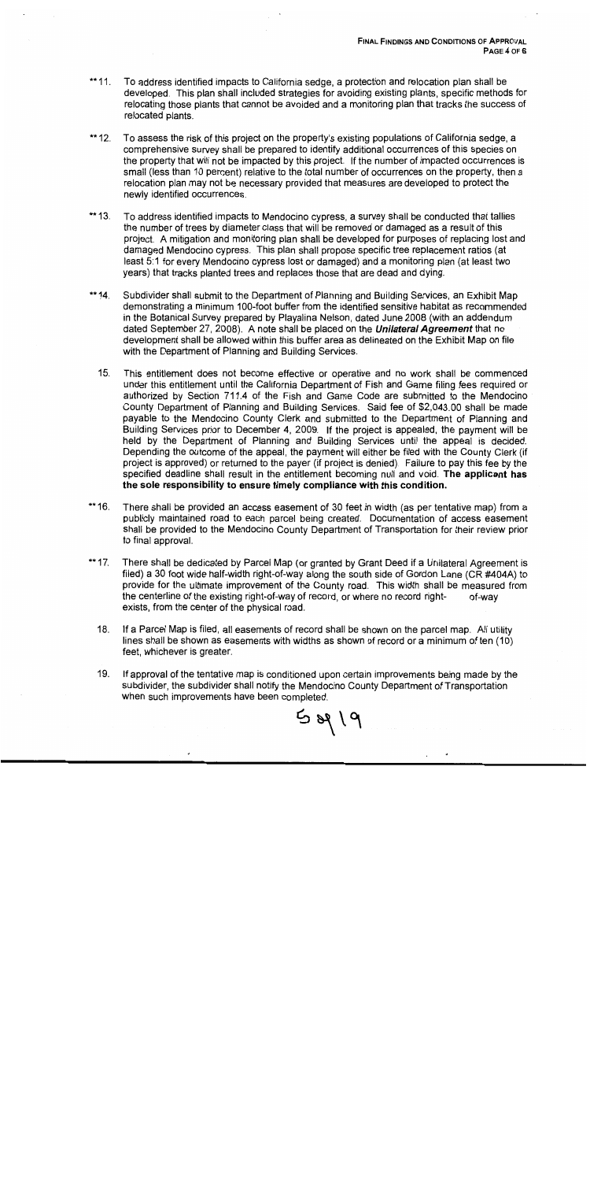**11. To address identified impacts to California sedge, a protection and relocation plan shall be developed. This plan shall included strategies for avoiding existing plants, specific methods for relocating those plants that cannot be avoided and a monitoring plan that tracks the success of relocated plants.

**12. To assess the risk of this project on the property's existing populations of California sedge, a comprehensive survey shall be prepared to identify additional occurrences of this species on the property that will not be impacted by this project. If the number of impacted occurrences is small (less than 10 percent) relative to the total number of occurrences on the property, then a relocation plan may not be necessary provided that measures are developed to protect the newly identified occurrences.

**13. To address identified impacts to Mendocino cypress, a survey shall be conducted that tallies the number of trees by diameter class that will be removed or damaged as a result of this project. A mitigation and monitoring plan shall be developed for purposes of replacing lost and damaged Mendocino cypress. This plan shall propose specific tree replacement ratios (at least 5:1 for every Mendocino cypress lost or damaged) and a monitoring plan (at least two years) that tracks planted trees and replaces those that are dead and dying.

**14. Subdivider shall submit to the Department of Planning and Building Services, an Exhibit Map demonstrating a minimum 100-foot buffer from the identified sensitive habitat as recommended in the Botanical Survey prepared by Playalina Nelson, dated June 2008 (with an addendum dated September 27, 2008). A note shall be placed on the ***Unilateral Agreement*** that no development shall be allowed within this buffer area as delineated on the Exhibit Map on file with the Department of Planning and Building Services.

15. This entitlement does not become effective or operative and no work shall be commenced under this entitlement until the California Department of Fish and Game filing fees required or authorized by Section 711.4 of the Fish and Game Code are submitted to the Mendocino County Department of Planning and Building Services. Said fee of $2,043.00 shall be made payable to the Mendocino County Clerk and submitted to the Department of Planning and Building Services prior to December 4, 2009. If the project is appealed, the payment will be held by the Department of Planning and Building Services until the appeal is decided. Depending the outcome of the appeal, the payment will either be filed with the County Clerk (if project is approved) or returned to the payer (if project is denied). Failure to pay this fee by the specified deadline shall result in the entitlement becoming null and void. **The applicant has the sole responsibility to ensure timely compliance with this condition.**

**16. There shall be provided an access easement of 30 feet in width (as per tentative map) from a publicly maintained road to each parcel being created. Documentation of access easement shall be provided to the Mendocino County Department of Transportation for their review prior to final approval.

**17. There shall be dedicated by Parcel Map (or granted by Grant Deed if a Unilateral Agreement is filed) a 30 foot wide half-width right-of-way along the south side of Gordon Lane (CR #404A) to provide for the ultimate improvement of the County road. This width shall be measured from the centerline of the existing right-of-way of record, or where no record right-of-way exists, from the center of the physical road.

18. If a Parcel Map is filed, all easements of record shall be shown on the parcel map. All utility lines shall be shown as easements with widths as shown of record or a minimum of ten (10) feet, whichever is greater.

19. If approval of the tentative map is conditioned upon certain improvements being made by the subdivider, the subdivider shall notify the Mendocino County Department of Transportation when such improvements have been completed.

5 of 19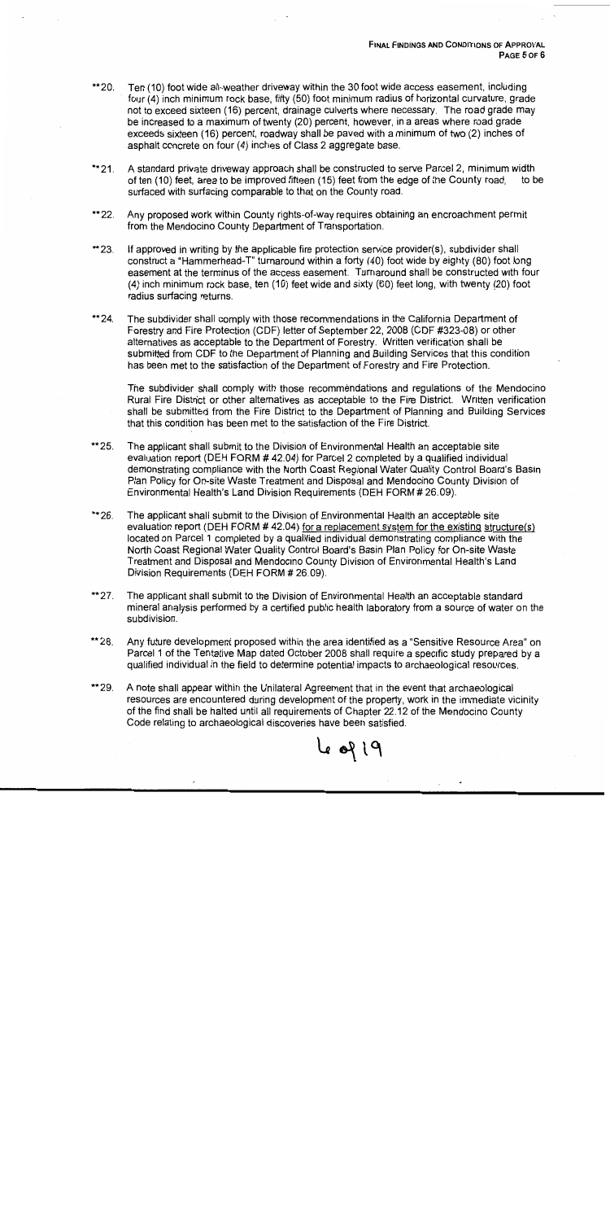**20. Ten (10) foot wide all-weather driveway within the 30 foot wide access easement, including four (4) inch minimum rock base, fifty (50) foot minimum radius of horizontal curvature, grade not to exceed sixteen (16) percent, drainage culverts where necessary. The road grade may be increased to a maximum of twenty (20) percent, however, in a areas where road grade exceeds sixteen (16) percent, roadway shall be paved with a minimum of two (2) inches of asphalt concrete on four (4) inches of Class 2 aggregate base.

**21. A standard private driveway approach shall be constructed to serve Parcel 2, minimum width of ten (10) feet, area to be improved fifteen (15) feet from the edge of the County road, to be surfaced with surfacing comparable to that on the County road.

**22. Any proposed work within County rights-of-way requires obtaining an encroachment permit from the Mendocino County Department of Transportation.

**23. If approved in writing by the applicable fire protection service provider(s), subdivider shall construct a "Hammerhead-T" turnaround within a forty (40) foot wide by eighty (80) foot long easement at the terminus of the access easement. Turnaround shall be constructed with four (4) inch minimum rock base, ten (10) feet wide and sixty (60) feet long, with twenty (20) foot radius surfacing returns.

**24. The subdivider shall comply with those recommendations in the California Department of Forestry and Fire Protection (CDF) letter of September 22, 2008 (CDF #323-08) or other alternatives as acceptable to the Department of Forestry. Written verification shall be submitted from CDF to the Department of Planning and Building Services that this condition has been met to the satisfaction of the Department of Forestry and Fire Protection.

The subdivider shall comply with those recommendations and regulations of the Mendocino Rural Fire District or other alternatives as acceptable to the Fire District. Written verification shall be submitted from the Fire District to the Department of Planning and Building Services that this condition has been met to the satisfaction of the Fire District.

**25. The applicant shall submit to the Division of Environmental Health an acceptable site evaluation report (DEH FORM # 42.04) for Parcel 2 completed by a qualified individual demonstrating compliance with the North Coast Regional Water Quality Control Board's Basin Plan Policy for On-site Waste Treatment and Disposal and Mendocino County Division of Environmental Health's Land Division Requirements (DEH FORM # 26.09).

**26. The applicant shall submit to the Division of Environmental Health an acceptable site evaluation report (DEH FORM # 42.04) <u>for a replacement system for the existing structure(s)</u> located on Parcel 1 completed by a qualified individual demonstrating compliance with the North Coast Regional Water Quality Control Board's Basin Plan Policy for On-site Waste Treatment and Disposal and Mendocino County Division of Environmental Health's Land Division Requirements (DEH FORM # 26.09).

**27. The applicant shall submit to the Division of Environmental Health an acceptable standard mineral analysis performed by a certified public health laboratory from a source of water on the subdivision.

**28. Any future development proposed within the area identified as a "Sensitive Resource Area" on Parcel 1 of the Tentative Map dated October 2008 shall require a specific study prepared by a qualified individual in the field to determine potential impacts to archaeological resources.

**29. A note shall appear within the Unilateral Agreement that in the event that archaeological resources are encountered during development of the property, work in the immediate vicinity of the find shall be halted until all requirements of Chapter 22.12 of the Mendocino County Code relating to archaeological discoveries have been satisfied.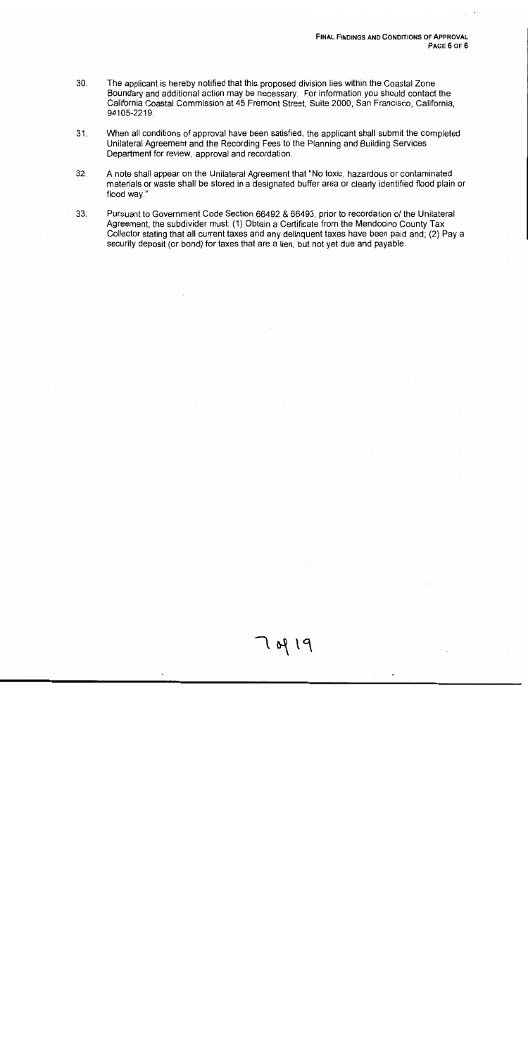30. The applicant is hereby notified that this proposed division lies within the Coastal Zone Boundary and additional action may be necessary. For information you should contact the California Coastal Commission at 45 Fremont Street, Suite 2000, San Francisco, California, 94105-2219.

31. When all conditions of approval have been satisfied, the applicant shall submit the completed Unilateral Agreement and the Recording Fees to the Planning and Building Services Department for review, approval and recordation.

32. A note shall appear on the Unilateral Agreement that "No toxic, hazardous or contaminated materials or waste shall be stored in a designated buffer area or clearly identified flood plain or flood way."

33. Pursuant to Government Code Section 66492 & 66493, prior to recordation of the Unilateral Agreement, the subdivider must: (1) Obtain a Certificate from the Mendocino County Tax Collector stating that all current taxes and any delinquent taxes have been paid and; (2) Pay a security deposit (or bond) for taxes that are a lien, but not yet due and payable.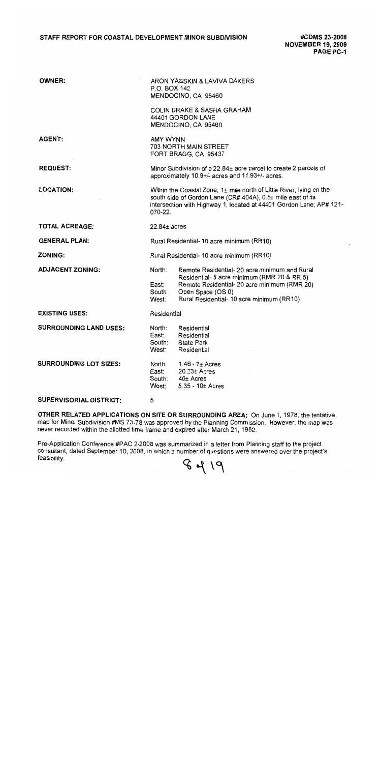**STAFF REPORT FOR COASTAL DEVELOPMENT MINOR SUBDIVISION**

**#CDMS 23-2008**
**NOVEMBER 19, 2009**
**PAGE PC-1**

| | |
|---|---|
| **OWNER:** | ARON YASSKIN & LAVIVA DAKERS<br>P.O. BOX 142<br>MENDOCINO, CA 95460<br><br>COLIN DRAKE & SASHA GRAHAM<br>44401 GORDON LANE<br>MENDOCINO, CA 95460 |
| **AGENT:** | AMY WYNN<br>703 NORTH MAIN STREET<br>FORT BRAGG, CA 95437 |
| **REQUEST:** | Minor Subdivision of a 22.84± acre parcel to create 2 parcels of approximately 10.9+/- acres and 11.93+/- acres. |
| **LOCATION:** | Within the Coastal Zone, 1± mile north of Little River, lying on the south side of Gordon Lane (CR# 404A), 0.5± mile east of its intersection with Highway 1, located at 44401 Gordon Lane; AP# 121-070-22. |
| **TOTAL ACREAGE:** | 22.84± acres |
| **GENERAL PLAN:** | Rural Residential- 10 acre minimum (RR10) |
| **ZONING:** | Rural Residential- 10 acre minimum (RR10) |
| **ADJACENT ZONING:** | North: Remote Residential- 20 acre minimum and Rural Residential- 5 acre minimum (RMR 20 & RR 5)<br>East: Remote Residential- 20 acre minimum (RMR 20)<br>South: Open Space (OS 0)<br>West: Rural Residential- 10 acre minimum (RR10) |
| **EXISTING USES:** | Residential |
| **SURROUNDING LAND USES:** | North: Residential<br>East: Residential<br>South: State Park<br>West: Residential |
| **SURROUNDING LOT SIZES:** | North: 1.46 - 7± Acres<br>East: 20.23± Acres<br>South: 40± Acres<br>West: 5.35 - 10± Acres |
| **SUPERVISORIAL DISTRICT:** | 5 |

**OTHER RELATED APPLICATIONS ON SITE OR SURROUNDING AREA:** On June 1, 1978, the tentative map for Minor Subdivision #MS 73-78 was approved by the Planning Commission. However, the map was never recorded within the allotted time frame and expired after March 21, 1982.

Pre-Application Conference #PAC 2-2008 was summarized in a letter from Planning staff to the project consultant, dated September 10, 2008, in which a number of questions were answered over the project's feasibility.

8 of 19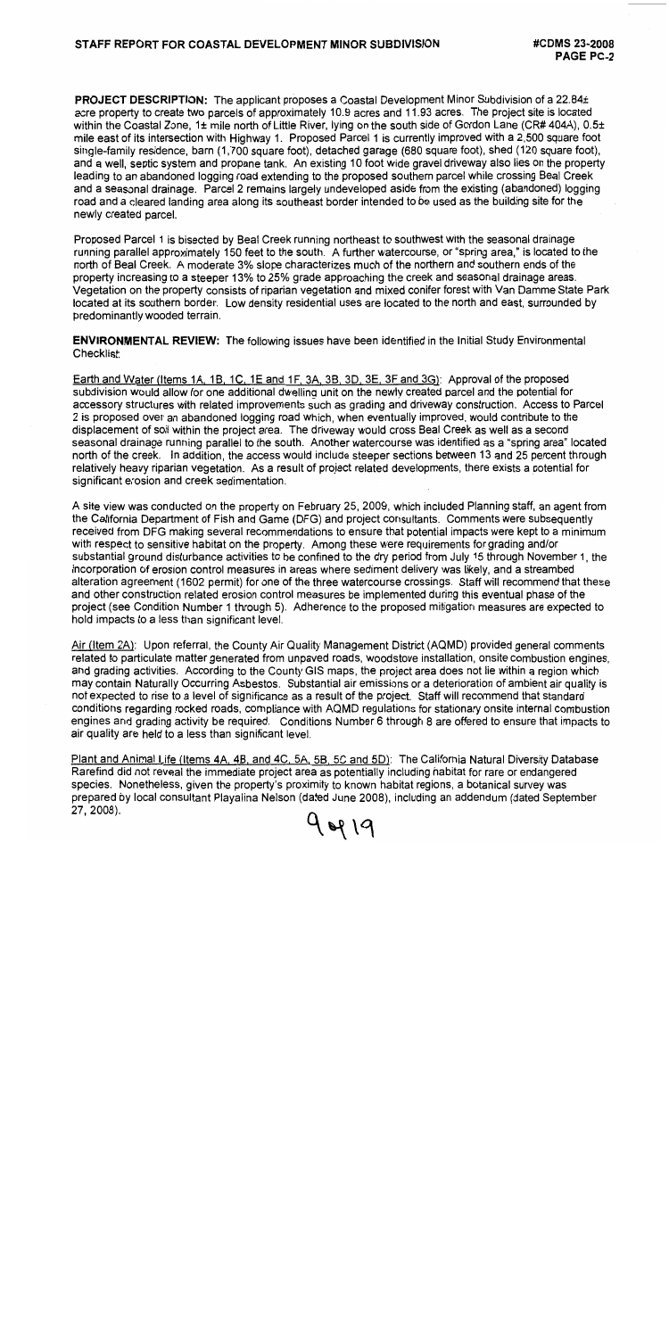**PROJECT DESCRIPTION:** The applicant proposes a Coastal Development Minor Subdivision of a 22.84± acre property to create two parcels of approximately 10.9 acres and 11.93 acres. The project site is located within the Coastal Zone, 1± mile north of Little River, lying on the south side of Gordon Lane (CR# 404A), 0.5± mile east of its intersection with Highway 1. Proposed Parcel 1 is currently improved with a 2,500 square foot single-family residence, barn (1,700 square foot), detached garage (680 square foot), shed (120 square foot), and a well, septic system and propane tank. An existing 10 foot wide gravel driveway also lies on the property leading to an abandoned logging road extending to the proposed southern parcel while crossing Beal Creek and a seasonal drainage. Parcel 2 remains largely undeveloped aside from the existing (abandoned) logging road and a cleared landing area along its southeast border intended to be used as the building site for the newly created parcel.

Proposed Parcel 1 is bisected by Beal Creek running northeast to southwest with the seasonal drainage running parallel approximately 150 feet to the south. A further watercourse, or "spring area," is located to the north of Beal Creek. A moderate 3% slope characterizes much of the northern and southern ends of the property increasing to a steeper 13% to 25% grade approaching the creek and seasonal drainage areas. Vegetation on the property consists of riparian vegetation and mixed conifer forest with Van Damme State Park located at its southern border. Low density residential uses are located to the north and east, surrounded by predominantly wooded terrain.

**ENVIRONMENTAL REVIEW:** The following issues have been identified in the Initial Study Environmental Checklist:

<u>Earth and Water (Items 1A, 1B, 1C, 1E and 1F, 3A, 3B, 3D, 3E, 3F and 3G)</u>: Approval of the proposed subdivision would allow for one additional dwelling unit on the newly created parcel and the potential for accessory structures with related improvements such as grading and driveway construction. Access to Parcel 2 is proposed over an abandoned logging road which, when eventually improved, would contribute to the displacement of soil within the project area. The driveway would cross Beal Creek as well as a second seasonal drainage running parallel to the south. Another watercourse was identified as a "spring area" located north of the creek. In addition, the access would include steeper sections between 13 and 25 percent through relatively heavy riparian vegetation. As a result of project related developments, there exists a potential for significant erosion and creek sedimentation.

A site view was conducted on the property on February 25, 2009, which included Planning staff, an agent from the California Department of Fish and Game (DFG) and project consultants. Comments were subsequently received from DFG making several recommendations to ensure that potential impacts were kept to a minimum with respect to sensitive habitat on the property. Among these were requirements for grading and/or substantial ground disturbance activities to be confined to the dry period from July 15 through November 1, the incorporation of erosion control measures in areas where sediment delivery was likely, and a streambed alteration agreement (1602 permit) for one of the three watercourse crossings. Staff will recommend that these and other construction related erosion control measures be implemented during this eventual phase of the project (see Condition Number 1 through 5). Adherence to the proposed mitigation measures are expected to hold impacts to a less than significant level.

<u>Air (Item 2A)</u>: Upon referral, the County Air Quality Management District (AQMD) provided general comments related to particulate matter generated from unpaved roads, woodstove installation, onsite combustion engines, and grading activities. According to the County GIS maps, the project area does not lie within a region which may contain Naturally Occurring Asbestos. Substantial air emissions or a deterioration of ambient air quality is not expected to rise to a level of significance as a result of the project. Staff will recommend that standard conditions regarding rocked roads, compliance with AQMD regulations for stationary onsite internal combustion engines and grading activity be required. Conditions Number 6 through 8 are offered to ensure that impacts to air quality are held to a less than significant level.

<u>Plant and Animal Life (Items 4A, 4B, and 4C, 5A, 5B, 5C and 5D)</u>: The California Natural Diversity Database Rarefind did not reveal the immediate project area as potentially including habitat for rare or endangered species. Nonetheless, given the property's proximity to known habitat regions, a botanical survey was prepared by local consultant Playalina Nelson (dated June 2008), including an addendum (dated September 27, 2008).

9 of 19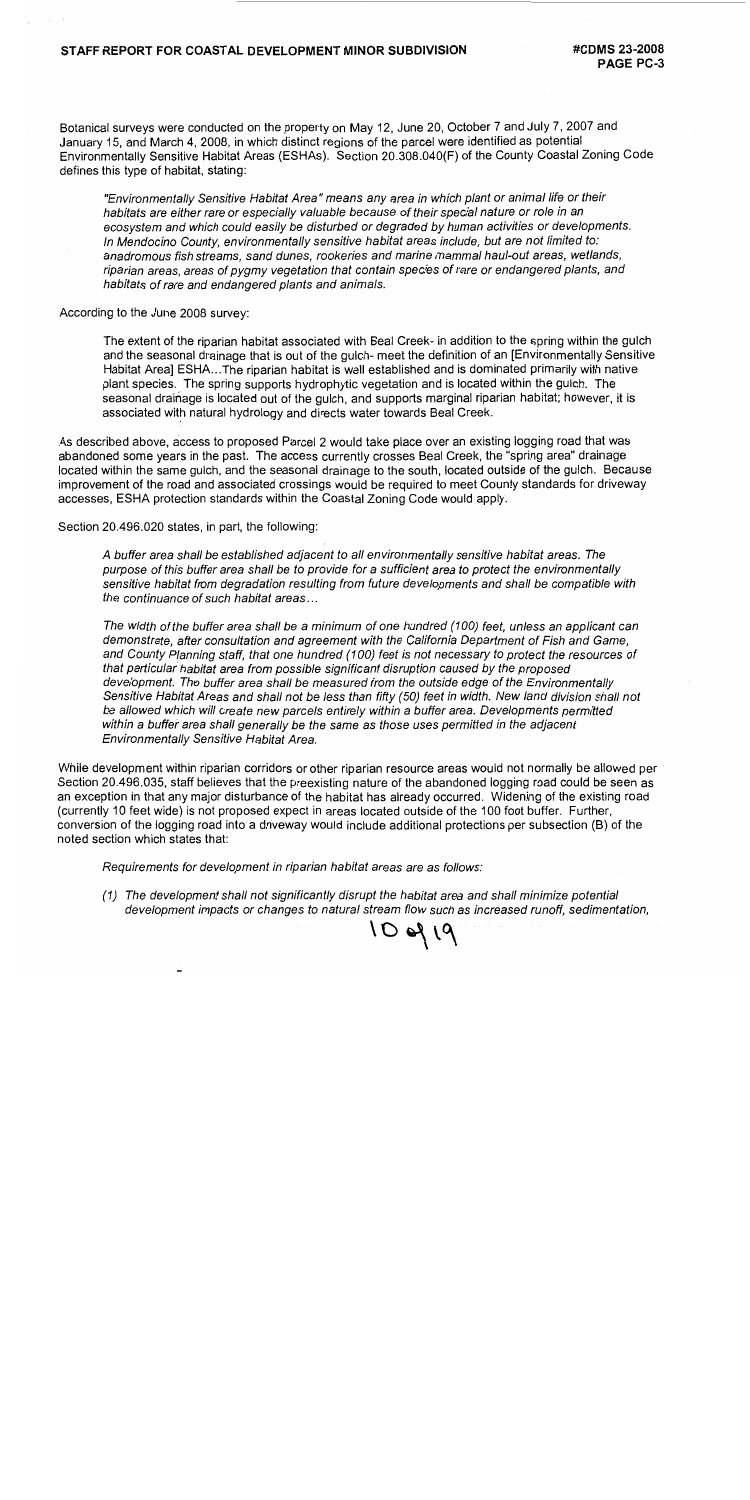Botanical surveys were conducted on the property on May 12, June 20, October 7 and July 7, 2007 and January 15, and March 4, 2008, in which distinct regions of the parcel were identified as potential Environmentally Sensitive Habitat Areas (ESHAs). Section 20.308.040(F) of the County Coastal Zoning Code defines this type of habitat, stating:

> *"Environmentally Sensitive Habitat Area" means any area in which plant or animal life or their habitats are either rare or especially valuable because of their special nature or role in an ecosystem and which could easily be disturbed or degraded by human activities or developments. In Mendocino County, environmentally sensitive habitat areas include, but are not limited to: anadromous fish streams, sand dunes, rookeries and marine mammal haul-out areas, wetlands, riparian areas, areas of pygmy vegetation that contain species of rare or endangered plants, and habitats of rare and endangered plants and animals.*

According to the June 2008 survey:

> The extent of the riparian habitat associated with Beal Creek- in addition to the spring within the gulch and the seasonal drainage that is out of the gulch- meet the definition of an [Environmentally Sensitive Habitat Area] ESHA…The riparian habitat is well established and is dominated primarily with native plant species. The spring supports hydrophytic vegetation and is located within the gulch. The seasonal drainage is located out of the gulch, and supports marginal riparian habitat; however, it is associated with natural hydrology and directs water towards Beal Creek.

As described above, access to proposed Parcel 2 would take place over an existing logging road that was abandoned some years in the past. The access currently crosses Beal Creek, the "spring area" drainage located within the same gulch, and the seasonal drainage to the south, located outside of the gulch. Because improvement of the road and associated crossings would be required to meet County standards for driveway accesses, ESHA protection standards within the Coastal Zoning Code would apply.

Section 20.496.020 states, in part, the following:

> *A buffer area shall be established adjacent to all environmentally sensitive habitat areas. The purpose of this buffer area shall be to provide for a sufficient area to protect the environmentally sensitive habitat from degradation resulting from future developments and shall be compatible with the continuance of such habitat areas…*
>
> *The width of the buffer area shall be a minimum of one hundred (100) feet, unless an applicant can demonstrate, after consultation and agreement with the California Department of Fish and Game, and County Planning staff, that one hundred (100) feet is not necessary to protect the resources of that particular habitat area from possible significant disruption caused by the proposed development. The buffer area shall be measured from the outside edge of the Environmentally Sensitive Habitat Areas and shall not be less than fifty (50) feet in width. New land division shall not be allowed which will create new parcels entirely within a buffer area. Developments permitted within a buffer area shall generally be the same as those uses permitted in the adjacent Environmentally Sensitive Habitat Area.*

While development within riparian corridors or other riparian resource areas would not normally be allowed per Section 20.496.035, staff believes that the preexisting nature of the abandoned logging road could be seen as an exception in that any major disturbance of the habitat has already occurred. Widening of the existing road (currently 10 feet wide) is not proposed expect in areas located outside of the 100 foot buffer. Further, conversion of the logging road into a driveway would include additional protections per subsection (B) of the noted section which states that:

> *Requirements for development in riparian habitat areas are as follows:*
>
> *(1) The development shall not significantly disrupt the habitat area and shall minimize potential development impacts or changes to natural stream flow such as increased runoff, sedimentation,*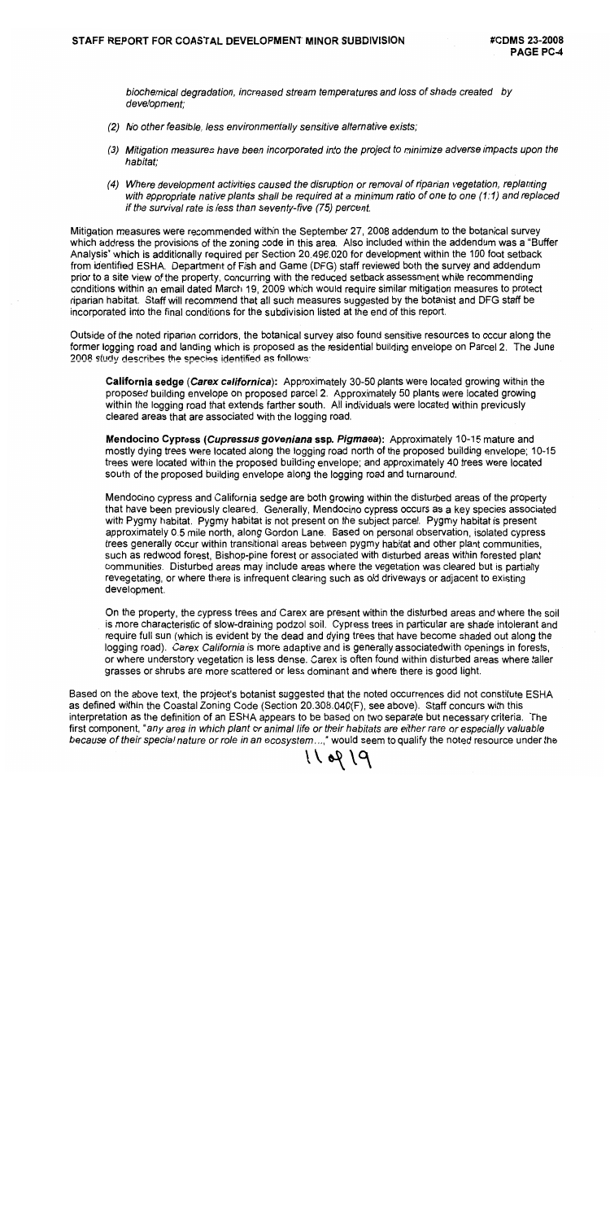biochemical degradation, increased stream temperatures and loss of shade created by development;

(2) No other feasible, less environmentally sensitive alternative exists;

(3) Mitigation measures have been incorporated into the project to minimize adverse impacts upon the habitat;

(4) Where development activities caused the disruption or removal of riparian vegetation, replanting with appropriate native plants shall be required at a minimum ratio of one to one (1:1) and replaced if the survival rate is less than seventy-five (75) percent.

Mitigation measures were recommended within the September 27, 2008 addendum to the botanical survey which address the provisions of the zoning code in this area. Also included within the addendum was a "Buffer Analysis" which is additionally required per Section 20.496.020 for development within the 100 foot setback from identified ESHA. Department of Fish and Game (DFG) staff reviewed both the survey and addendum prior to a site view of the property, concurring with the reduced setback assessment while recommending conditions within an email dated March 19, 2009 which would require similar mitigation measures to protect riparian habitat. Staff will recommend that all such measures suggested by the botanist and DFG staff be incorporated into the final conditions for the subdivision listed at the end of this report.

Outside of the noted riparian corridors, the botanical survey also found sensitive resources to occur along the former logging road and landing which is proposed as the residential building envelope on Parcel 2. The June 2008 study describes the species identified as follows:

> **California sedge (*Carex californica*):** Approximately 30-50 plants were located growing within the proposed building envelope on proposed parcel 2. Approximately 50 plants were located growing within the logging road that extends farther south. All individuals were located within previously cleared areas that are associated with the logging road.
>
> **Mendocino Cypress (*Cupressus goveniana* ssp. *Pigmaea*):** Approximately 10-15 mature and mostly dying trees were located along the logging road north of the proposed building envelope; 10-15 trees were located within the proposed building envelope; and approximately 40 trees were located south of the proposed building envelope along the logging road and turnaround.
>
> Mendocino cypress and California sedge are both growing within the disturbed areas of the property that have been previously cleared. Generally, Mendocino cypress occurs as a key species associated with Pygmy habitat. Pygmy habitat is not present on the subject parcel. Pygmy habitat is present approximately 0.5 mile north, along Gordon Lane. Based on personal observation, isolated cypress trees generally occur within transitional areas between pygmy habitat and other plant communities, such as redwood forest, Bishop-pine forest or associated with disturbed areas within forested plant communities. Disturbed areas may include areas where the vegetation was cleared but is partially revegetating, or where there is infrequent clearing such as old driveways or adjacent to existing development.
>
> On the property, the cypress trees and Carex are present within the disturbed areas and where the soil is more characteristic of slow-draining podzol soil. Cypress trees in particular are shade intolerant and require full sun (which is evident by the dead and dying trees that have become shaded out along the logging road). *Carex California* is more adaptive and is generally associatedwith openings in forests, or where understory vegetation is less dense. Carex is often found within disturbed areas where taller grasses or shrubs are more scattered or less dominant and where there is good light.

Based on the above text, the project's botanist suggested that the noted occurrences did not constitute ESHA as defined within the Coastal Zoning Code (Section 20.308.040(F), see above). Staff concurs with this interpretation as the definition of an ESHA appears to be based on two separate but necessary criteria. The first component, "*any area in which plant or animal life or their habitats are either rare or especially valuable because of their special nature or role in an ecosystem...*," would seem to qualify the noted resource under the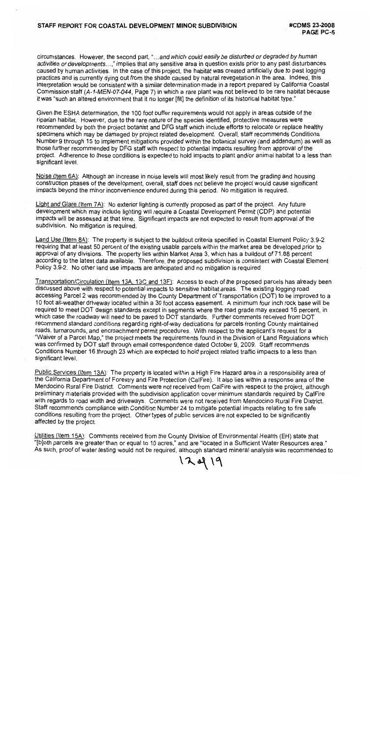circumstances. However, the second part, "*...and which could easily be disturbed or degraded by human activities or developments...*," implies that any sensitive area in question exists prior to any past disturbances caused by human activities. In the case of this project, the habitat was created artificially due to past logging practices and is currently dying out from the shade caused by natural revegetation in the area. Indeed, this interpretation would be consistent with a similar determination made in a report prepared by California Coastal Commission staff (*A-1-MEN-07-044*, Page 7) in which a rare plant was not believed to be rare habitat because it was "such an altered environment that it no longer [fit] the definition of its historical habitat type."

Given the ESHA determination, the 100 foot buffer requirements would not apply in areas outside of the riparian habitat. However, due to the rare nature of the species identified, protective measures were recommended by both the project botanist and DFG staff which include efforts to relocate or replace healthy specimens which may be damaged by project related development. Overall, staff recommends Conditions Number 9 through 15 to implement mitigations provided within the botanical survey (and addendum) as well as those further recommended by DFG staff with respect to potential impacts resulting from approval of the project. Adherence to these conditions is expected to hold impacts to plant and/or animal habitat to a less than significant level.

Noise (Item 6A): Although an increase in noise levels will most likely result from the grading and housing construction phases of the development, overall, staff does not believe the project would cause significant impacts beyond the minor inconvenience endured during this period. No mitigation is required.

Light and Glare (Item 7A): No exterior lighting is currently proposed as part of the project. Any future development which may include lighting will require a Coastal Development Permit (CDP) and potential impacts will be assessed at that time. Significant impacts are not expected to result from approval of the subdivision. No mitigation is required.

Land Use (Item 8A): The property is subject to the buildout criteria specified in Coastal Element Policy 3.9-2 requiring that at least 50 percent of the existing usable parcels within the market area be developed prior to approval of any divisions. The property lies within Market Area 3, which has a buildout of 71.88 percent according to the latest data available. Therefore, the proposed subdivision is consistent with Coastal Element Policy 3.9-2. No other land use impacts are anticipated and no mitigation is required

Transportation/Circulation (Item 13A, 13C and 13F): Access to each of the proposed parcels has already been discussed above with respect to potential impacts to sensitive habitat areas. The existing logging road accessing Parcel 2 was recommended by the County Department of Transportation (DOT) to be improved to a 10 foot all-weather driveway located within a 30 foot access easement. A minimum four inch rock base will be required to meet DOT design standards except in segments where the road grade may exceed 16 percent, in which case the roadway will need to be paved to DOT standards. Further comments received from DOT recommend standard conditions regarding right-of-way dedications for parcels fronting County maintained roads, turnarounds, and encroachment permit procedures. With respect to the applicant's request for a "Waiver of a Parcel Map," the project meets the requirements found in the Division of Land Regulations which was confirmed by DOT staff through email correspondence dated October 9, 2009. Staff recommends Conditions Number 16 through 23 which are expected to hold project related traffic impacts to a less than significant level.

Public Services (Item 13A): The property is located within a High Fire Hazard area in a responsibility area of the California Department of Forestry and Fire Protection (CalFire). It also lies within a response area of the Mendocino Rural Fire District. Comments were not received from CalFire with respect to the project, although preliminary materials provided with the subdivision application cover minimum standards required by CalFire with regards to road width and driveways. Comments were not received from Mendocino Rural Fire District. Staff recommends compliance with Condition Number 24 to mitigate potential impacts relating to fire safe conditions resulting from the project. Other types of public services are not expected to be significantly affected by the project.

Utilities (Item 15A): Comments received from the County Division of Environmental Health (EH) state that "[b]oth parcels are greater than or equal to 10 acres," and are "located in a Sufficient Water Resources area." As such, proof of water testing would not be required, although standard mineral analysis was recommended to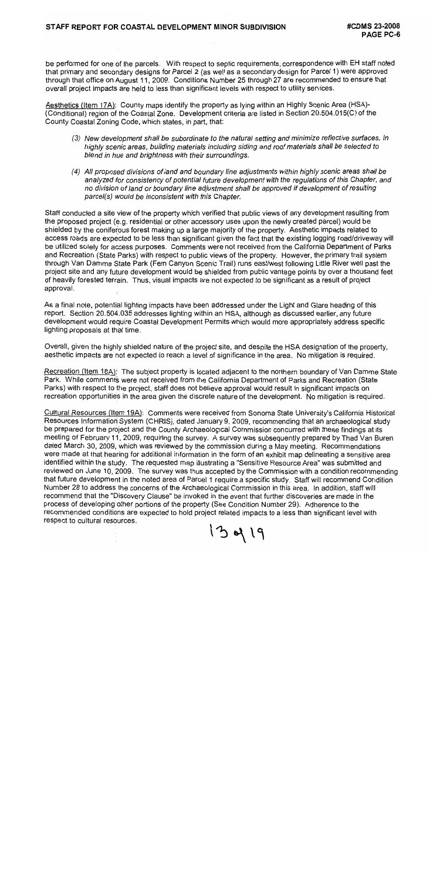be performed for one of the parcels. With respect to septic requirements, correspondence with EH staff noted that primary and secondary designs for Parcel 2 (as well as a secondary design for Parcel 1) were approved through that office on August 11, 2009. Conditions Number 25 through 27 are recommended to ensure that overall project impacts are held to less than significant levels with respect to utility services.

Aesthetics (Item 17A): County maps identify the property as lying within an Highly Scenic Area (HSA)-(Conditional) region of the Coastal Zone. Development criteria are listed in Section 20.504.015(C) of the County Coastal Zoning Code, which states, in part, that:

> (3) *New development shall be subordinate to the natural setting and minimize reflective surfaces. In highly scenic areas, building materials including siding and roof materials shall be selected to blend in hue and brightness with their surroundings.*
>
> (4) *All proposed divisions of land and boundary line adjustments within highly scenic areas shall be analyzed for consistency of potential future development with the regulations of this Chapter, and no division of land or boundary line adjustment shall be approved if development of resulting parcel(s) would be inconsistent with this Chapter.*

Staff conducted a site view of the property which verified that public views of any development resulting from the proposed project (e.g. residential or other accessory uses upon the newly created parcel) would be shielded by the coniferous forest making up a large majority of the property. Aesthetic impacts related to access roads are expected to be less than significant given the fact that the existing logging road/driveway will be utilized solely for access purposes. Comments were not received from the California Department of Parks and Recreation (State Parks) with respect to public views of the property. However, the primary trail system through Van Damme State Park (Fern Canyon Scenic Trail) runs east/west following Little River well past the project site and any future development would be shielded from public vantage points by over a thousand feet of heavily forested terrain. Thus, visual impacts are not expected to be significant as a result of project approval.

As a final note, potential lighting impacts have been addressed under the Light and Glare heading of this report. Section 20.504.035 addresses lighting within an HSA, although as discussed earlier, any future development would require Coastal Development Permits which would more appropriately address specific lighting proposals at that time.

Overall, given the highly shielded nature of the project site, and despite the HSA designation of the property, aesthetic impacts are not expected to reach a level of significance in the area. No mitigation is required.

Recreation (Item 18A): The subject property is located adjacent to the northern boundary of Van Damme State Park. While comments were not received from the California Department of Parks and Recreation (State Parks) with respect to the project, staff does not believe approval would result in significant impacts on recreation opportunities in the area given the discrete nature of the development. No mitigation is required.

Cultural Resources (Item 19A): Comments were received from Sonoma State University's California Historical Resources Information System (CHRIS), dated January 9, 2009, recommending that an archaeological study be prepared for the project and the County Archaeological Commission concurred with these findings at its meeting of February 11, 2009, requiring the survey. A survey was subsequently prepared by Thad Van Buren dated March 30, 2009, which was reviewed by the commission during a May meeting. Recommendations were made at that hearing for additional information in the form of an exhibit map delineating a sensitive area identified within the study. The requested map illustrating a "Sensitive Resource Area" was submitted and reviewed on June 10, 2009. The survey was thus accepted by the Commission with a condition recommending that future development in the noted area of Parcel 1 require a specific study. Staff will recommend Condition Number 28 to address the concerns of the Archaeological Commission in this area. In addition, staff will recommend that the "Discovery Clause" be invoked in the event that further discoveries are made in the process of developing other portions of the property (See Condition Number 29). Adherence to the recommended conditions are expected to hold project related impacts to a less than significant level with respect to cultural resources.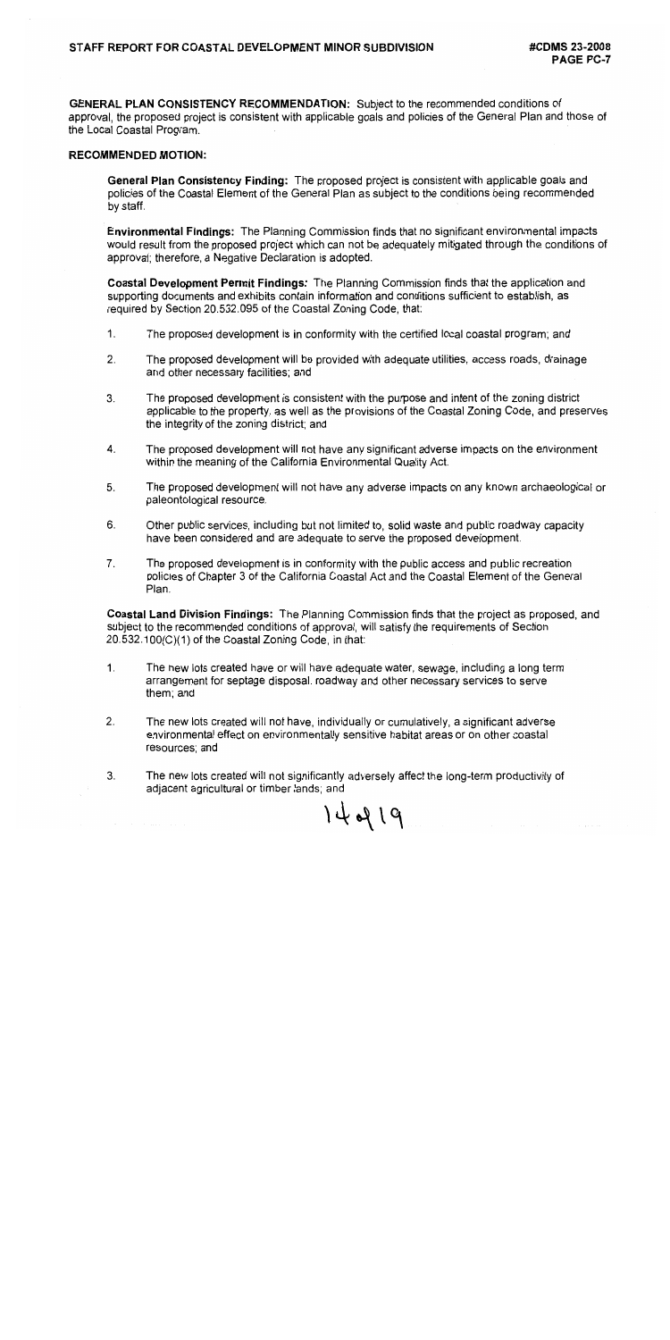**GENERAL PLAN CONSISTENCY RECOMMENDATION:** Subject to the recommended conditions of approval, the proposed project is consistent with applicable goals and policies of the General Plan and those of the Local Coastal Program.

**RECOMMENDED MOTION:**

**General Plan Consistency Finding:** The proposed project is consistent with applicable goals and policies of the Coastal Element of the General Plan as subject to the conditions being recommended by staff.

**Environmental Findings:** The Planning Commission finds that no significant environmental impacts would result from the proposed project which can not be adequately mitigated through the conditions of approval; therefore, a Negative Declaration is adopted.

**Coastal Development Permit Findings:** The Planning Commission finds that the application and supporting documents and exhibits contain information and conditions sufficient to establish, as required by Section 20.532.095 of the Coastal Zoning Code, that:

1. The proposed development is in conformity with the certified local coastal program; and

2. The proposed development will be provided with adequate utilities, access roads, drainage and other necessary facilities; and

3. The proposed development is consistent with the purpose and intent of the zoning district applicable to the property, as well as the provisions of the Coastal Zoning Code, and preserves the integrity of the zoning district; and

4. The proposed development will not have any significant adverse impacts on the environment within the meaning of the California Environmental Quality Act.

5. The proposed development will not have any adverse impacts on any known archaeological or paleontological resource.

6. Other public services, including but not limited to, solid waste and public roadway capacity have been considered and are adequate to serve the proposed development.

7. The proposed development is in conformity with the public access and public recreation policies of Chapter 3 of the California Coastal Act and the Coastal Element of the General Plan.

**Coastal Land Division Findings:** The Planning Commission finds that the project as proposed, and subject to the recommended conditions of approval, will satisfy the requirements of Section 20.532.100(C)(1) of the Coastal Zoning Code, in that:

1. The new lots created have or will have adequate water, sewage, including a long term arrangement for septage disposal, roadway and other necessary services to serve them; and

2. The new lots created will not have, individually or cumulatively, a significant adverse environmental effect on environmentally sensitive habitat areas or on other coastal resources; and

3. The new lots created will not significantly adversely affect the long-term productivity of adjacent agricultural or timber lands; and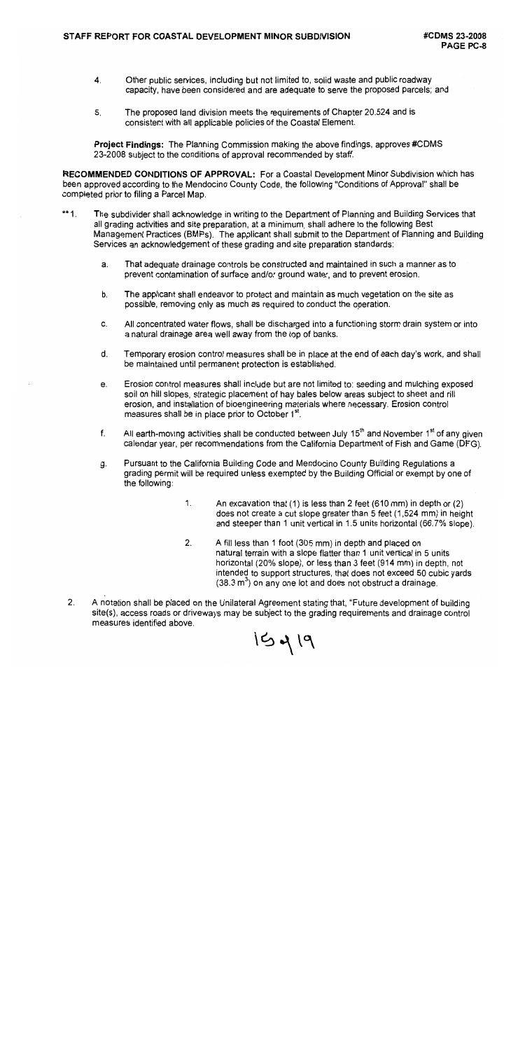4. Other public services, including but not limited to, solid waste and public roadway capacity, have been considered and are adequate to serve the proposed parcels; and

5. The proposed land division meets the requirements of Chapter 20.524 and is consistent with all applicable policies of the Coastal Element.

**Project Findings:** The Planning Commission making the above findings, approves #CDMS 23-2008 subject to the conditions of approval recommended by staff.

**RECOMMENDED CONDITIONS OF APPROVAL:** For a Coastal Development Minor Subdivision which has been approved according to the Mendocino County Code, the following "Conditions of Approval" shall be completed prior to filing a Parcel Map.

**1. The subdivider shall acknowledge in writing to the Department of Planning and Building Services that all grading activities and site preparation, at a minimum, shall adhere to the following Best Management Practices (BMPs). The applicant shall submit to the Department of Planning and Building Services an acknowledgement of these grading and site preparation standards:

   a. That adequate drainage controls be constructed and maintained in such a manner as to prevent contamination of surface and/or ground water, and to prevent erosion.

   b. The applicant shall endeavor to protect and maintain as much vegetation on the site as possible, removing only as much as required to conduct the operation.

   c. All concentrated water flows, shall be discharged into a functioning storm drain system or into a natural drainage area well away from the top of banks.

   d. Temporary erosion control measures shall be in place at the end of each day's work, and shall be maintained until permanent protection is established.

   e. Erosion control measures shall include but are not limited to: seeding and mulching exposed soil on hill slopes, strategic placement of hay bales below areas subject to sheet and rill erosion, and installation of bioengineering materials where necessary. Erosion control measures shall be in place prior to October 1st.

   f. All earth-moving activities shall be conducted between July 15th and November 1st of any given calendar year, per recommendations from the California Department of Fish and Game (DFG).

   g. Pursuant to the California Building Code and Mendocino County Building Regulations a grading permit will be required unless exempted by the Building Official or exempt by one of the following:

      1. An excavation that (1) is less than 2 feet (610 mm) in depth or (2) does not create a cut slope greater than 5 feet (1,524 mm) in height and steeper than 1 unit vertical in 1.5 units horizontal (66.7% slope).

      2. A fill less than 1 foot (305 mm) in depth and placed on natural terrain with a slope flatter than 1 unit vertical in 5 units horizontal (20% slope), or less than 3 feet (914 mm) in depth, not intended to support structures, that does not exceed 50 cubic yards ($38.3\ m^3$) on any one lot and does not obstruct a drainage.

2. A notation shall be placed on the Unilateral Agreement stating that, "Future development of building site(s), access roads or driveways may be subject to the grading requirements and drainage control measures identified above.

15919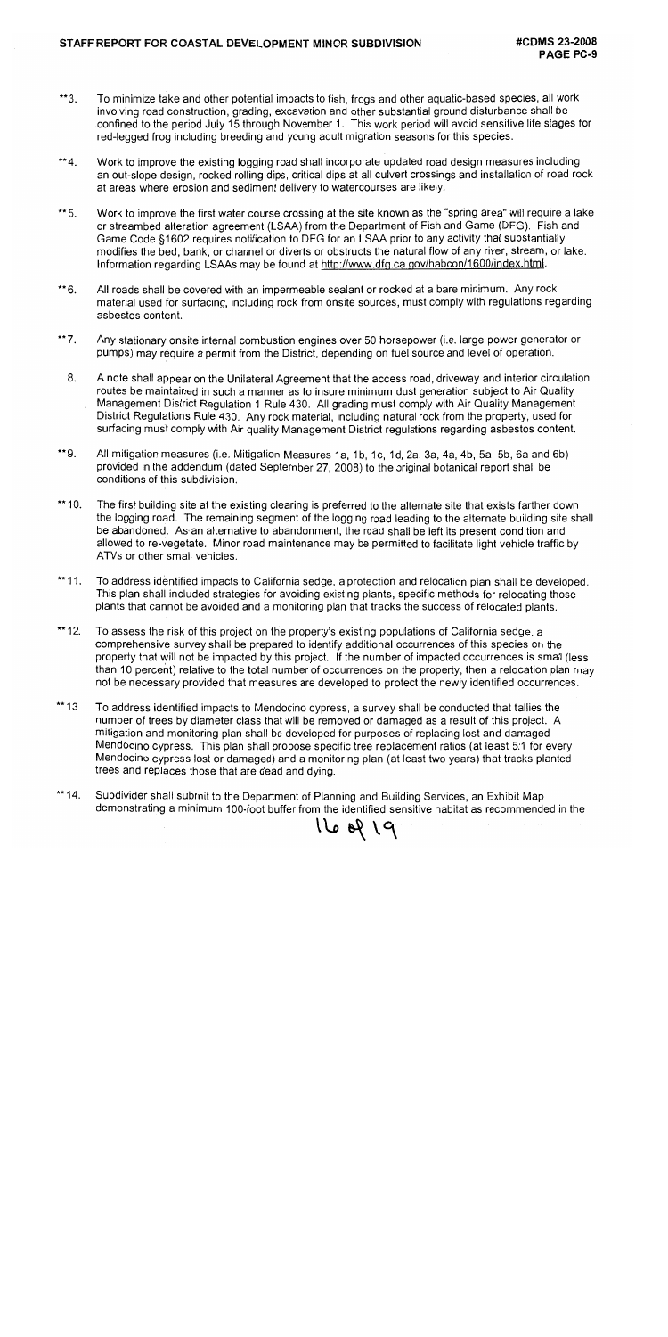**3. To minimize take and other potential impacts to fish, frogs and other aquatic-based species, all work involving road construction, grading, excavation and other substantial ground disturbance shall be confined to the period July 15 through November 1. This work period will avoid sensitive life stages for red-legged frog including breeding and young adult migration seasons for this species.

**4. Work to improve the existing logging road shall incorporate updated road design measures including an out-slope design, rocked rolling dips, critical dips at all culvert crossings and installation of road rock at areas where erosion and sediment delivery to watercourses are likely.

**5. Work to improve the first water course crossing at the site known as the "spring area" will require a lake or streambed alteration agreement (LSAA) from the Department of Fish and Game (DFG). Fish and Game Code §1602 requires notification to DFG for an LSAA prior to any activity that substantially modifies the bed, bank, or channel or diverts or obstructs the natural flow of any river, stream, or lake. Information regarding LSAAs may be found at http://www.dfg.ca.gov/habcon/1600/index.html.

**6. All roads shall be covered with an impermeable sealant or rocked at a bare minimum. Any rock material used for surfacing, including rock from onsite sources, must comply with regulations regarding asbestos content.

**7. Any stationary onsite internal combustion engines over 50 horsepower (i.e. large power generator or pumps) may require a permit from the District, depending on fuel source and level of operation.

8. A note shall appear on the Unilateral Agreement that the access road, driveway and interior circulation routes be maintained in such a manner as to insure minimum dust generation subject to Air Quality Management District Regulation 1 Rule 430. All grading must comply with Air Quality Management District Regulations Rule 430. Any rock material, including natural rock from the property, used for surfacing must comply with Air quality Management District regulations regarding asbestos content.

**9. All mitigation measures (i.e. Mitigation Measures 1a, 1b, 1c, 1d, 2a, 3a, 4a, 4b, 5a, 5b, 6a and 6b) provided in the addendum (dated September 27, 2008) to the original botanical report shall be conditions of this subdivision.

**10. The first building site at the existing clearing is preferred to the alternate site that exists farther down the logging road. The remaining segment of the logging road leading to the alternate building site shall be abandoned. As an alternative to abandonment, the road shall be left its present condition and allowed to re-vegetate. Minor road maintenance may be permitted to facilitate light vehicle traffic by ATVs or other small vehicles.

**11. To address identified impacts to California sedge, a protection and relocation plan shall be developed. This plan shall included strategies for avoiding existing plants, specific methods for relocating those plants that cannot be avoided and a monitoring plan that tracks the success of relocated plants.

**12. To assess the risk of this project on the property's existing populations of California sedge, a comprehensive survey shall be prepared to identify additional occurrences of this species on the property that will not be impacted by this project. If the number of impacted occurrences is small (less than 10 percent) relative to the total number of occurrences on the property, then a relocation plan may not be necessary provided that measures are developed to protect the newly identified occurrences.

**13. To address identified impacts to Mendocino cypress, a survey shall be conducted that tallies the number of trees by diameter class that will be removed or damaged as a result of this project. A mitigation and monitoring plan shall be developed for purposes of replacing lost and damaged Mendocino cypress. This plan shall propose specific tree replacement ratios (at least 5:1 for every Mendocino cypress lost or damaged) and a monitoring plan (at least two years) that tracks planted trees and replaces those that are dead and dying.

**14. Subdivider shall submit to the Department of Planning and Building Services, an Exhibit Map demonstrating a minimum 100-foot buffer from the identified sensitive habitat as recommended in the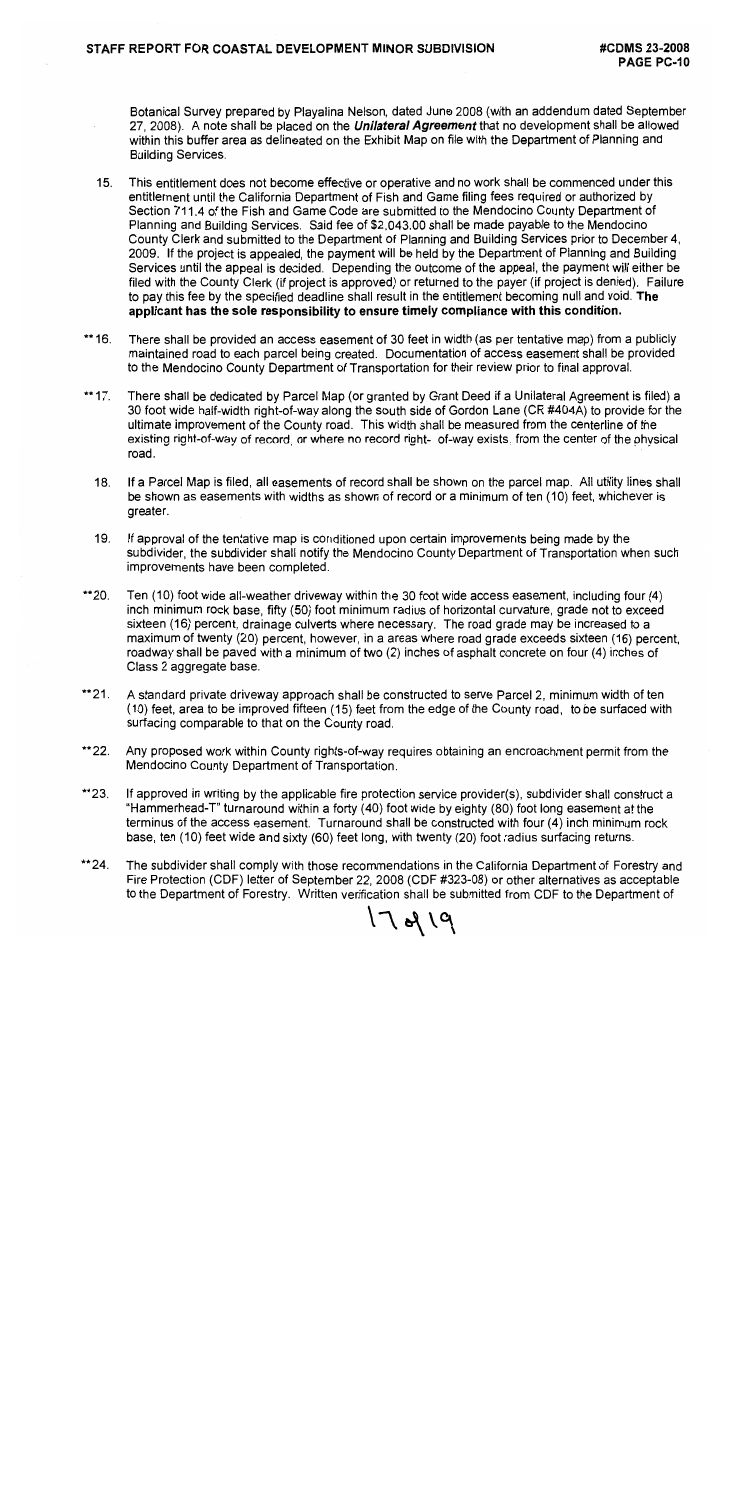Botanical Survey prepared by Playalina Nelson, dated June 2008 (with an addendum dated September 27, 2008). A note shall be placed on the ***Unilateral Agreement*** that no development shall be allowed within this buffer area as delineated on the Exhibit Map on file with the Department of Planning and Building Services.

15. This entitlement does not become effective or operative and no work shall be commenced under this entitlement until the California Department of Fish and Game filing fees required or authorized by Section 711.4 of the Fish and Game Code are submitted to the Mendocino County Department of Planning and Building Services. Said fee of $2,043.00 shall be made payable to the Mendocino County Clerk and submitted to the Department of Planning and Building Services prior to December 4, 2009. If the project is appealed, the payment will be held by the Department of Planning and Building Services until the appeal is decided. Depending the outcome of the appeal, the payment will either be filed with the County Clerk (if project is approved) or returned to the payer (if project is denied). Failure to pay this fee by the specified deadline shall result in the entitlement becoming null and void. **The applicant has the sole responsibility to ensure timely compliance with this condition.**

**16. There shall be provided an access easement of 30 feet in width (as per tentative map) from a publicly maintained road to each parcel being created. Documentation of access easement shall be provided to the Mendocino County Department of Transportation for their review prior to final approval.

**17. There shall be dedicated by Parcel Map (or granted by Grant Deed if a Unilateral Agreement is filed) a 30 foot wide half-width right-of-way along the south side of Gordon Lane (CR #404A) to provide for the ultimate improvement of the County road. This width shall be measured from the centerline of the existing right-of-way of record, or where no record right- of-way exists, from the center of the physical road.

18. If a Parcel Map is filed, all easements of record shall be shown on the parcel map. All utility lines shall be shown as easements with widths as shown of record or a minimum of ten (10) feet, whichever is greater.

19. If approval of the tentative map is conditioned upon certain improvements being made by the subdivider, the subdivider shall notify the Mendocino County Department of Transportation when such improvements have been completed.

**20. Ten (10) foot wide all-weather driveway within the 30 foot wide access easement, including four (4) inch minimum rock base, fifty (50) foot minimum radius of horizontal curvature, grade not to exceed sixteen (16) percent, drainage culverts where necessary. The road grade may be increased to a maximum of twenty (20) percent, however, in a areas where road grade exceeds sixteen (16) percent, roadway shall be paved with a minimum of two (2) inches of asphalt concrete on four (4) inches of Class 2 aggregate base.

**21. A standard private driveway approach shall be constructed to serve Parcel 2, minimum width of ten (10) feet, area to be improved fifteen (15) feet from the edge of the County road, to be surfaced with surfacing comparable to that on the County road.

**22. Any proposed work within County rights-of-way requires obtaining an encroachment permit from the Mendocino County Department of Transportation.

**23. If approved in writing by the applicable fire protection service provider(s), subdivider shall construct a "Hammerhead-T" turnaround within a forty (40) foot wide by eighty (80) foot long easement at the terminus of the access easement. Turnaround shall be constructed with four (4) inch minimum rock base, ten (10) feet wide and sixty (60) feet long, with twenty (20) foot radius surfacing returns.

**24. The subdivider shall comply with those recommendations in the California Department of Forestry and Fire Protection (CDF) letter of September 22, 2008 (CDF #323-08) or other alternatives as acceptable to the Department of Forestry. Written verification shall be submitted from CDF to the Department of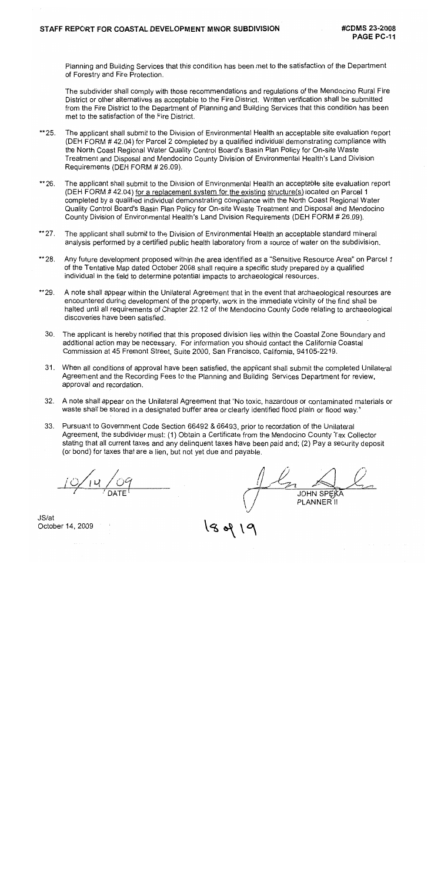Planning and Building Services that this condition has been met to the satisfaction of the Department of Forestry and Fire Protection.

The subdivider shall comply with those recommendations and regulations of the Mendocino Rural Fire District or other alternatives as acceptable to the Fire District. Written verification shall be submitted from the Fire District to the Department of Planning and Building Services that this condition has been met to the satisfaction of the Fire District.

**25. The applicant shall submit to the Division of Environmental Health an acceptable site evaluation report (DEH FORM # 42.04) for Parcel 2 completed by a qualified individual demonstrating compliance with the North Coast Regional Water Quality Control Board's Basin Plan Policy for On-site Waste Treatment and Disposal and Mendocino County Division of Environmental Health's Land Division Requirements (DEH FORM # 26.09).

**26. The applicant shall submit to the Division of Environmental Health an acceptable site evaluation report (DEH FORM # 42.04) <u>for a replacement system for the existing structure(s)</u> located on Parcel 1 completed by a qualified individual demonstrating compliance with the North Coast Regional Water Quality Control Board's Basin Plan Policy for On-site Waste Treatment and Disposal and Mendocino County Division of Environmental Health's Land Division Requirements (DEH FORM # 26.09).

**27. The applicant shall submit to the Division of Environmental Health an acceptable standard mineral analysis performed by a certified public health laboratory from a source of water on the subdivision.

**28. Any future development proposed within the area identified as a "Sensitive Resource Area" on Parcel 1 of the Tentative Map dated October 2008 shall require a specific study prepared by a qualified individual in the field to determine potential impacts to archaeological resources.

**29. A note shall appear within the Unilateral Agreement that in the event that archaeological resources are encountered during development of the property, work in the immediate vicinity of the find shall be halted until all requirements of Chapter 22.12 of the Mendocino County Code relating to archaeological discoveries have been satisfied.

30. The applicant is hereby notified that this proposed division lies within the Coastal Zone Boundary and additional action may be necessary. For information you should contact the California Coastal Commission at 45 Fremont Street, Suite 2000, San Francisco, California, 94105-2219.

31. When all conditions of approval have been satisfied, the applicant shall submit the completed Unilateral Agreement and the Recording Fees to the Planning and Building Services Department for review, approval and recordation.

32. A note shall appear on the Unilateral Agreement that "No toxic, hazardous or contaminated materials or waste shall be stored in a designated buffer area or clearly identified flood plain or flood way."

33. Pursuant to Government Code Section 66492 & 66493, prior to recordation of the Unilateral Agreement, the subdivider must: (1) Obtain a Certificate from the Mendocino County Tax Collector stating that all current taxes and any delinquent taxes have been paid and; (2) Pay a security deposit (or bond) for taxes that are a lien, but not yet due and payable.

10/14/09
DATE

JOHN SPEKA
PLANNER II

JS/at
October 14, 2009

18 of 19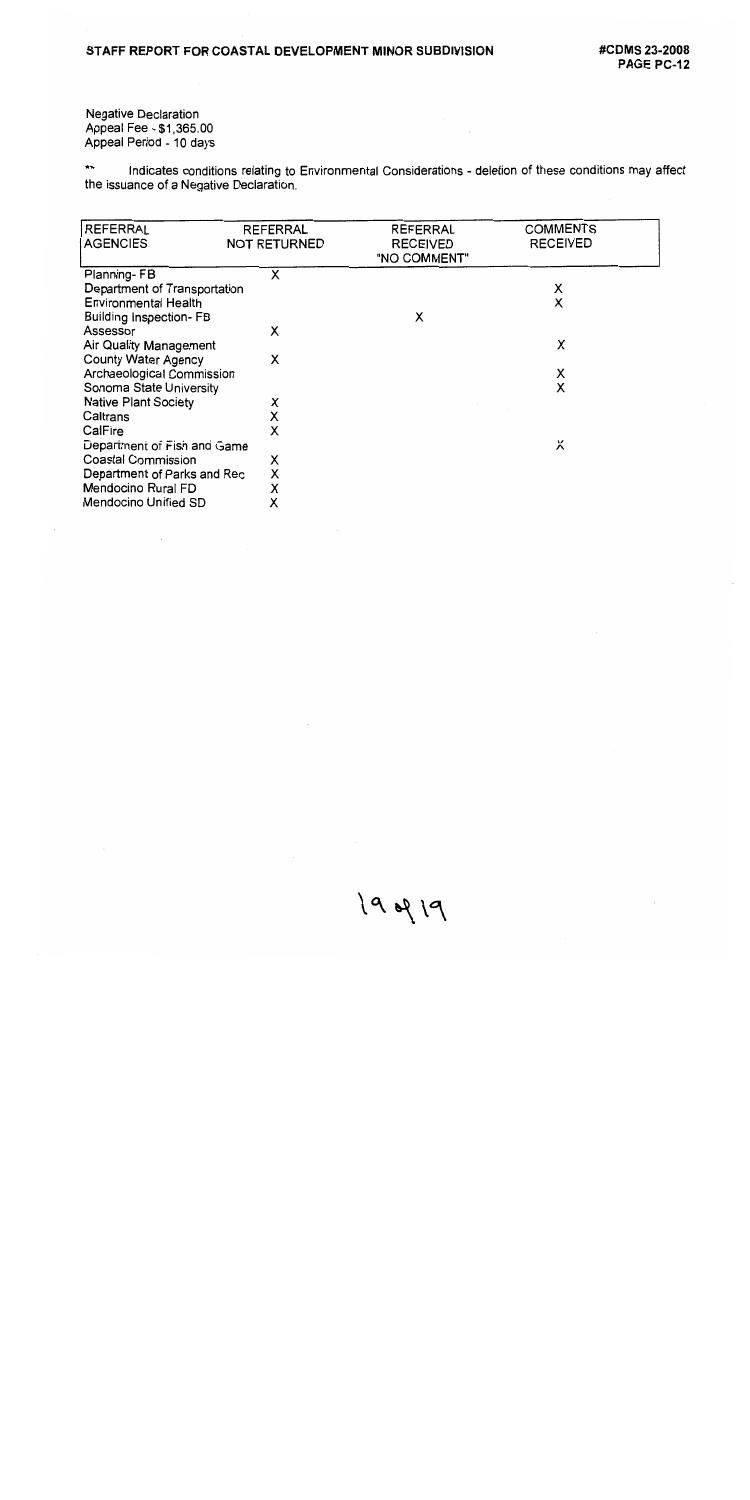Negative Declaration
Appeal Fee - $1,365.00
Appeal Period - 10 days

** Indicates conditions relating to Environmental Considerations - deletion of these conditions may affect the issuance of a Negative Declaration.

| REFERRAL AGENCIES | REFERRAL NOT RETURNED | REFERRAL RECEIVED "NO COMMENT" | COMMENTS RECEIVED |
|---|---|---|---|
| Planning- FB | X | | |
| Department of Transportation | | | X |
| Environmental Health | | | X |
| Building Inspection- FB | | X | |
| Assessor | X | | |
| Air Quality Management | | | X |
| County Water Agency | X | | |
| Archaeological Commission | | | X |
| Sonoma State University | | | X |
| Native Plant Society | X | | |
| Caltrans | X | | |
| CalFire | X | | |
| Department of Fish and Game | | | X |
| Coastal Commission | X | | |
| Department of Parks and Rec | X | | |
| Mendocino Rural FD | X | | |
| Mendocino Unified SD | X | | |